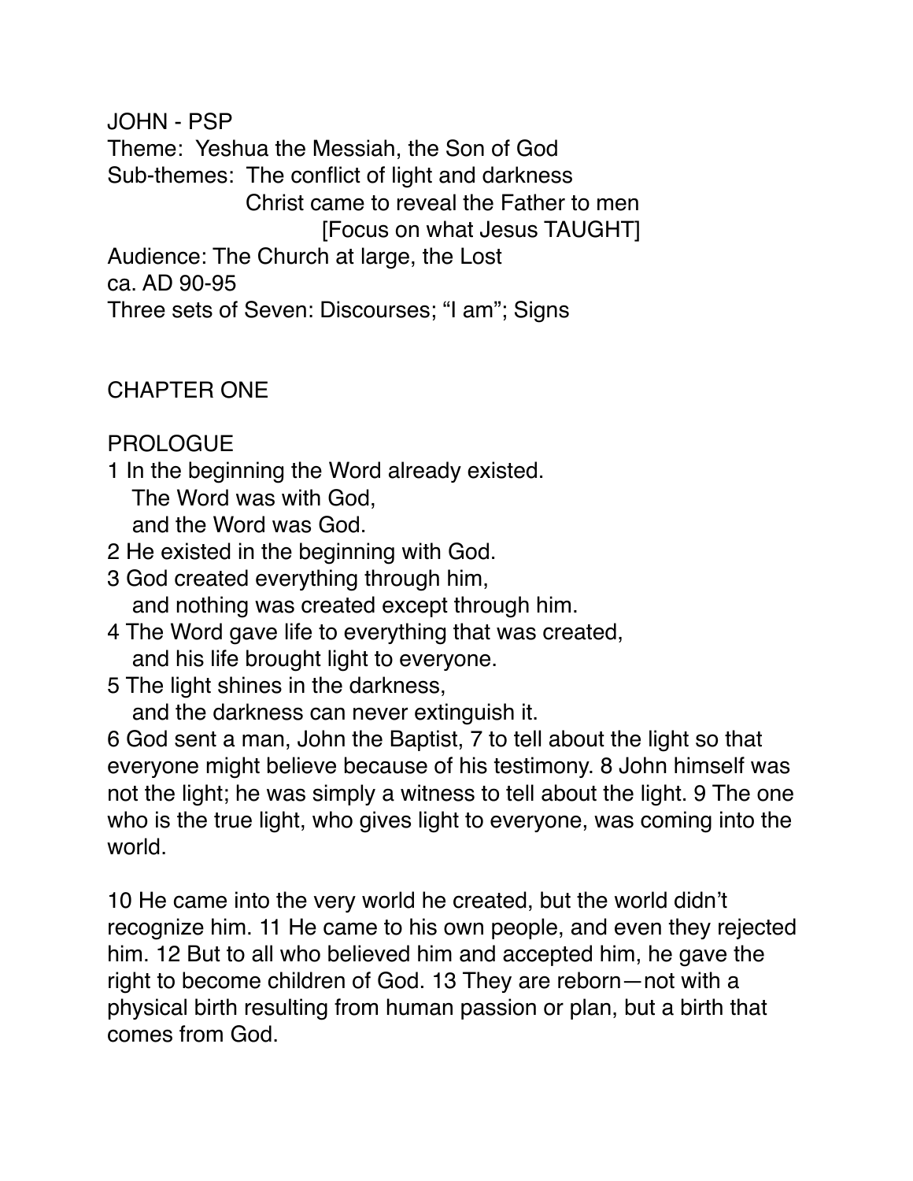JOHN - PSP

Theme: Yeshua the Messiah, the Son of God

Sub-themes: The conflict of light and darkness

Christ came to reveal the Father to men

[Focus on what Jesus TAUGHT]

Audience: The Church at large, the Lost

ca. AD 90-95

Three sets of Seven: Discourses; "I am"; Signs

## CHAPTER ONE

### PROLOGUE

1 In the beginning the Word already existed.
The Word was with God,
and the Word was God.

2 He existed in the beginning with God.

3 God created everything through him,
and nothing was created except through him.

4 The Word gave life to everything that was created,
and his life brought light to everyone.

5 The light shines in the darkness,
and the darkness can never extinguish it.

6 God sent a man, John the Baptist, 7 to tell about the light so that everyone might believe because of his testimony. 8 John himself was not the light; he was simply a witness to tell about the light. 9 The one who is the true light, who gives light to everyone, was coming into the world.

10 He came into the very world he created, but the world didn't recognize him. 11 He came to his own people, and even they rejected him. 12 But to all who believed him and accepted him, he gave the right to become children of God. 13 They are reborn—not with a physical birth resulting from human passion or plan, but a birth that comes from God.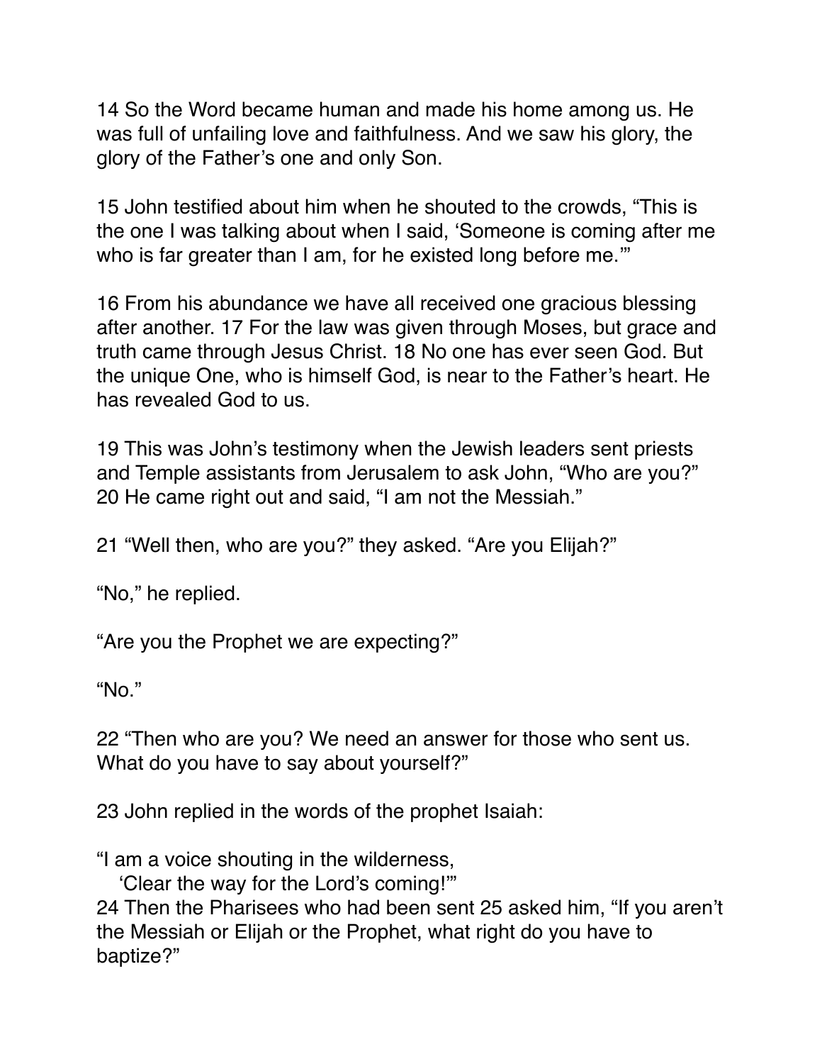14 So the Word became human and made his home among us. He was full of unfailing love and faithfulness. And we saw his glory, the glory of the Father's one and only Son.

15 John testified about him when he shouted to the crowds, "This is the one I was talking about when I said, 'Someone is coming after me who is far greater than I am, for he existed long before me.'"

16 From his abundance we have all received one gracious blessing after another. 17 For the law was given through Moses, but grace and truth came through Jesus Christ. 18 No one has ever seen God. But the unique One, who is himself God, is near to the Father's heart. He has revealed God to us.

19 This was John's testimony when the Jewish leaders sent priests and Temple assistants from Jerusalem to ask John, "Who are you?" 20 He came right out and said, "I am not the Messiah."

21 "Well then, who are you?" they asked. "Are you Elijah?"

"No," he replied.

"Are you the Prophet we are expecting?"

"No."

22 "Then who are you? We need an answer for those who sent us. What do you have to say about yourself?"

23 John replied in the words of the prophet Isaiah:

"I am a voice shouting in the wilderness,  
'Clear the way for the Lord's coming!'"

24 Then the Pharisees who had been sent 25 asked him, "If you aren't the Messiah or Elijah or the Prophet, what right do you have to baptize?"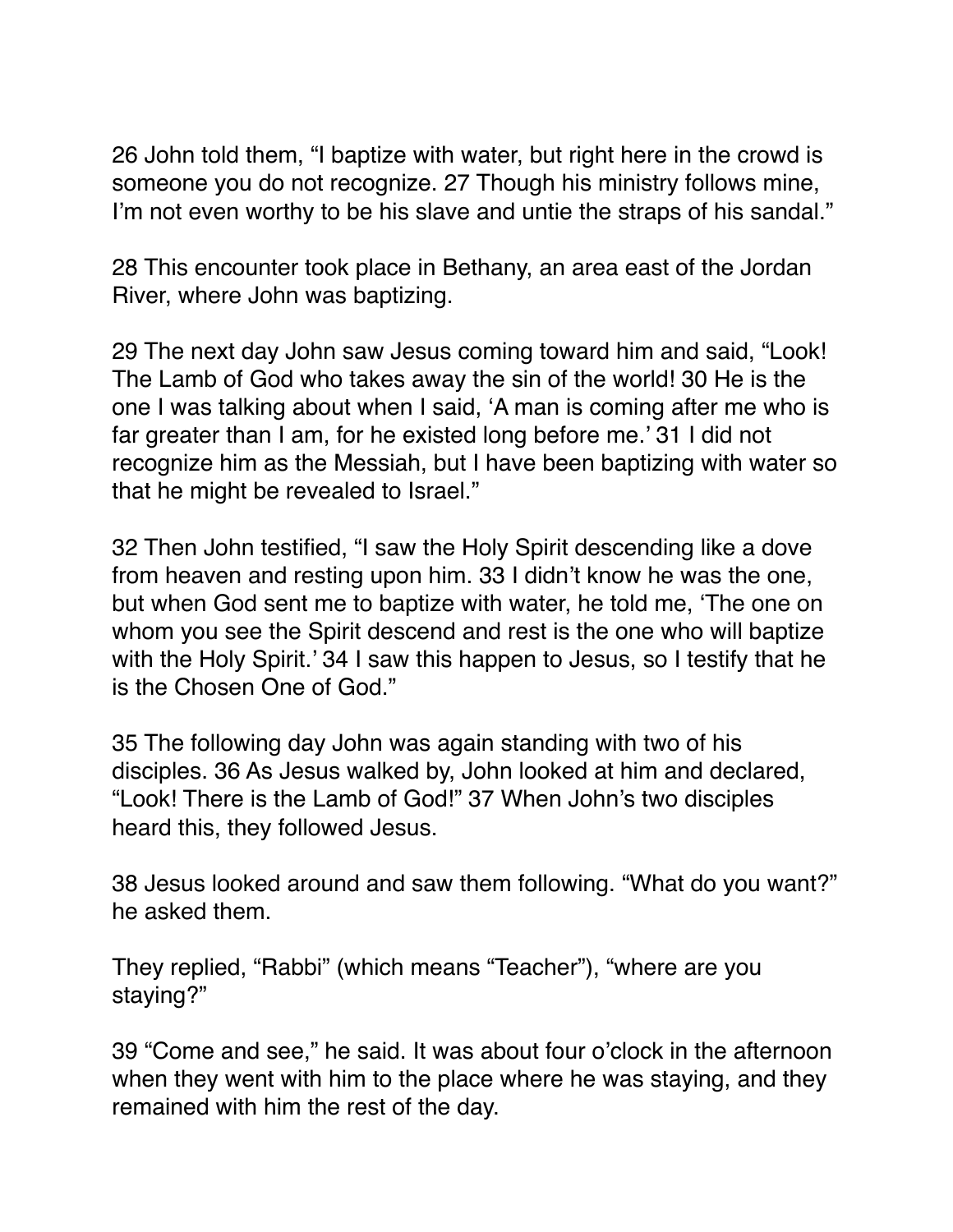26 John told them, "I baptize with water, but right here in the crowd is someone you do not recognize. 27 Though his ministry follows mine, I'm not even worthy to be his slave and untie the straps of his sandal."

28 This encounter took place in Bethany, an area east of the Jordan River, where John was baptizing.

29 The next day John saw Jesus coming toward him and said, "Look! The Lamb of God who takes away the sin of the world! 30 He is the one I was talking about when I said, 'A man is coming after me who is far greater than I am, for he existed long before me.' 31 I did not recognize him as the Messiah, but I have been baptizing with water so that he might be revealed to Israel."

32 Then John testified, "I saw the Holy Spirit descending like a dove from heaven and resting upon him. 33 I didn't know he was the one, but when God sent me to baptize with water, he told me, 'The one on whom you see the Spirit descend and rest is the one who will baptize with the Holy Spirit.' 34 I saw this happen to Jesus, so I testify that he is the Chosen One of God."

35 The following day John was again standing with two of his disciples. 36 As Jesus walked by, John looked at him and declared, "Look! There is the Lamb of God!" 37 When John's two disciples heard this, they followed Jesus.

38 Jesus looked around and saw them following. "What do you want?" he asked them.

They replied, "Rabbi" (which means "Teacher"), "where are you staying?"

39 "Come and see," he said. It was about four o'clock in the afternoon when they went with him to the place where he was staying, and they remained with him the rest of the day.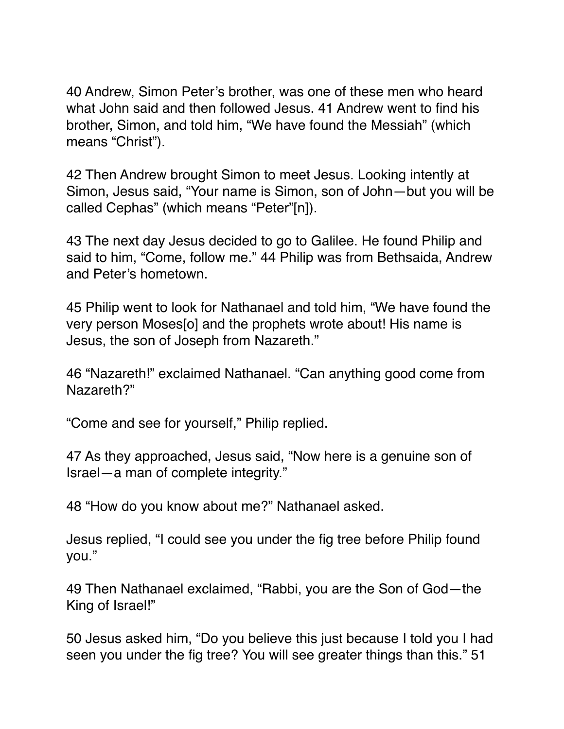40 Andrew, Simon Peter's brother, was one of these men who heard what John said and then followed Jesus. 41 Andrew went to find his brother, Simon, and told him, "We have found the Messiah" (which means "Christ").

42 Then Andrew brought Simon to meet Jesus. Looking intently at Simon, Jesus said, "Your name is Simon, son of John—but you will be called Cephas" (which means "Peter"[n]).

43 The next day Jesus decided to go to Galilee. He found Philip and said to him, "Come, follow me." 44 Philip was from Bethsaida, Andrew and Peter's hometown.

45 Philip went to look for Nathanael and told him, "We have found the very person Moses[o] and the prophets wrote about! His name is Jesus, the son of Joseph from Nazareth."

46 "Nazareth!" exclaimed Nathanael. "Can anything good come from Nazareth?"

"Come and see for yourself," Philip replied.

47 As they approached, Jesus said, "Now here is a genuine son of Israel—a man of complete integrity."

48 "How do you know about me?" Nathanael asked.

Jesus replied, "I could see you under the fig tree before Philip found you."

49 Then Nathanael exclaimed, "Rabbi, you are the Son of God—the King of Israel!"

50 Jesus asked him, "Do you believe this just because I told you I had seen you under the fig tree? You will see greater things than this." 51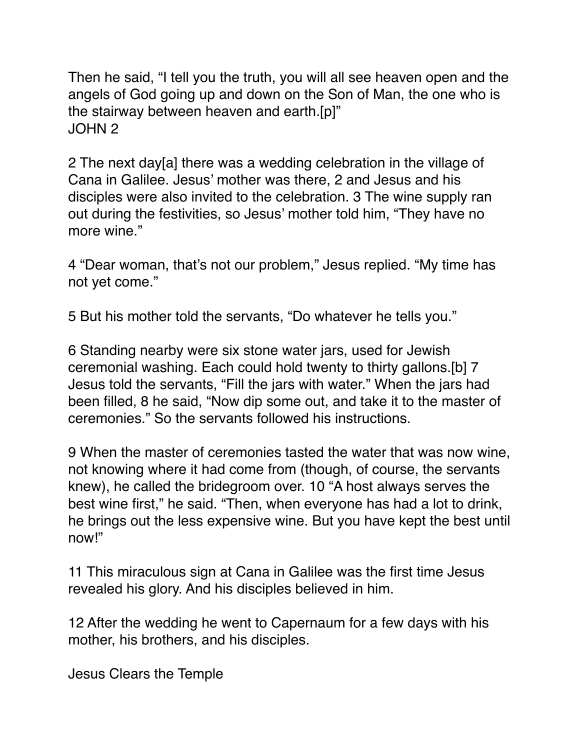Then he said, “I tell you the truth, you will all see heaven open and the angels of God going up and down on the Son of Man, the one who is the stairway between heaven and earth.[p]”

JOHN 2

2 The next day[a] there was a wedding celebration in the village of Cana in Galilee. Jesus’ mother was there, 2 and Jesus and his disciples were also invited to the celebration. 3 The wine supply ran out during the festivities, so Jesus’ mother told him, “They have no more wine.”

4 “Dear woman, that’s not our problem,” Jesus replied. “My time has not yet come.”

5 But his mother told the servants, “Do whatever he tells you.”

6 Standing nearby were six stone water jars, used for Jewish ceremonial washing. Each could hold twenty to thirty gallons.[b] 7 Jesus told the servants, “Fill the jars with water.” When the jars had been filled, 8 he said, “Now dip some out, and take it to the master of ceremonies.” So the servants followed his instructions.

9 When the master of ceremonies tasted the water that was now wine, not knowing where it had come from (though, of course, the servants knew), he called the bridegroom over. 10 “A host always serves the best wine first,” he said. “Then, when everyone has had a lot to drink, he brings out the less expensive wine. But you have kept the best until now!”

11 This miraculous sign at Cana in Galilee was the first time Jesus revealed his glory. And his disciples believed in him.

12 After the wedding he went to Capernaum for a few days with his mother, his brothers, and his disciples.

Jesus Clears the Temple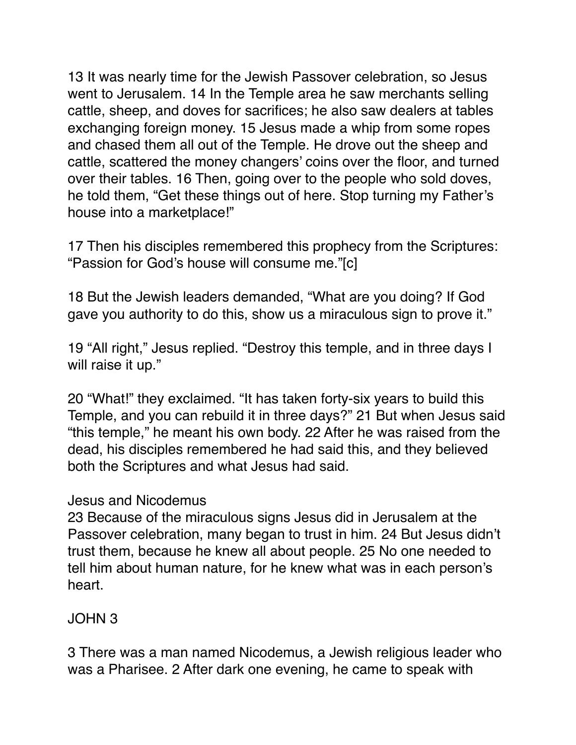13 It was nearly time for the Jewish Passover celebration, so Jesus went to Jerusalem. 14 In the Temple area he saw merchants selling cattle, sheep, and doves for sacrifices; he also saw dealers at tables exchanging foreign money. 15 Jesus made a whip from some ropes and chased them all out of the Temple. He drove out the sheep and cattle, scattered the money changers' coins over the floor, and turned over their tables. 16 Then, going over to the people who sold doves, he told them, "Get these things out of here. Stop turning my Father's house into a marketplace!"

17 Then his disciples remembered this prophecy from the Scriptures: "Passion for God's house will consume me."[c]

18 But the Jewish leaders demanded, "What are you doing? If God gave you authority to do this, show us a miraculous sign to prove it."

19 "All right," Jesus replied. "Destroy this temple, and in three days I will raise it up."

20 "What!" they exclaimed. "It has taken forty-six years to build this Temple, and you can rebuild it in three days?" 21 But when Jesus said "this temple," he meant his own body. 22 After he was raised from the dead, his disciples remembered he had said this, and they believed both the Scriptures and what Jesus had said.

### Jesus and Nicodemus

23 Because of the miraculous signs Jesus did in Jerusalem at the Passover celebration, many began to trust in him. 24 But Jesus didn't trust them, because he knew all about people. 25 No one needed to tell him about human nature, for he knew what was in each person's heart.

## JOHN 3

3 There was a man named Nicodemus, a Jewish religious leader who was a Pharisee. 2 After dark one evening, he came to speak with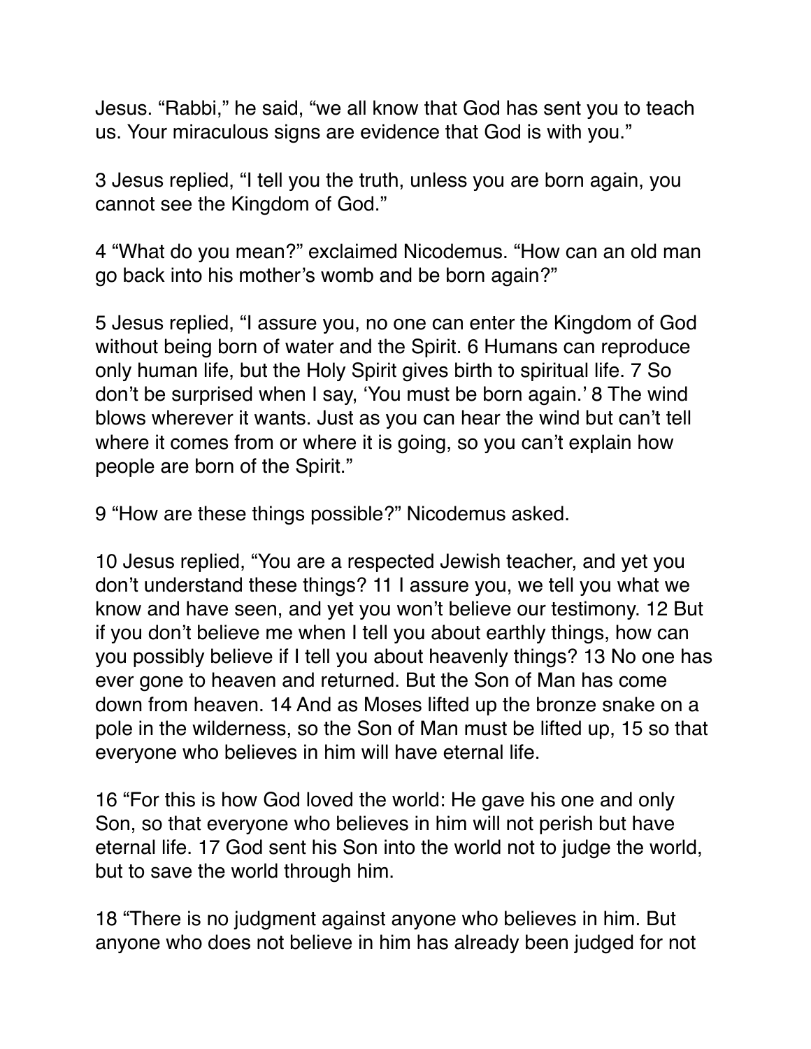Jesus. “Rabbi,” he said, “we all know that God has sent you to teach us. Your miraculous signs are evidence that God is with you.”

3 Jesus replied, “I tell you the truth, unless you are born again, you cannot see the Kingdom of God.”

4 “What do you mean?” exclaimed Nicodemus. “How can an old man go back into his mother’s womb and be born again?”

5 Jesus replied, “I assure you, no one can enter the Kingdom of God without being born of water and the Spirit. 6 Humans can reproduce only human life, but the Holy Spirit gives birth to spiritual life. 7 So don’t be surprised when I say, ‘You must be born again.’ 8 The wind blows wherever it wants. Just as you can hear the wind but can’t tell where it comes from or where it is going, so you can’t explain how people are born of the Spirit.”

9 “How are these things possible?” Nicodemus asked.

10 Jesus replied, “You are a respected Jewish teacher, and yet you don’t understand these things? 11 I assure you, we tell you what we know and have seen, and yet you won’t believe our testimony. 12 But if you don’t believe me when I tell you about earthly things, how can you possibly believe if I tell you about heavenly things? 13 No one has ever gone to heaven and returned. But the Son of Man has come down from heaven. 14 And as Moses lifted up the bronze snake on a pole in the wilderness, so the Son of Man must be lifted up, 15 so that everyone who believes in him will have eternal life.

16 “For this is how God loved the world: He gave his one and only Son, so that everyone who believes in him will not perish but have eternal life. 17 God sent his Son into the world not to judge the world, but to save the world through him.

18 “There is no judgment against anyone who believes in him. But anyone who does not believe in him has already been judged for not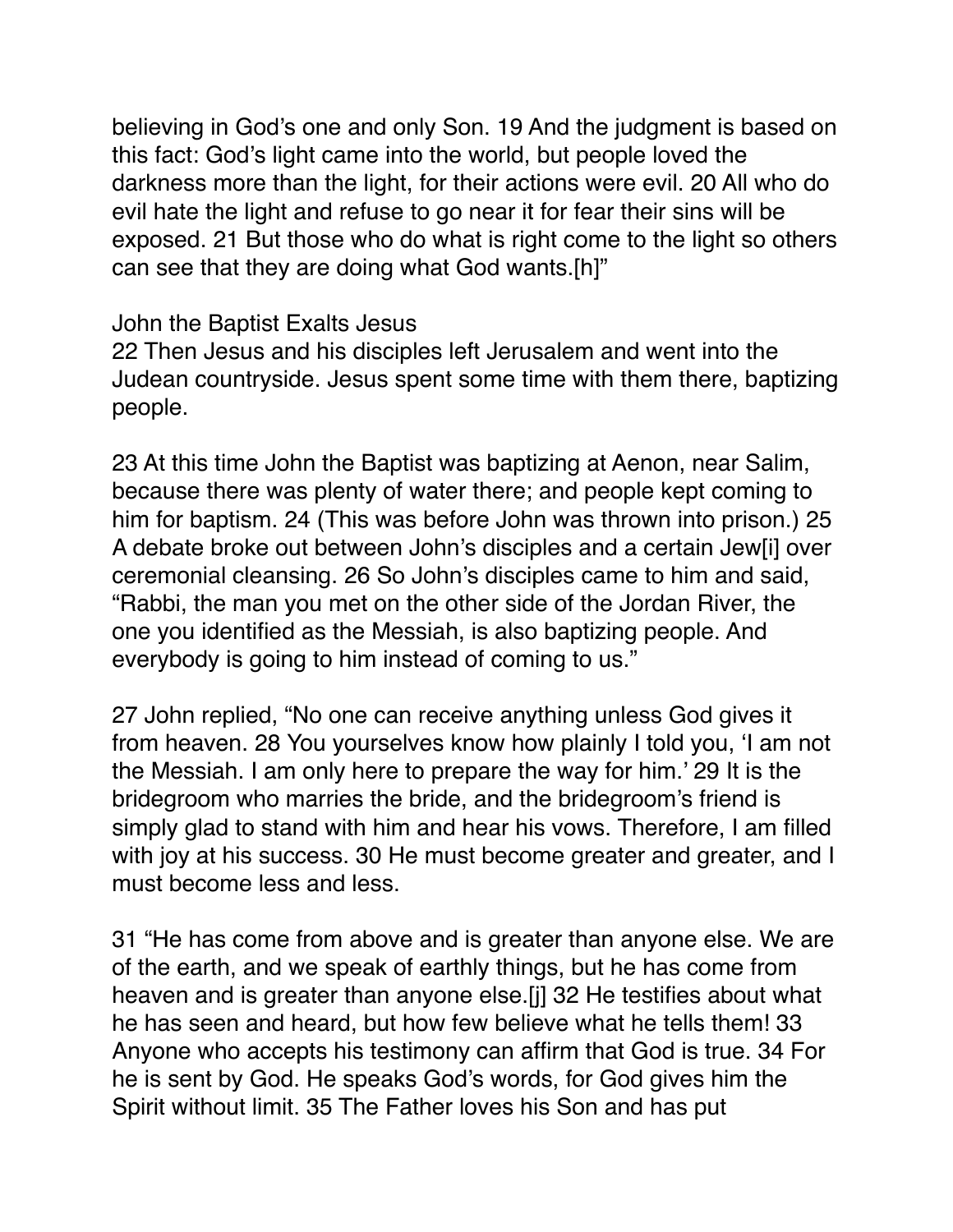believing in God's one and only Son. 19 And the judgment is based on this fact: God's light came into the world, but people loved the darkness more than the light, for their actions were evil. 20 All who do evil hate the light and refuse to go near it for fear their sins will be exposed. 21 But those who do what is right come to the light so others can see that they are doing what God wants.[h]"

## John the Baptist Exalts Jesus

22 Then Jesus and his disciples left Jerusalem and went into the Judean countryside. Jesus spent some time with them there, baptizing people.

23 At this time John the Baptist was baptizing at Aenon, near Salim, because there was plenty of water there; and people kept coming to him for baptism. 24 (This was before John was thrown into prison.) 25 A debate broke out between John's disciples and a certain Jew[i] over ceremonial cleansing. 26 So John's disciples came to him and said, "Rabbi, the man you met on the other side of the Jordan River, the one you identified as the Messiah, is also baptizing people. And everybody is going to him instead of coming to us."

27 John replied, "No one can receive anything unless God gives it from heaven. 28 You yourselves know how plainly I told you, 'I am not the Messiah. I am only here to prepare the way for him.' 29 It is the bridegroom who marries the bride, and the bridegroom's friend is simply glad to stand with him and hear his vows. Therefore, I am filled with joy at his success. 30 He must become greater and greater, and I must become less and less.

31 "He has come from above and is greater than anyone else. We are of the earth, and we speak of earthly things, but he has come from heaven and is greater than anyone else.[j] 32 He testifies about what he has seen and heard, but how few believe what he tells them! 33 Anyone who accepts his testimony can affirm that God is true. 34 For he is sent by God. He speaks God's words, for God gives him the Spirit without limit. 35 The Father loves his Son and has put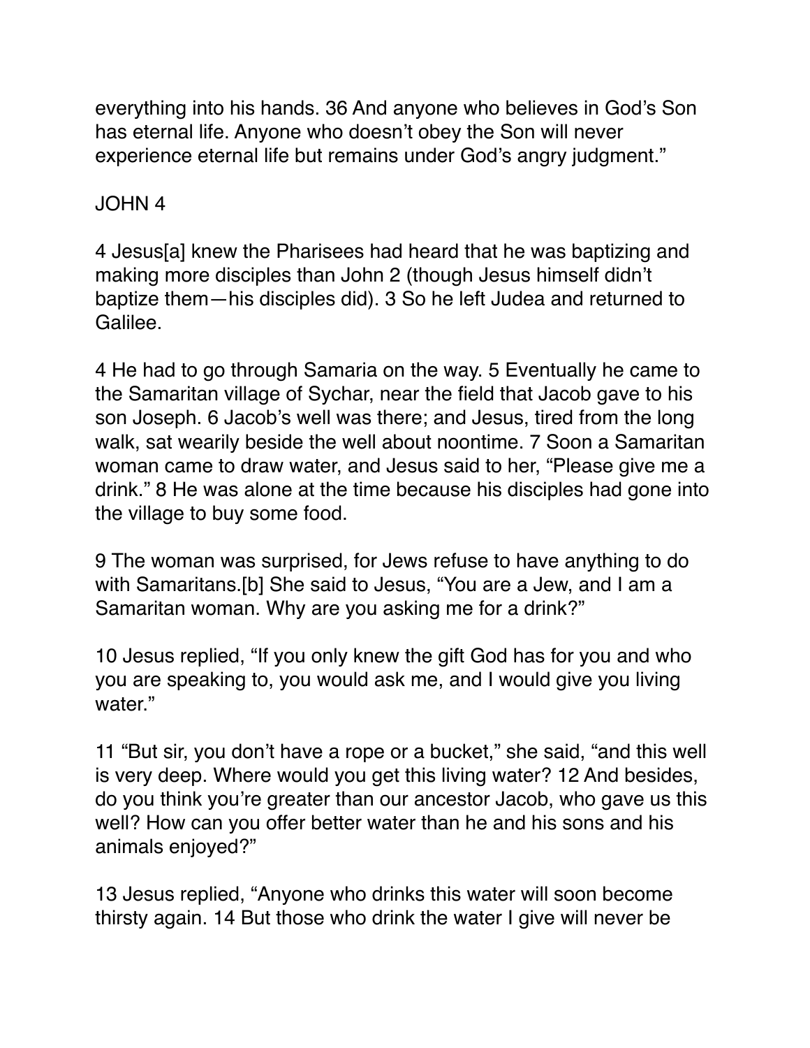everything into his hands. 36 And anyone who believes in God's Son has eternal life. Anyone who doesn't obey the Son will never experience eternal life but remains under God's angry judgment."

## JOHN 4

4 Jesus[a] knew the Pharisees had heard that he was baptizing and making more disciples than John 2 (though Jesus himself didn't baptize them—his disciples did). 3 So he left Judea and returned to Galilee.

4 He had to go through Samaria on the way. 5 Eventually he came to the Samaritan village of Sychar, near the field that Jacob gave to his son Joseph. 6 Jacob's well was there; and Jesus, tired from the long walk, sat wearily beside the well about noontime. 7 Soon a Samaritan woman came to draw water, and Jesus said to her, "Please give me a drink." 8 He was alone at the time because his disciples had gone into the village to buy some food.

9 The woman was surprised, for Jews refuse to have anything to do with Samaritans.[b] She said to Jesus, "You are a Jew, and I am a Samaritan woman. Why are you asking me for a drink?"

10 Jesus replied, "If you only knew the gift God has for you and who you are speaking to, you would ask me, and I would give you living water."

11 "But sir, you don't have a rope or a bucket," she said, "and this well is very deep. Where would you get this living water? 12 And besides, do you think you're greater than our ancestor Jacob, who gave us this well? How can you offer better water than he and his sons and his animals enjoyed?"

13 Jesus replied, "Anyone who drinks this water will soon become thirsty again. 14 But those who drink the water I give will never be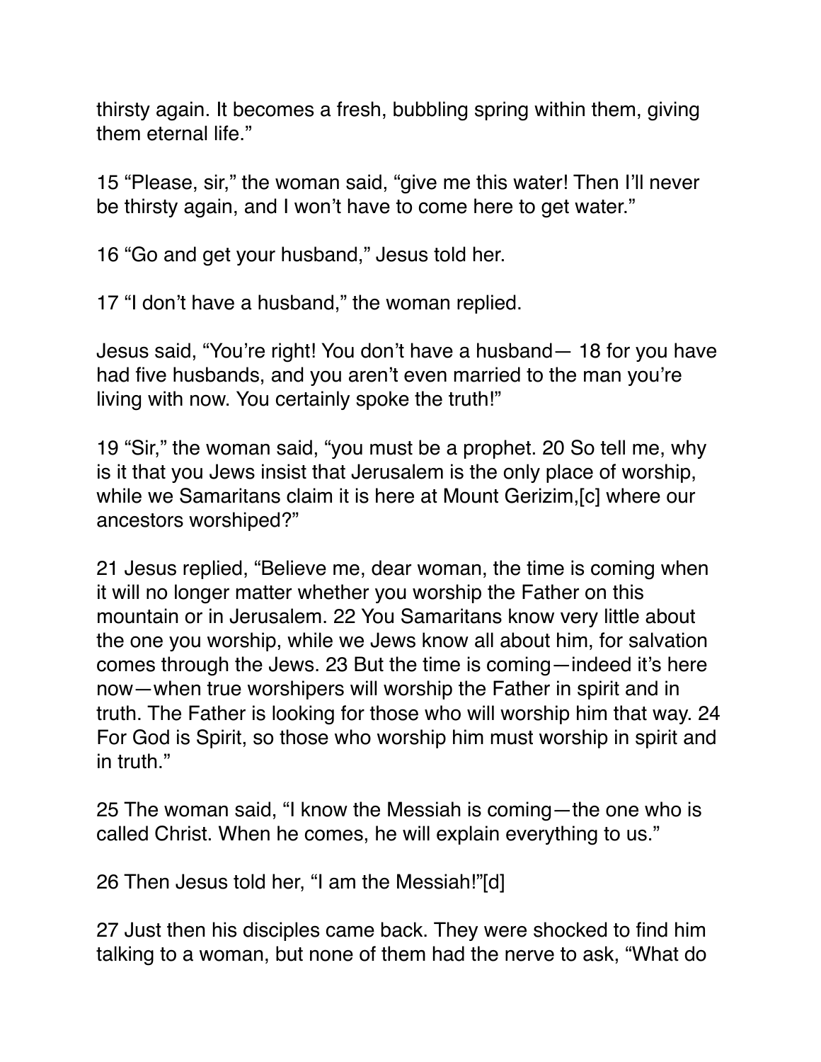thirsty again. It becomes a fresh, bubbling spring within them, giving them eternal life."

15 "Please, sir," the woman said, "give me this water! Then I'll never be thirsty again, and I won't have to come here to get water."

16 "Go and get your husband," Jesus told her.

17 "I don't have a husband," the woman replied.

Jesus said, "You're right! You don't have a husband— 18 for you have had five husbands, and you aren't even married to the man you're living with now. You certainly spoke the truth!"

19 "Sir," the woman said, "you must be a prophet. 20 So tell me, why is it that you Jews insist that Jerusalem is the only place of worship, while we Samaritans claim it is here at Mount Gerizim,[c] where our ancestors worshiped?"

21 Jesus replied, "Believe me, dear woman, the time is coming when it will no longer matter whether you worship the Father on this mountain or in Jerusalem. 22 You Samaritans know very little about the one you worship, while we Jews know all about him, for salvation comes through the Jews. 23 But the time is coming—indeed it's here now—when true worshipers will worship the Father in spirit and in truth. The Father is looking for those who will worship him that way. 24 For God is Spirit, so those who worship him must worship in spirit and in truth."

25 The woman said, "I know the Messiah is coming—the one who is called Christ. When he comes, he will explain everything to us."

26 Then Jesus told her, "I am the Messiah!"[d]

27 Just then his disciples came back. They were shocked to find him talking to a woman, but none of them had the nerve to ask, "What do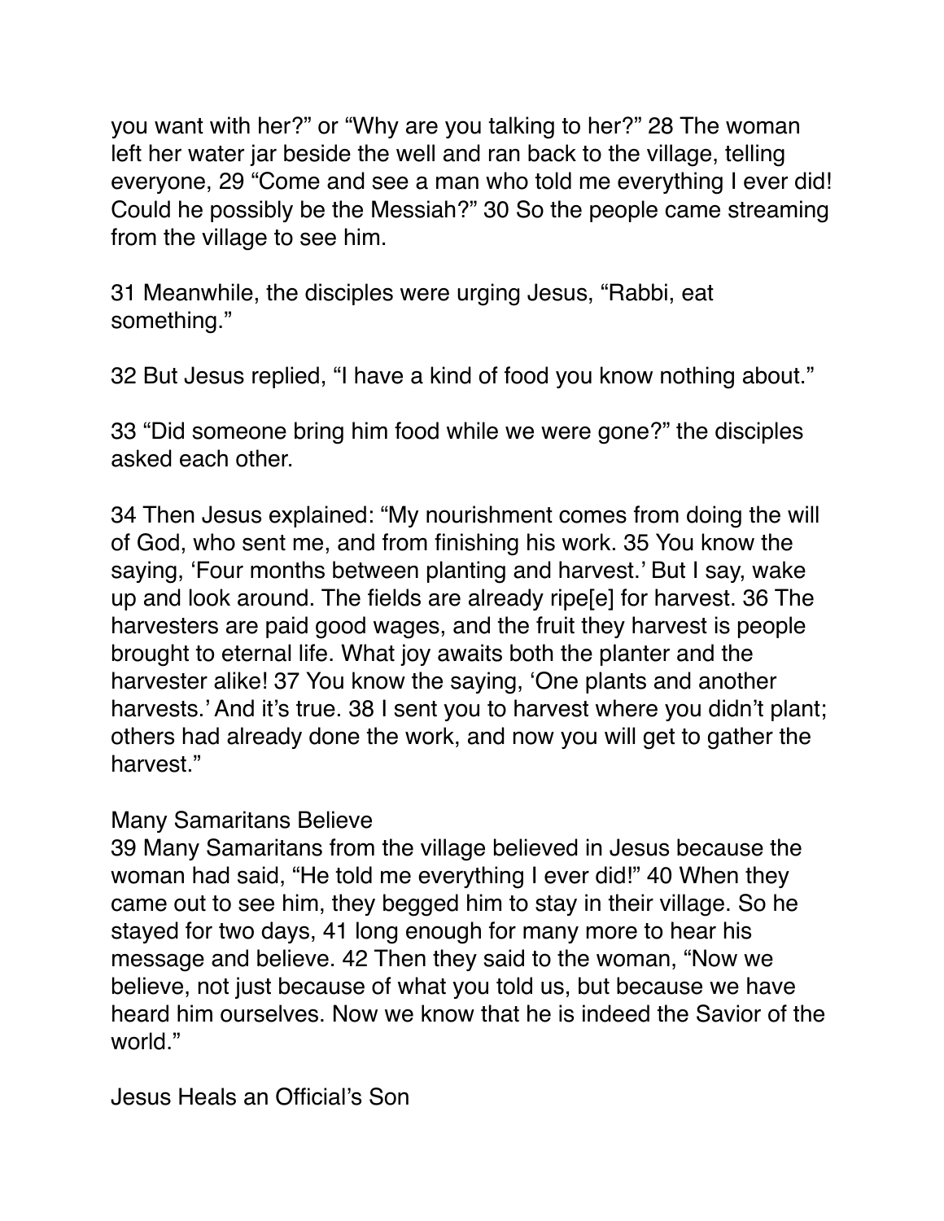you want with her?" or "Why are you talking to her?" 28 The woman left her water jar beside the well and ran back to the village, telling everyone, 29 "Come and see a man who told me everything I ever did! Could he possibly be the Messiah?" 30 So the people came streaming from the village to see him.

31 Meanwhile, the disciples were urging Jesus, "Rabbi, eat something."

32 But Jesus replied, "I have a kind of food you know nothing about."

33 "Did someone bring him food while we were gone?" the disciples asked each other.

34 Then Jesus explained: "My nourishment comes from doing the will of God, who sent me, and from finishing his work. 35 You know the saying, 'Four months between planting and harvest.' But I say, wake up and look around. The fields are already ripe[e] for harvest. 36 The harvesters are paid good wages, and the fruit they harvest is people brought to eternal life. What joy awaits both the planter and the harvester alike! 37 You know the saying, 'One plants and another harvests.' And it's true. 38 I sent you to harvest where you didn't plant; others had already done the work, and now you will get to gather the harvest."

Many Samaritans Believe

39 Many Samaritans from the village believed in Jesus because the woman had said, "He told me everything I ever did!" 40 When they came out to see him, they begged him to stay in their village. So he stayed for two days, 41 long enough for many more to hear his message and believe. 42 Then they said to the woman, "Now we believe, not just because of what you told us, but because we have heard him ourselves. Now we know that he is indeed the Savior of the world."

Jesus Heals an Official's Son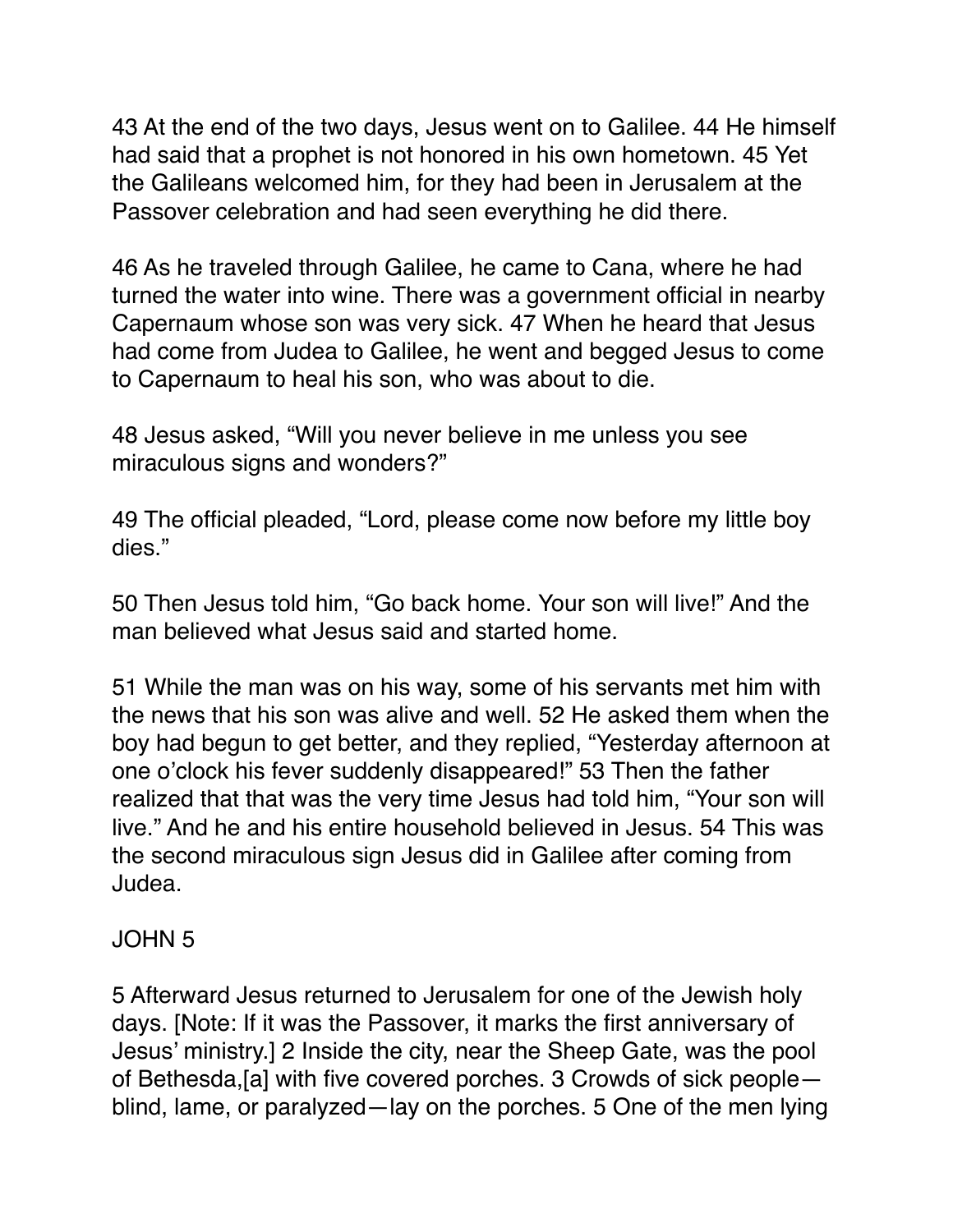43 At the end of the two days, Jesus went on to Galilee. 44 He himself had said that a prophet is not honored in his own hometown. 45 Yet the Galileans welcomed him, for they had been in Jerusalem at the Passover celebration and had seen everything he did there.

46 As he traveled through Galilee, he came to Cana, where he had turned the water into wine. There was a government official in nearby Capernaum whose son was very sick. 47 When he heard that Jesus had come from Judea to Galilee, he went and begged Jesus to come to Capernaum to heal his son, who was about to die.

48 Jesus asked, "Will you never believe in me unless you see miraculous signs and wonders?"

49 The official pleaded, "Lord, please come now before my little boy dies."

50 Then Jesus told him, "Go back home. Your son will live!" And the man believed what Jesus said and started home.

51 While the man was on his way, some of his servants met him with the news that his son was alive and well. 52 He asked them when the boy had begun to get better, and they replied, "Yesterday afternoon at one o'clock his fever suddenly disappeared!" 53 Then the father realized that that was the very time Jesus had told him, "Your son will live." And he and his entire household believed in Jesus. 54 This was the second miraculous sign Jesus did in Galilee after coming from Judea.

JOHN 5

5 Afterward Jesus returned to Jerusalem for one of the Jewish holy days. [Note: If it was the Passover, it marks the first anniversary of Jesus' ministry.] 2 Inside the city, near the Sheep Gate, was the pool of Bethesda,[a] with five covered porches. 3 Crowds of sick people—blind, lame, or paralyzed—lay on the porches. 5 One of the men lying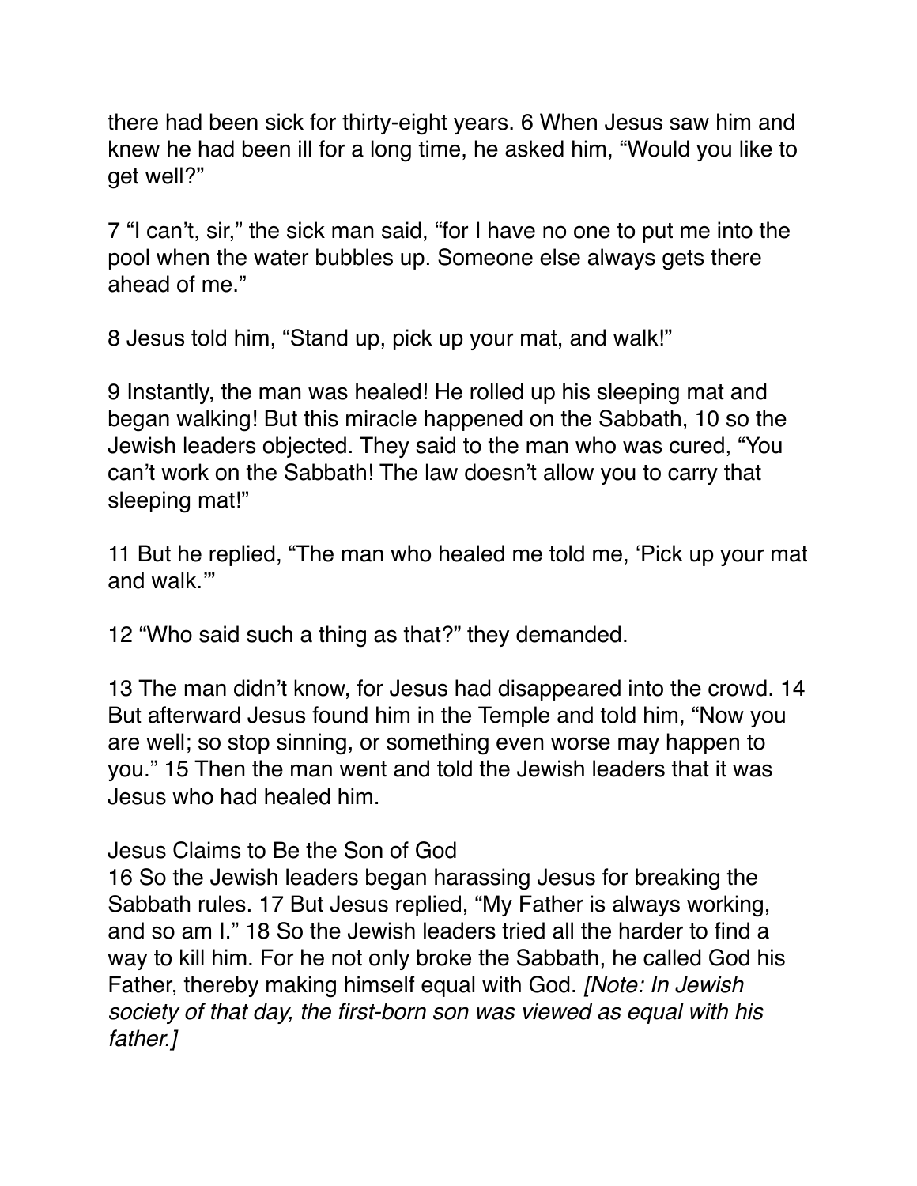there had been sick for thirty-eight years. 6 When Jesus saw him and knew he had been ill for a long time, he asked him, “Would you like to get well?”

7 “I can’t, sir,” the sick man said, “for I have no one to put me into the pool when the water bubbles up. Someone else always gets there ahead of me.”

8 Jesus told him, “Stand up, pick up your mat, and walk!”

9 Instantly, the man was healed! He rolled up his sleeping mat and began walking! But this miracle happened on the Sabbath, 10 so the Jewish leaders objected. They said to the man who was cured, “You can’t work on the Sabbath! The law doesn’t allow you to carry that sleeping mat!”

11 But he replied, “The man who healed me told me, ‘Pick up your mat and walk.’”

12 “Who said such a thing as that?” they demanded.

13 The man didn’t know, for Jesus had disappeared into the crowd. 14 But afterward Jesus found him in the Temple and told him, “Now you are well; so stop sinning, or something even worse may happen to you.” 15 Then the man went and told the Jewish leaders that it was Jesus who had healed him.

Jesus Claims to Be the Son of God

16 So the Jewish leaders began harassing Jesus for breaking the Sabbath rules. 17 But Jesus replied, “My Father is always working, and so am I.” 18 So the Jewish leaders tried all the harder to find a way to kill him. For he not only broke the Sabbath, he called God his Father, thereby making himself equal with God. *[Note: In Jewish society of that day, the first-born son was viewed as equal with his father.]*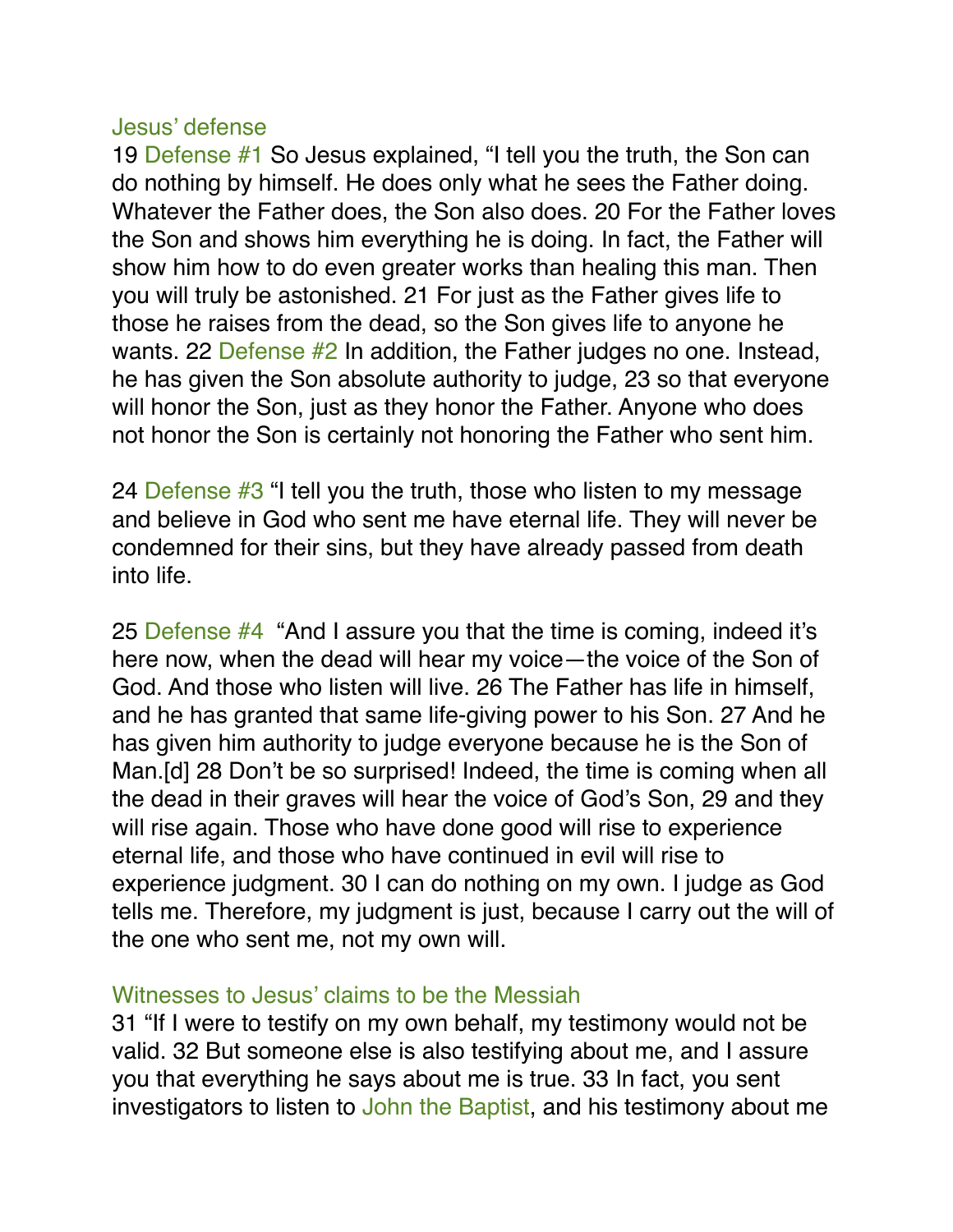## Jesus' defense

19 Defense #1 So Jesus explained, "I tell you the truth, the Son can do nothing by himself. He does only what he sees the Father doing. Whatever the Father does, the Son also does. 20 For the Father loves the Son and shows him everything he is doing. In fact, the Father will show him how to do even greater works than healing this man. Then you will truly be astonished. 21 For just as the Father gives life to those he raises from the dead, so the Son gives life to anyone he wants. 22 Defense #2 In addition, the Father judges no one. Instead, he has given the Son absolute authority to judge, 23 so that everyone will honor the Son, just as they honor the Father. Anyone who does not honor the Son is certainly not honoring the Father who sent him.

24 Defense #3 "I tell you the truth, those who listen to my message and believe in God who sent me have eternal life. They will never be condemned for their sins, but they have already passed from death into life.

25 Defense #4 "And I assure you that the time is coming, indeed it's here now, when the dead will hear my voice—the voice of the Son of God. And those who listen will live. 26 The Father has life in himself, and he has granted that same life-giving power to his Son. 27 And he has given him authority to judge everyone because he is the Son of Man.[d] 28 Don't be so surprised! Indeed, the time is coming when all the dead in their graves will hear the voice of God's Son, 29 and they will rise again. Those who have done good will rise to experience eternal life, and those who have continued in evil will rise to experience judgment. 30 I can do nothing on my own. I judge as God tells me. Therefore, my judgment is just, because I carry out the will of the one who sent me, not my own will.

## Witnesses to Jesus' claims to be the Messiah

31 "If I were to testify on my own behalf, my testimony would not be valid. 32 But someone else is also testifying about me, and I assure you that everything he says about me is true. 33 In fact, you sent investigators to listen to John the Baptist, and his testimony about me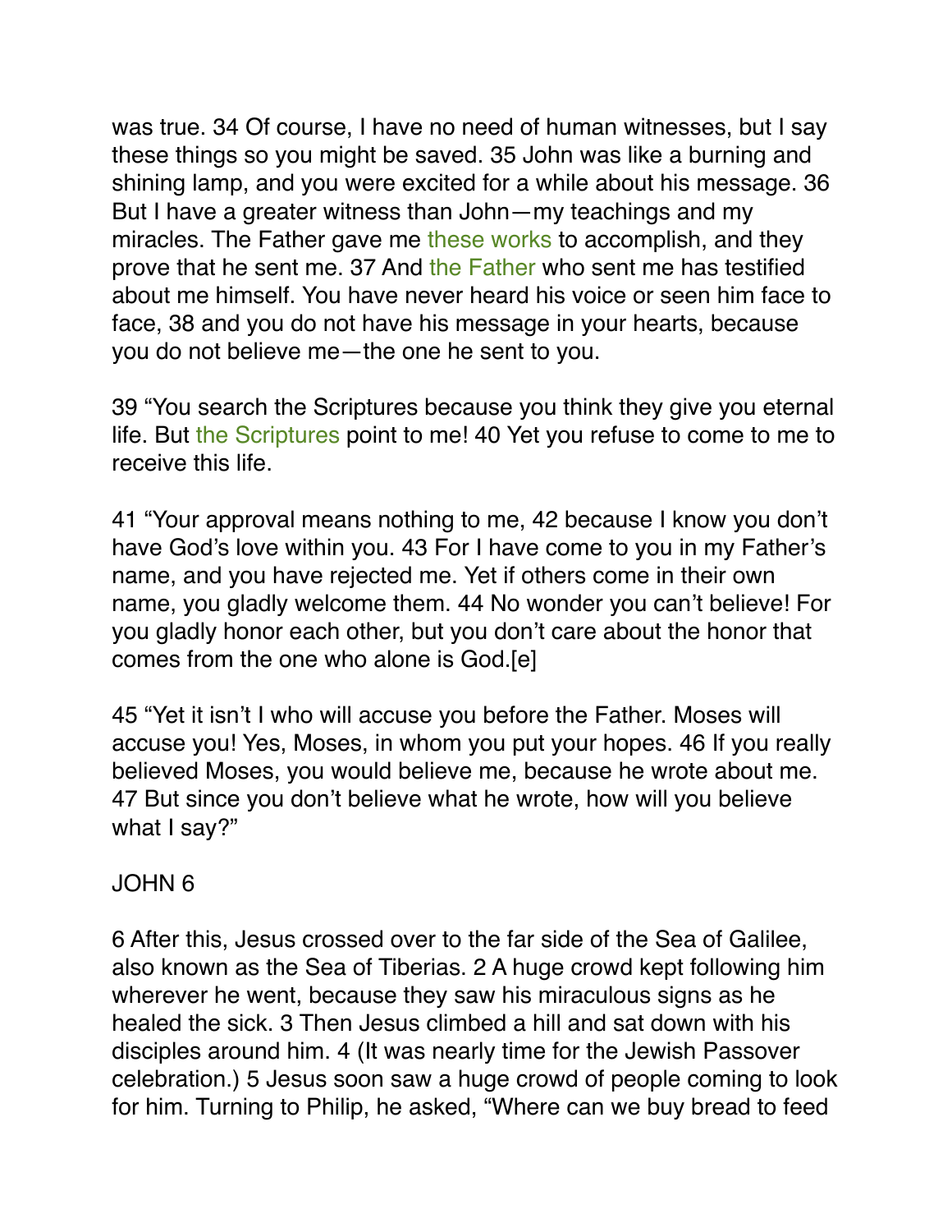was true. 34 Of course, I have no need of human witnesses, but I say these things so you might be saved. 35 John was like a burning and shining lamp, and you were excited for a while about his message. 36 But I have a greater witness than John—my teachings and my miracles. The Father gave me these works to accomplish, and they prove that he sent me. 37 And the Father who sent me has testified about me himself. You have never heard his voice or seen him face to face, 38 and you do not have his message in your hearts, because you do not believe me—the one he sent to you.

39 “You search the Scriptures because you think they give you eternal life. But the Scriptures point to me! 40 Yet you refuse to come to me to receive this life.

41 “Your approval means nothing to me, 42 because I know you don’t have God’s love within you. 43 For I have come to you in my Father’s name, and you have rejected me. Yet if others come in their own name, you gladly welcome them. 44 No wonder you can’t believe! For you gladly honor each other, but you don’t care about the honor that comes from the one who alone is God.[e]

45 “Yet it isn’t I who will accuse you before the Father. Moses will accuse you! Yes, Moses, in whom you put your hopes. 46 If you really believed Moses, you would believe me, because he wrote about me. 47 But since you don’t believe what he wrote, how will you believe what I say?”

## JOHN 6

6 After this, Jesus crossed over to the far side of the Sea of Galilee, also known as the Sea of Tiberias. 2 A huge crowd kept following him wherever he went, because they saw his miraculous signs as he healed the sick. 3 Then Jesus climbed a hill and sat down with his disciples around him. 4 (It was nearly time for the Jewish Passover celebration.) 5 Jesus soon saw a huge crowd of people coming to look for him. Turning to Philip, he asked, “Where can we buy bread to feed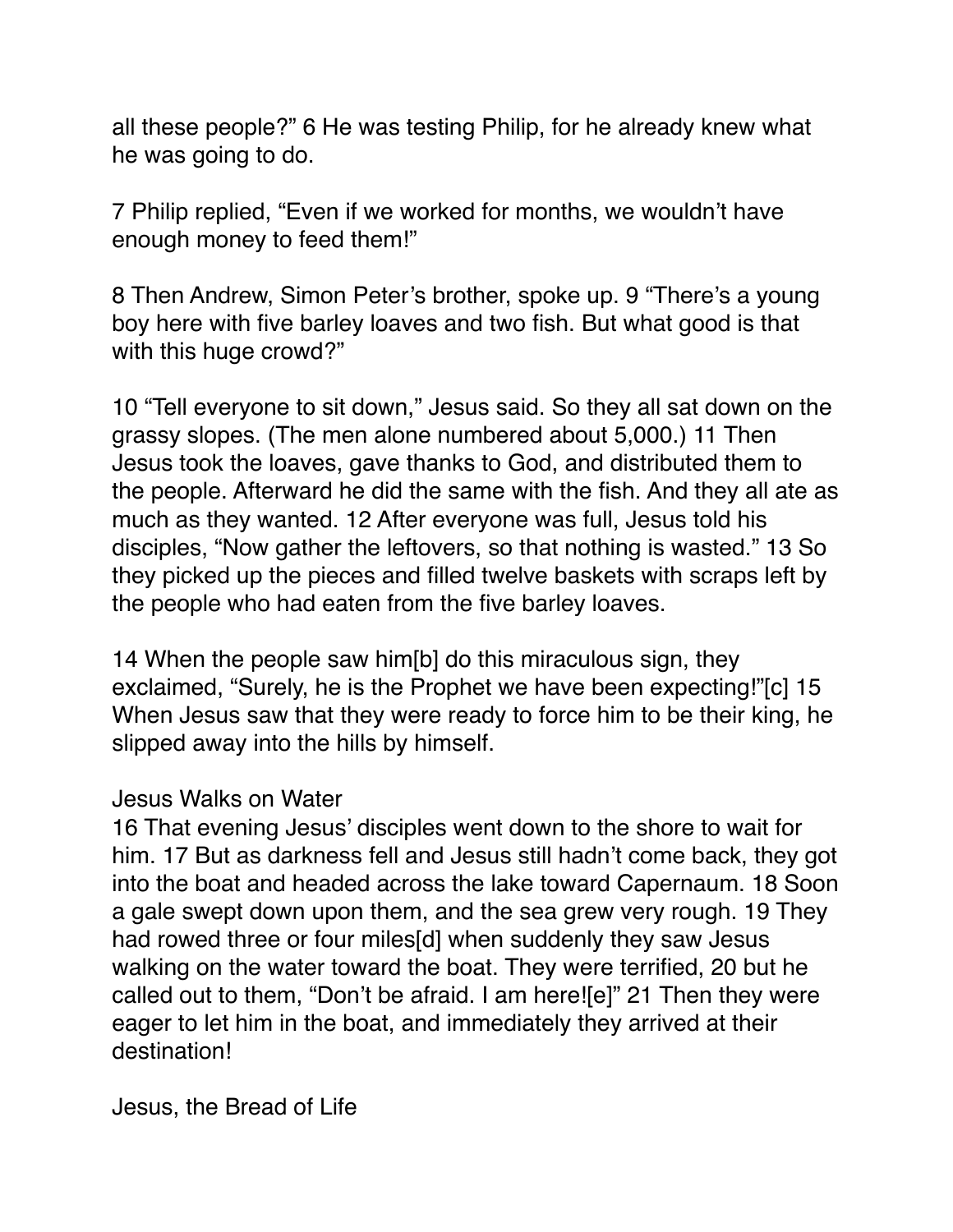all these people?" 6 He was testing Philip, for he already knew what he was going to do.

7 Philip replied, "Even if we worked for months, we wouldn't have enough money to feed them!"

8 Then Andrew, Simon Peter's brother, spoke up. 9 "There's a young boy here with five barley loaves and two fish. But what good is that with this huge crowd?"

10 "Tell everyone to sit down," Jesus said. So they all sat down on the grassy slopes. (The men alone numbered about 5,000.) 11 Then Jesus took the loaves, gave thanks to God, and distributed them to the people. Afterward he did the same with the fish. And they all ate as much as they wanted. 12 After everyone was full, Jesus told his disciples, "Now gather the leftovers, so that nothing is wasted." 13 So they picked up the pieces and filled twelve baskets with scraps left by the people who had eaten from the five barley loaves.

14 When the people saw him[b] do this miraculous sign, they exclaimed, "Surely, he is the Prophet we have been expecting!"[c] 15 When Jesus saw that they were ready to force him to be their king, he slipped away into the hills by himself.

### Jesus Walks on Water

16 That evening Jesus' disciples went down to the shore to wait for him. 17 But as darkness fell and Jesus still hadn't come back, they got into the boat and headed across the lake toward Capernaum. 18 Soon a gale swept down upon them, and the sea grew very rough. 19 They had rowed three or four miles[d] when suddenly they saw Jesus walking on the water toward the boat. They were terrified, 20 but he called out to them, "Don't be afraid. I am here![e]" 21 Then they were eager to let him in the boat, and immediately they arrived at their destination!

### Jesus, the Bread of Life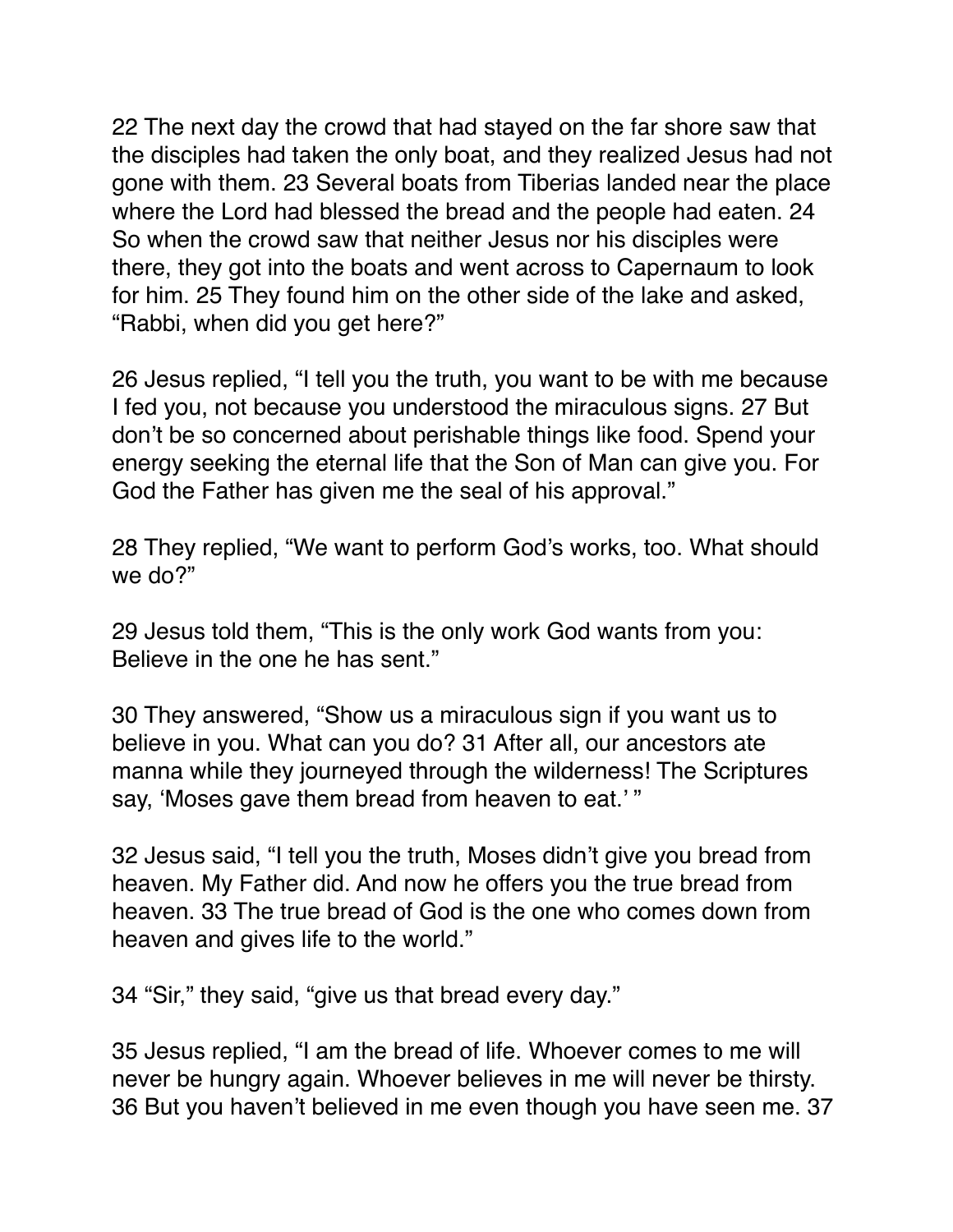22 The next day the crowd that had stayed on the far shore saw that the disciples had taken the only boat, and they realized Jesus had not gone with them. 23 Several boats from Tiberias landed near the place where the Lord had blessed the bread and the people had eaten. 24 So when the crowd saw that neither Jesus nor his disciples were there, they got into the boats and went across to Capernaum to look for him. 25 They found him on the other side of the lake and asked, "Rabbi, when did you get here?"

26 Jesus replied, "I tell you the truth, you want to be with me because I fed you, not because you understood the miraculous signs. 27 But don't be so concerned about perishable things like food. Spend your energy seeking the eternal life that the Son of Man can give you. For God the Father has given me the seal of his approval."

28 They replied, "We want to perform God's works, too. What should we do?"

29 Jesus told them, "This is the only work God wants from you: Believe in the one he has sent."

30 They answered, "Show us a miraculous sign if you want us to believe in you. What can you do? 31 After all, our ancestors ate manna while they journeyed through the wilderness! The Scriptures say, 'Moses gave them bread from heaven to eat.' "

32 Jesus said, "I tell you the truth, Moses didn't give you bread from heaven. My Father did. And now he offers you the true bread from heaven. 33 The true bread of God is the one who comes down from heaven and gives life to the world."

34 "Sir," they said, "give us that bread every day."

35 Jesus replied, "I am the bread of life. Whoever comes to me will never be hungry again. Whoever believes in me will never be thirsty. 36 But you haven't believed in me even though you have seen me. 37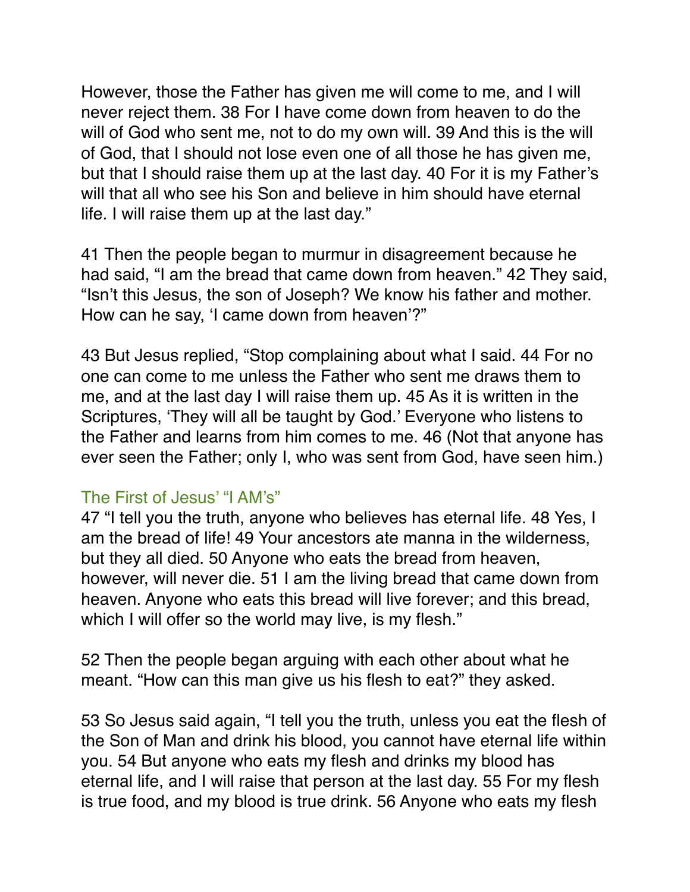However, those the Father has given me will come to me, and I will never reject them. 38 For I have come down from heaven to do the will of God who sent me, not to do my own will. 39 And this is the will of God, that I should not lose even one of all those he has given me, but that I should raise them up at the last day. 40 For it is my Father's will that all who see his Son and believe in him should have eternal life. I will raise them up at the last day."

41 Then the people began to murmur in disagreement because he had said, "I am the bread that came down from heaven." 42 They said, "Isn't this Jesus, the son of Joseph? We know his father and mother. How can he say, 'I came down from heaven'?"

43 But Jesus replied, "Stop complaining about what I said. 44 For no one can come to me unless the Father who sent me draws them to me, and at the last day I will raise them up. 45 As it is written in the Scriptures, 'They will all be taught by God.' Everyone who listens to the Father and learns from him comes to me. 46 (Not that anyone has ever seen the Father; only I, who was sent from God, have seen him.)

### The First of Jesus' "I AM's"

47 "I tell you the truth, anyone who believes has eternal life. 48 Yes, I am the bread of life! 49 Your ancestors ate manna in the wilderness, but they all died. 50 Anyone who eats the bread from heaven, however, will never die. 51 I am the living bread that came down from heaven. Anyone who eats this bread will live forever; and this bread, which I will offer so the world may live, is my flesh."

52 Then the people began arguing with each other about what he meant. "How can this man give us his flesh to eat?" they asked.

53 So Jesus said again, "I tell you the truth, unless you eat the flesh of the Son of Man and drink his blood, you cannot have eternal life within you. 54 But anyone who eats my flesh and drinks my blood has eternal life, and I will raise that person at the last day. 55 For my flesh is true food, and my blood is true drink. 56 Anyone who eats my flesh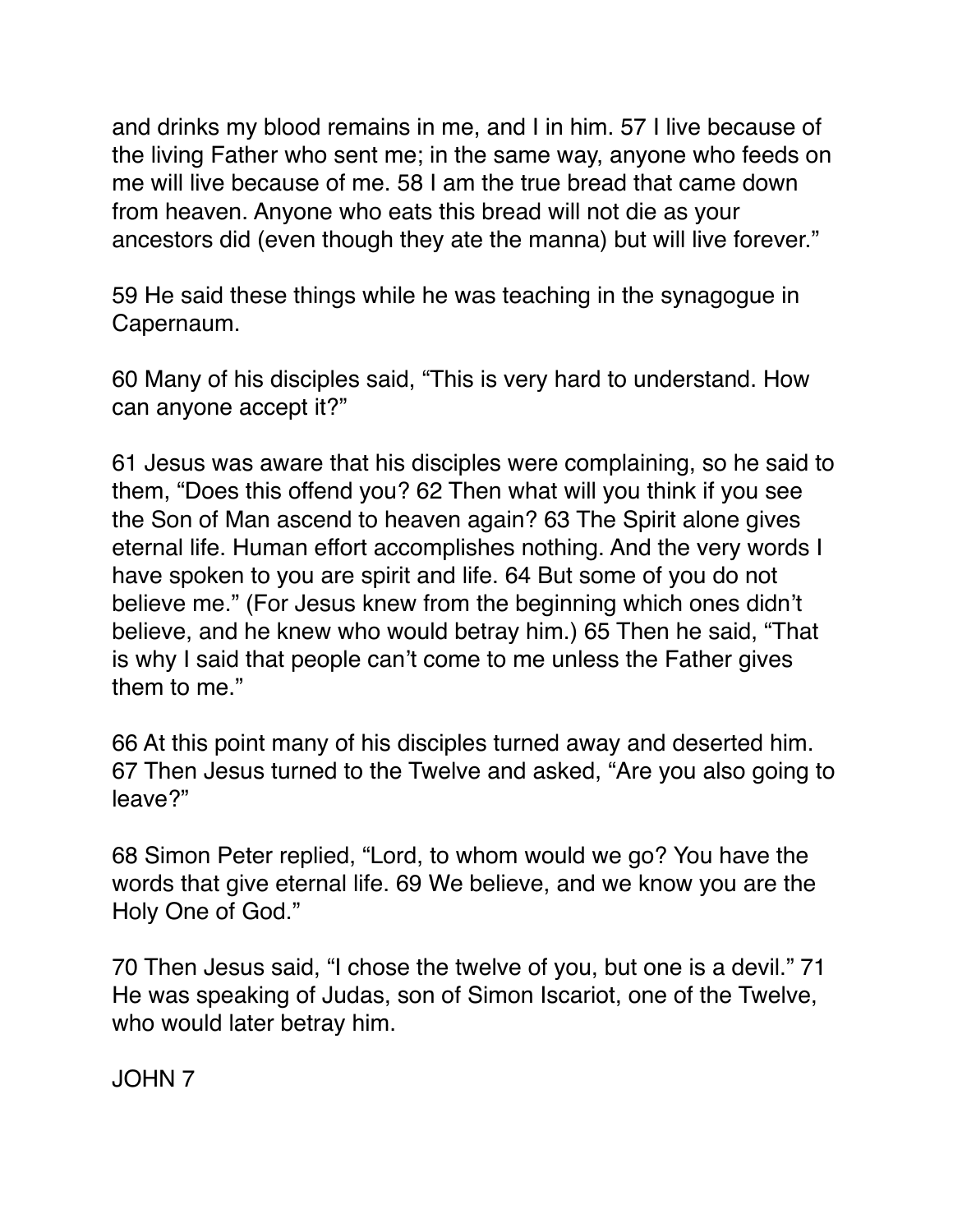and drinks my blood remains in me, and I in him. 57 I live because of the living Father who sent me; in the same way, anyone who feeds on me will live because of me. 58 I am the true bread that came down from heaven. Anyone who eats this bread will not die as your ancestors did (even though they ate the manna) but will live forever."

59 He said these things while he was teaching in the synagogue in Capernaum.

60 Many of his disciples said, "This is very hard to understand. How can anyone accept it?"

61 Jesus was aware that his disciples were complaining, so he said to them, "Does this offend you? 62 Then what will you think if you see the Son of Man ascend to heaven again? 63 The Spirit alone gives eternal life. Human effort accomplishes nothing. And the very words I have spoken to you are spirit and life. 64 But some of you do not believe me." (For Jesus knew from the beginning which ones didn't believe, and he knew who would betray him.) 65 Then he said, "That is why I said that people can't come to me unless the Father gives them to me."

66 At this point many of his disciples turned away and deserted him. 67 Then Jesus turned to the Twelve and asked, "Are you also going to leave?"

68 Simon Peter replied, "Lord, to whom would we go? You have the words that give eternal life. 69 We believe, and we know you are the Holy One of God."

70 Then Jesus said, "I chose the twelve of you, but one is a devil." 71 He was speaking of Judas, son of Simon Iscariot, one of the Twelve, who would later betray him.

JOHN 7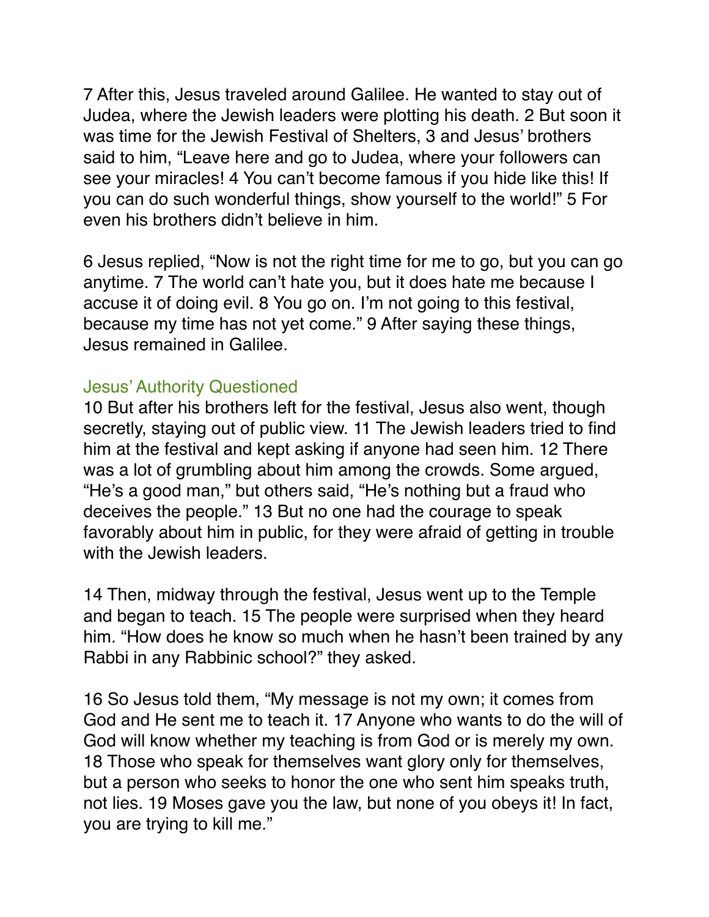7 After this, Jesus traveled around Galilee. He wanted to stay out of Judea, where the Jewish leaders were plotting his death. 2 But soon it was time for the Jewish Festival of Shelters, 3 and Jesus' brothers said to him, "Leave here and go to Judea, where your followers can see your miracles! 4 You can't become famous if you hide like this! If you can do such wonderful things, show yourself to the world!" 5 For even his brothers didn't believe in him.

6 Jesus replied, "Now is not the right time for me to go, but you can go anytime. 7 The world can't hate you, but it does hate me because I accuse it of doing evil. 8 You go on. I'm not going to this festival, because my time has not yet come." 9 After saying these things, Jesus remained in Galilee.

### Jesus' Authority Questioned

10 But after his brothers left for the festival, Jesus also went, though secretly, staying out of public view. 11 The Jewish leaders tried to find him at the festival and kept asking if anyone had seen him. 12 There was a lot of grumbling about him among the crowds. Some argued, "He's a good man," but others said, "He's nothing but a fraud who deceives the people." 13 But no one had the courage to speak favorably about him in public, for they were afraid of getting in trouble with the Jewish leaders.

14 Then, midway through the festival, Jesus went up to the Temple and began to teach. 15 The people were surprised when they heard him. "How does he know so much when he hasn't been trained by any Rabbi in any Rabbinic school?" they asked.

16 So Jesus told them, "My message is not my own; it comes from God and He sent me to teach it. 17 Anyone who wants to do the will of God will know whether my teaching is from God or is merely my own. 18 Those who speak for themselves want glory only for themselves, but a person who seeks to honor the one who sent him speaks truth, not lies. 19 Moses gave you the law, but none of you obeys it! In fact, you are trying to kill me."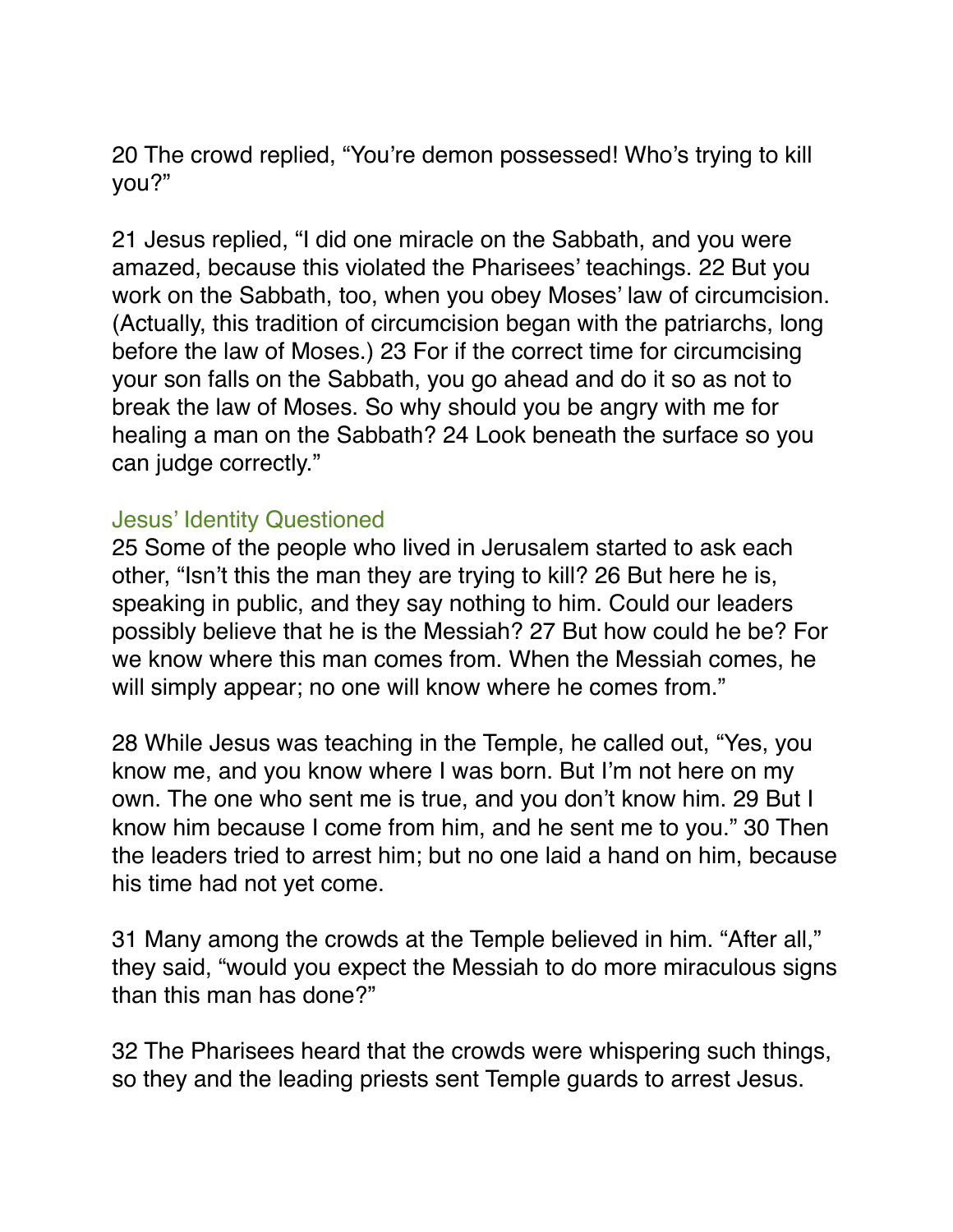20 The crowd replied, "You're demon possessed! Who's trying to kill you?"

21 Jesus replied, "I did one miracle on the Sabbath, and you were amazed, because this violated the Pharisees' teachings. 22 But you work on the Sabbath, too, when you obey Moses' law of circumcision. (Actually, this tradition of circumcision began with the patriarchs, long before the law of Moses.) 23 For if the correct time for circumcising your son falls on the Sabbath, you go ahead and do it so as not to break the law of Moses. So why should you be angry with me for healing a man on the Sabbath? 24 Look beneath the surface so you can judge correctly."

### Jesus' Identity Questioned

25 Some of the people who lived in Jerusalem started to ask each other, "Isn't this the man they are trying to kill? 26 But here he is, speaking in public, and they say nothing to him. Could our leaders possibly believe that he is the Messiah? 27 But how could he be? For we know where this man comes from. When the Messiah comes, he will simply appear; no one will know where he comes from."

28 While Jesus was teaching in the Temple, he called out, "Yes, you know me, and you know where I was born. But I'm not here on my own. The one who sent me is true, and you don't know him. 29 But I know him because I come from him, and he sent me to you." 30 Then the leaders tried to arrest him; but no one laid a hand on him, because his time had not yet come.

31 Many among the crowds at the Temple believed in him. "After all," they said, "would you expect the Messiah to do more miraculous signs than this man has done?"

32 The Pharisees heard that the crowds were whispering such things, so they and the leading priests sent Temple guards to arrest Jesus.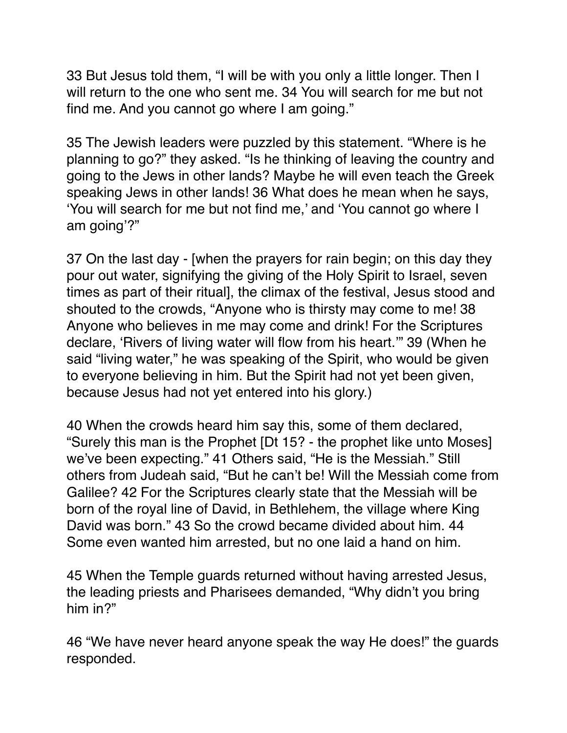33 But Jesus told them, "I will be with you only a little longer. Then I will return to the one who sent me. 34 You will search for me but not find me. And you cannot go where I am going."

35 The Jewish leaders were puzzled by this statement. "Where is he planning to go?" they asked. "Is he thinking of leaving the country and going to the Jews in other lands? Maybe he will even teach the Greek speaking Jews in other lands! 36 What does he mean when he says, 'You will search for me but not find me,' and 'You cannot go where I am going'?"

37 On the last day - [when the prayers for rain begin; on this day they pour out water, signifying the giving of the Holy Spirit to Israel, seven times as part of their ritual], the climax of the festival, Jesus stood and shouted to the crowds, "Anyone who is thirsty may come to me! 38 Anyone who believes in me may come and drink! For the Scriptures declare, 'Rivers of living water will flow from his heart.'" 39 (When he said "living water," he was speaking of the Spirit, who would be given to everyone believing in him. But the Spirit had not yet been given, because Jesus had not yet entered into his glory.)

40 When the crowds heard him say this, some of them declared, "Surely this man is the Prophet [Dt 15? - the prophet like unto Moses] we've been expecting." 41 Others said, "He is the Messiah." Still others from Judeah said, "But he can't be! Will the Messiah come from Galilee? 42 For the Scriptures clearly state that the Messiah will be born of the royal line of David, in Bethlehem, the village where King David was born." 43 So the crowd became divided about him. 44 Some even wanted him arrested, but no one laid a hand on him.

45 When the Temple guards returned without having arrested Jesus, the leading priests and Pharisees demanded, "Why didn't you bring him in?"

46 "We have never heard anyone speak the way He does!" the guards responded.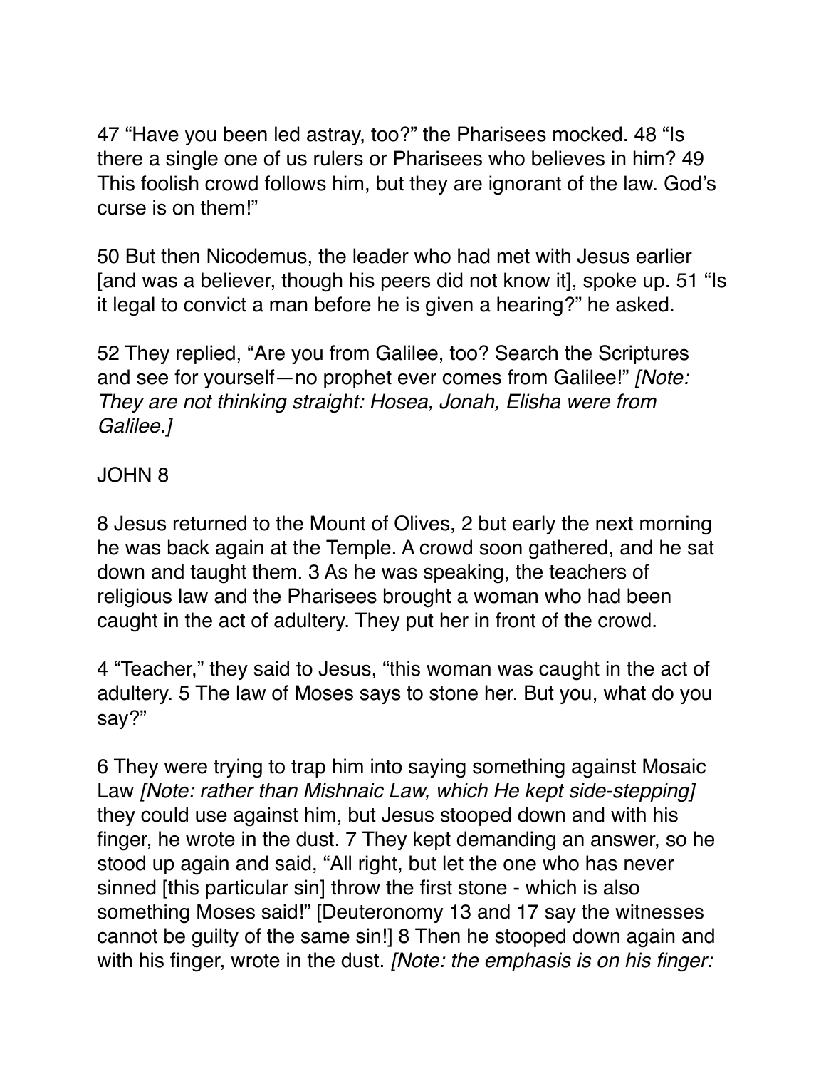47 “Have you been led astray, too?” the Pharisees mocked. 48 “Is there a single one of us rulers or Pharisees who believes in him? 49 This foolish crowd follows him, but they are ignorant of the law. God’s curse is on them!”

50 But then Nicodemus, the leader who had met with Jesus earlier [and was a believer, though his peers did not know it], spoke up. 51 “Is it legal to convict a man before he is given a hearing?” he asked.

52 They replied, “Are you from Galilee, too? Search the Scriptures and see for yourself—no prophet ever comes from Galilee!” *[Note: They are not thinking straight: Hosea, Jonah, Elisha were from Galilee.]*

## JOHN 8

8 Jesus returned to the Mount of Olives, 2 but early the next morning he was back again at the Temple. A crowd soon gathered, and he sat down and taught them. 3 As he was speaking, the teachers of religious law and the Pharisees brought a woman who had been caught in the act of adultery. They put her in front of the crowd.

4 “Teacher,” they said to Jesus, “this woman was caught in the act of adultery. 5 The law of Moses says to stone her. But you, what do you say?”

6 They were trying to trap him into saying something against Mosaic Law *[Note: rather than Mishnaic Law, which He kept side-stepping]* they could use against him, but Jesus stooped down and with his finger, he wrote in the dust. 7 They kept demanding an answer, so he stood up again and said, “All right, but let the one who has never sinned [this particular sin] throw the first stone - which is also something Moses said!” [Deuteronomy 13 and 17 say the witnesses cannot be guilty of the same sin!] 8 Then he stooped down again and with his finger, wrote in the dust. *[Note: the emphasis is on his finger:*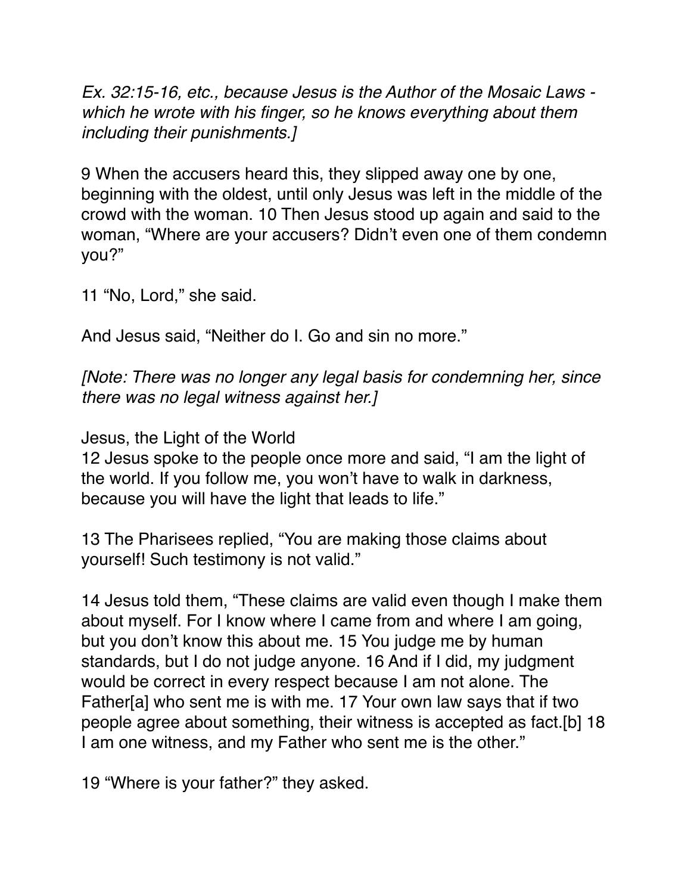*Ex. 32:15-16, etc., because Jesus is the Author of the Mosaic Laws - which he wrote with his finger, so he knows everything about them including their punishments.]*

9 When the accusers heard this, they slipped away one by one, beginning with the oldest, until only Jesus was left in the middle of the crowd with the woman. 10 Then Jesus stood up again and said to the woman, “Where are your accusers? Didn’t even one of them condemn you?”

11 “No, Lord,” she said.

And Jesus said, “Neither do I. Go and sin no more.”

*[Note: There was no longer any legal basis for condemning her, since there was no legal witness against her.]*

Jesus, the Light of the World

12 Jesus spoke to the people once more and said, “I am the light of the world. If you follow me, you won’t have to walk in darkness, because you will have the light that leads to life.”

13 The Pharisees replied, “You are making those claims about yourself! Such testimony is not valid.”

14 Jesus told them, “These claims are valid even though I make them about myself. For I know where I came from and where I am going, but you don’t know this about me. 15 You judge me by human standards, but I do not judge anyone. 16 And if I did, my judgment would be correct in every respect because I am not alone. The Father[a] who sent me is with me. 17 Your own law says that if two people agree about something, their witness is accepted as fact.[b] 18 I am one witness, and my Father who sent me is the other.”

19 “Where is your father?” they asked.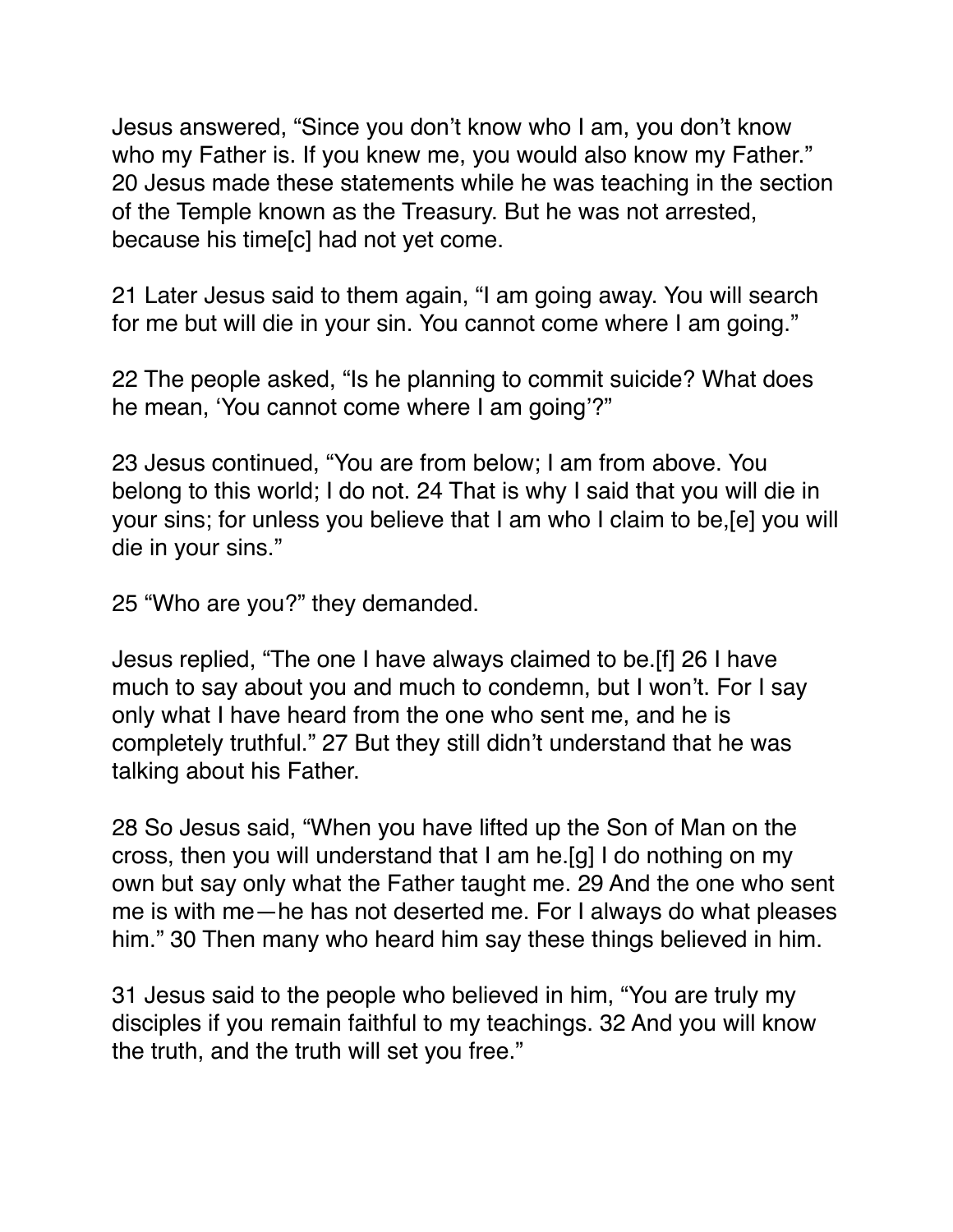Jesus answered, “Since you don’t know who I am, you don’t know who my Father is. If you knew me, you would also know my Father.” 20 Jesus made these statements while he was teaching in the section of the Temple known as the Treasury. But he was not arrested, because his time[c] had not yet come.

21 Later Jesus said to them again, “I am going away. You will search for me but will die in your sin. You cannot come where I am going.”

22 The people asked, “Is he planning to commit suicide? What does he mean, ‘You cannot come where I am going’?”

23 Jesus continued, “You are from below; I am from above. You belong to this world; I do not. 24 That is why I said that you will die in your sins; for unless you believe that I am who I claim to be,[e] you will die in your sins.”

25 “Who are you?” they demanded.

Jesus replied, “The one I have always claimed to be.[f] 26 I have much to say about you and much to condemn, but I won’t. For I say only what I have heard from the one who sent me, and he is completely truthful.” 27 But they still didn’t understand that he was talking about his Father.

28 So Jesus said, “When you have lifted up the Son of Man on the cross, then you will understand that I am he.[g] I do nothing on my own but say only what the Father taught me. 29 And the one who sent me is with me—he has not deserted me. For I always do what pleases him.” 30 Then many who heard him say these things believed in him.

31 Jesus said to the people who believed in him, “You are truly my disciples if you remain faithful to my teachings. 32 And you will know the truth, and the truth will set you free.”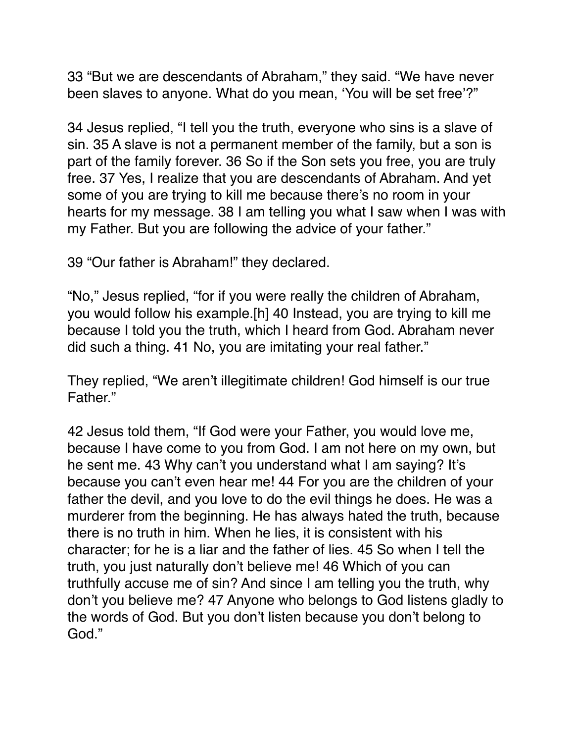33 “But we are descendants of Abraham,” they said. “We have never been slaves to anyone. What do you mean, ‘You will be set free’?”

34 Jesus replied, “I tell you the truth, everyone who sins is a slave of sin. 35 A slave is not a permanent member of the family, but a son is part of the family forever. 36 So if the Son sets you free, you are truly free. 37 Yes, I realize that you are descendants of Abraham. And yet some of you are trying to kill me because there’s no room in your hearts for my message. 38 I am telling you what I saw when I was with my Father. But you are following the advice of your father.”

39 “Our father is Abraham!” they declared.

“No,” Jesus replied, “for if you were really the children of Abraham, you would follow his example.[h] 40 Instead, you are trying to kill me because I told you the truth, which I heard from God. Abraham never did such a thing. 41 No, you are imitating your real father.”

They replied, “We aren’t illegitimate children! God himself is our true Father.”

42 Jesus told them, “If God were your Father, you would love me, because I have come to you from God. I am not here on my own, but he sent me. 43 Why can’t you understand what I am saying? It’s because you can’t even hear me! 44 For you are the children of your father the devil, and you love to do the evil things he does. He was a murderer from the beginning. He has always hated the truth, because there is no truth in him. When he lies, it is consistent with his character; for he is a liar and the father of lies. 45 So when I tell the truth, you just naturally don’t believe me! 46 Which of you can truthfully accuse me of sin? And since I am telling you the truth, why don’t you believe me? 47 Anyone who belongs to God listens gladly to the words of God. But you don’t listen because you don’t belong to God.”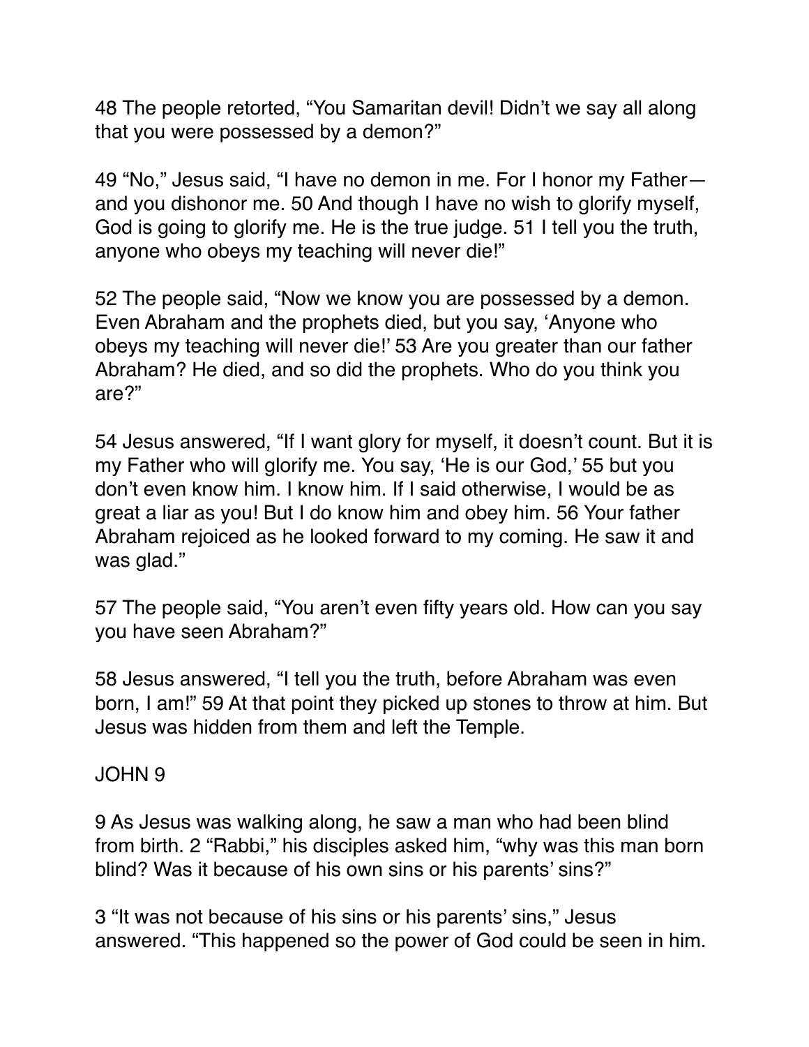48 The people retorted, “You Samaritan devil! Didn’t we say all along that you were possessed by a demon?”

49 “No,” Jesus said, “I have no demon in me. For I honor my Father—and you dishonor me. 50 And though I have no wish to glorify myself, God is going to glorify me. He is the true judge. 51 I tell you the truth, anyone who obeys my teaching will never die!”

52 The people said, “Now we know you are possessed by a demon. Even Abraham and the prophets died, but you say, ‘Anyone who obeys my teaching will never die!’ 53 Are you greater than our father Abraham? He died, and so did the prophets. Who do you think you are?”

54 Jesus answered, “If I want glory for myself, it doesn’t count. But it is my Father who will glorify me. You say, ‘He is our God,’ 55 but you don’t even know him. I know him. If I said otherwise, I would be as great a liar as you! But I do know him and obey him. 56 Your father Abraham rejoiced as he looked forward to my coming. He saw it and was glad.”

57 The people said, “You aren’t even fifty years old. How can you say you have seen Abraham?”

58 Jesus answered, “I tell you the truth, before Abraham was even born, I am!” 59 At that point they picked up stones to throw at him. But Jesus was hidden from them and left the Temple.

JOHN 9

9 As Jesus was walking along, he saw a man who had been blind from birth. 2 “Rabbi,” his disciples asked him, “why was this man born blind? Was it because of his own sins or his parents’ sins?”

3 “It was not because of his sins or his parents’ sins,” Jesus answered. “This happened so the power of God could be seen in him.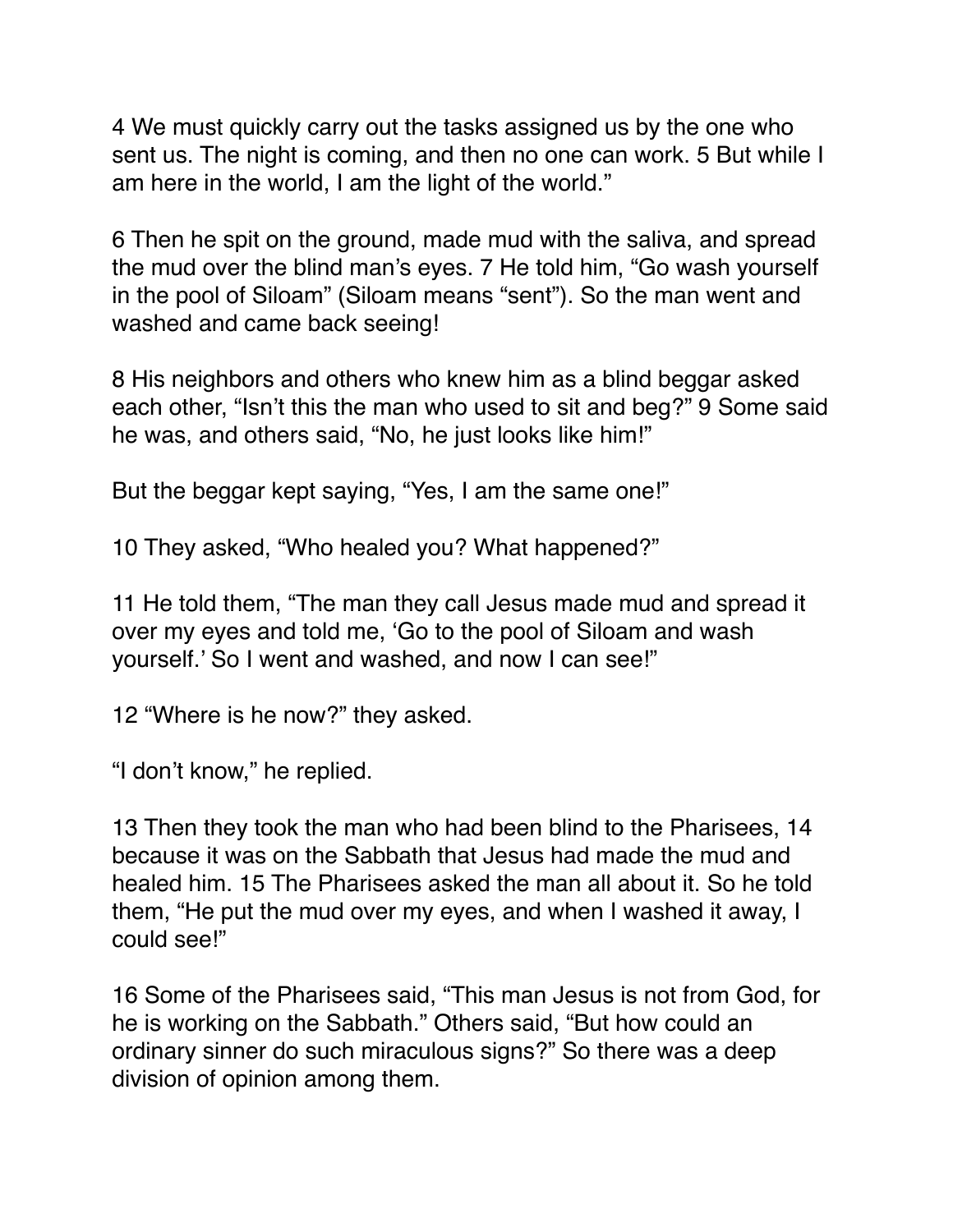4 We must quickly carry out the tasks assigned us by the one who sent us. The night is coming, and then no one can work. 5 But while I am here in the world, I am the light of the world."

6 Then he spit on the ground, made mud with the saliva, and spread the mud over the blind man's eyes. 7 He told him, "Go wash yourself in the pool of Siloam" (Siloam means "sent"). So the man went and washed and came back seeing!

8 His neighbors and others who knew him as a blind beggar asked each other, "Isn't this the man who used to sit and beg?" 9 Some said he was, and others said, "No, he just looks like him!"

But the beggar kept saying, "Yes, I am the same one!"

10 They asked, "Who healed you? What happened?"

11 He told them, "The man they call Jesus made mud and spread it over my eyes and told me, 'Go to the pool of Siloam and wash yourself.' So I went and washed, and now I can see!"

12 "Where is he now?" they asked.

"I don't know," he replied.

13 Then they took the man who had been blind to the Pharisees, 14 because it was on the Sabbath that Jesus had made the mud and healed him. 15 The Pharisees asked the man all about it. So he told them, "He put the mud over my eyes, and when I washed it away, I could see!"

16 Some of the Pharisees said, "This man Jesus is not from God, for he is working on the Sabbath." Others said, "But how could an ordinary sinner do such miraculous signs?" So there was a deep division of opinion among them.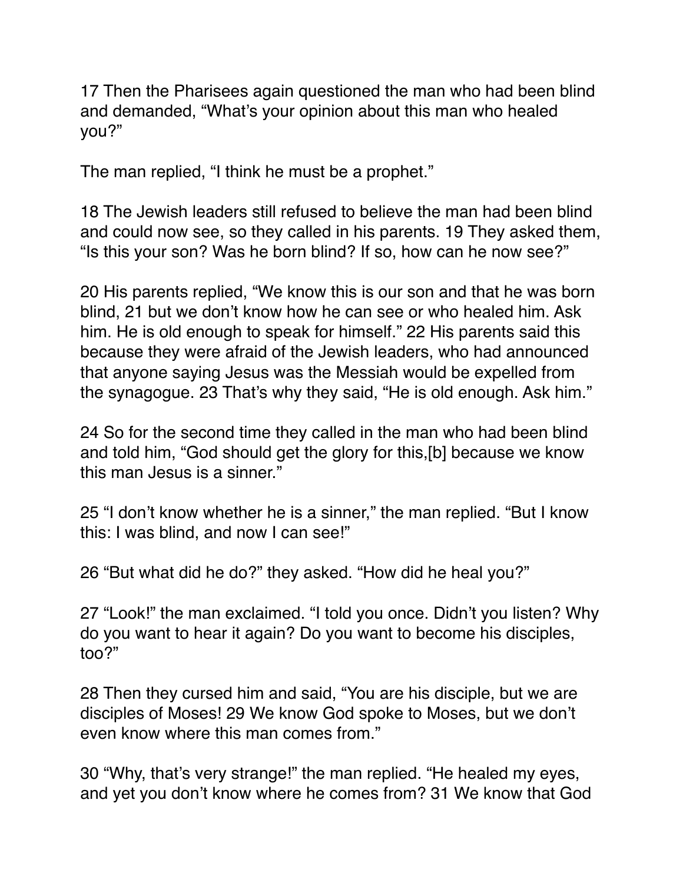17 Then the Pharisees again questioned the man who had been blind and demanded, “What’s your opinion about this man who healed you?”

The man replied, “I think he must be a prophet.”

18 The Jewish leaders still refused to believe the man had been blind and could now see, so they called in his parents. 19 They asked them, “Is this your son? Was he born blind? If so, how can he now see?”

20 His parents replied, “We know this is our son and that he was born blind, 21 but we don’t know how he can see or who healed him. Ask him. He is old enough to speak for himself.” 22 His parents said this because they were afraid of the Jewish leaders, who had announced that anyone saying Jesus was the Messiah would be expelled from the synagogue. 23 That’s why they said, “He is old enough. Ask him.”

24 So for the second time they called in the man who had been blind and told him, “God should get the glory for this,[b] because we know this man Jesus is a sinner.”

25 “I don’t know whether he is a sinner,” the man replied. “But I know this: I was blind, and now I can see!”

26 “But what did he do?” they asked. “How did he heal you?”

27 “Look!” the man exclaimed. “I told you once. Didn’t you listen? Why do you want to hear it again? Do you want to become his disciples, too?”

28 Then they cursed him and said, “You are his disciple, but we are disciples of Moses! 29 We know God spoke to Moses, but we don’t even know where this man comes from.”

30 “Why, that’s very strange!” the man replied. “He healed my eyes, and yet you don’t know where he comes from? 31 We know that God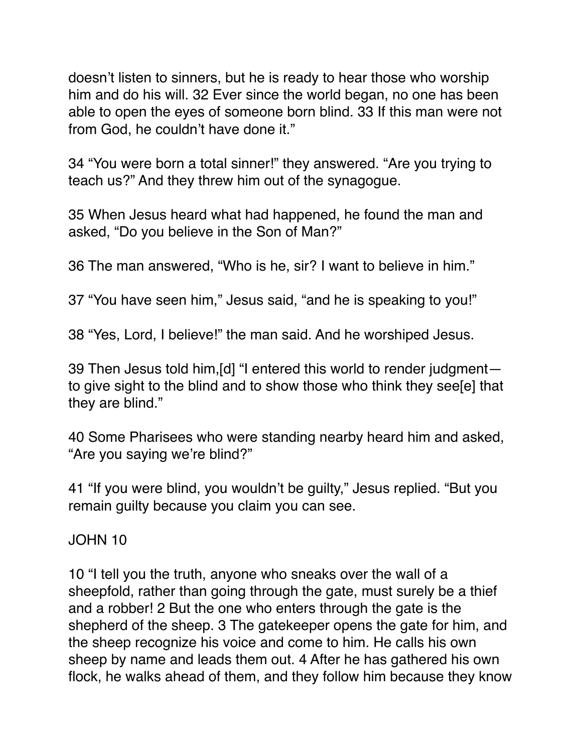doesn't listen to sinners, but he is ready to hear those who worship him and do his will. 32 Ever since the world began, no one has been able to open the eyes of someone born blind. 33 If this man were not from God, he couldn't have done it."

34 "You were born a total sinner!" they answered. "Are you trying to teach us?" And they threw him out of the synagogue.

35 When Jesus heard what had happened, he found the man and asked, "Do you believe in the Son of Man?"

36 The man answered, "Who is he, sir? I want to believe in him."

37 "You have seen him," Jesus said, "and he is speaking to you!"

38 "Yes, Lord, I believe!" the man said. And he worshiped Jesus.

39 Then Jesus told him,[d] "I entered this world to render judgment—to give sight to the blind and to show those who think they see[e] that they are blind."

40 Some Pharisees who were standing nearby heard him and asked, "Are you saying we're blind?"

41 "If you were blind, you wouldn't be guilty," Jesus replied. "But you remain guilty because you claim you can see.

## JOHN 10

10 "I tell you the truth, anyone who sneaks over the wall of a sheepfold, rather than going through the gate, must surely be a thief and a robber! 2 But the one who enters through the gate is the shepherd of the sheep. 3 The gatekeeper opens the gate for him, and the sheep recognize his voice and come to him. He calls his own sheep by name and leads them out. 4 After he has gathered his own flock, he walks ahead of them, and they follow him because they know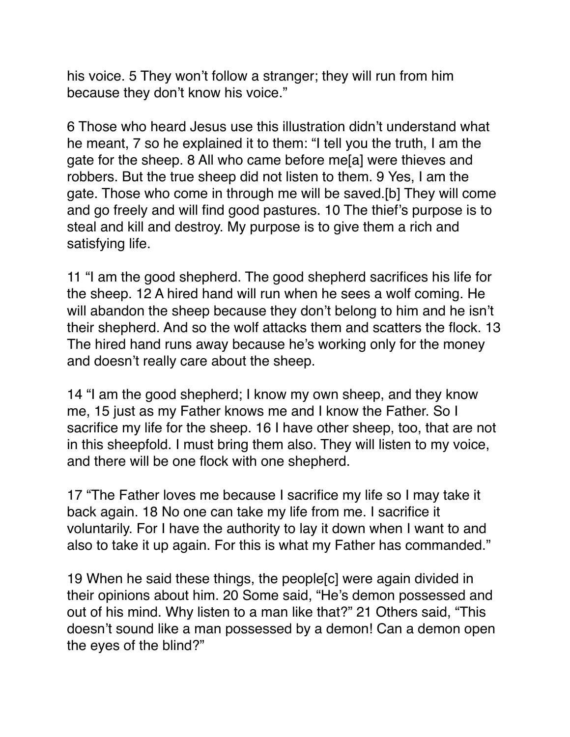his voice. 5 They won't follow a stranger; they will run from him because they don't know his voice."

6 Those who heard Jesus use this illustration didn't understand what he meant, 7 so he explained it to them: "I tell you the truth, I am the gate for the sheep. 8 All who came before me[a] were thieves and robbers. But the true sheep did not listen to them. 9 Yes, I am the gate. Those who come in through me will be saved.[b] They will come and go freely and will find good pastures. 10 The thief's purpose is to steal and kill and destroy. My purpose is to give them a rich and satisfying life.

11 "I am the good shepherd. The good shepherd sacrifices his life for the sheep. 12 A hired hand will run when he sees a wolf coming. He will abandon the sheep because they don't belong to him and he isn't their shepherd. And so the wolf attacks them and scatters the flock. 13 The hired hand runs away because he's working only for the money and doesn't really care about the sheep.

14 "I am the good shepherd; I know my own sheep, and they know me, 15 just as my Father knows me and I know the Father. So I sacrifice my life for the sheep. 16 I have other sheep, too, that are not in this sheepfold. I must bring them also. They will listen to my voice, and there will be one flock with one shepherd.

17 "The Father loves me because I sacrifice my life so I may take it back again. 18 No one can take my life from me. I sacrifice it voluntarily. For I have the authority to lay it down when I want to and also to take it up again. For this is what my Father has commanded."

19 When he said these things, the people[c] were again divided in their opinions about him. 20 Some said, "He's demon possessed and out of his mind. Why listen to a man like that?" 21 Others said, "This doesn't sound like a man possessed by a demon! Can a demon open the eyes of the blind?"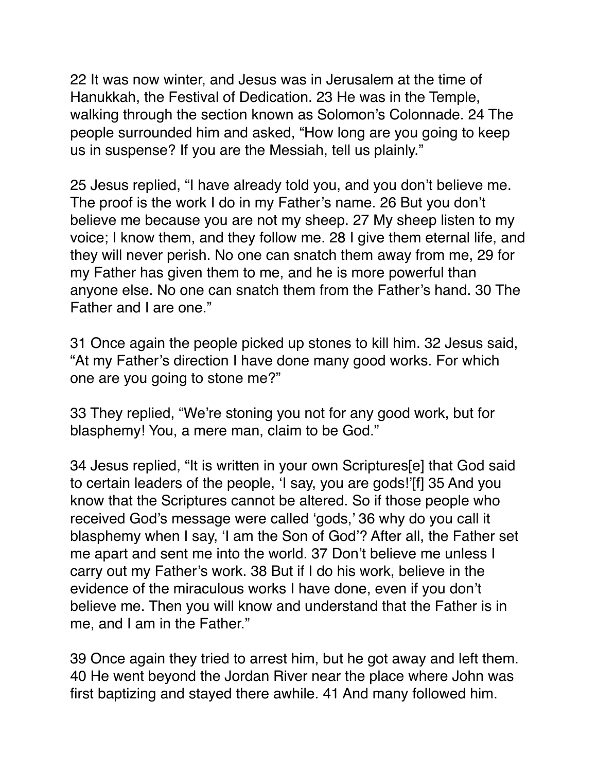22 It was now winter, and Jesus was in Jerusalem at the time of Hanukkah, the Festival of Dedication. 23 He was in the Temple, walking through the section known as Solomon's Colonnade. 24 The people surrounded him and asked, "How long are you going to keep us in suspense? If you are the Messiah, tell us plainly."

25 Jesus replied, "I have already told you, and you don't believe me. The proof is the work I do in my Father's name. 26 But you don't believe me because you are not my sheep. 27 My sheep listen to my voice; I know them, and they follow me. 28 I give them eternal life, and they will never perish. No one can snatch them away from me, 29 for my Father has given them to me, and he is more powerful than anyone else. No one can snatch them from the Father's hand. 30 The Father and I are one."

31 Once again the people picked up stones to kill him. 32 Jesus said, "At my Father's direction I have done many good works. For which one are you going to stone me?"

33 They replied, "We're stoning you not for any good work, but for blasphemy! You, a mere man, claim to be God."

34 Jesus replied, "It is written in your own Scriptures[e] that God said to certain leaders of the people, 'I say, you are gods!'[f] 35 And you know that the Scriptures cannot be altered. So if those people who received God's message were called 'gods,' 36 why do you call it blasphemy when I say, 'I am the Son of God'? After all, the Father set me apart and sent me into the world. 37 Don't believe me unless I carry out my Father's work. 38 But if I do his work, believe in the evidence of the miraculous works I have done, even if you don't believe me. Then you will know and understand that the Father is in me, and I am in the Father."

39 Once again they tried to arrest him, but he got away and left them. 40 He went beyond the Jordan River near the place where John was first baptizing and stayed there awhile. 41 And many followed him.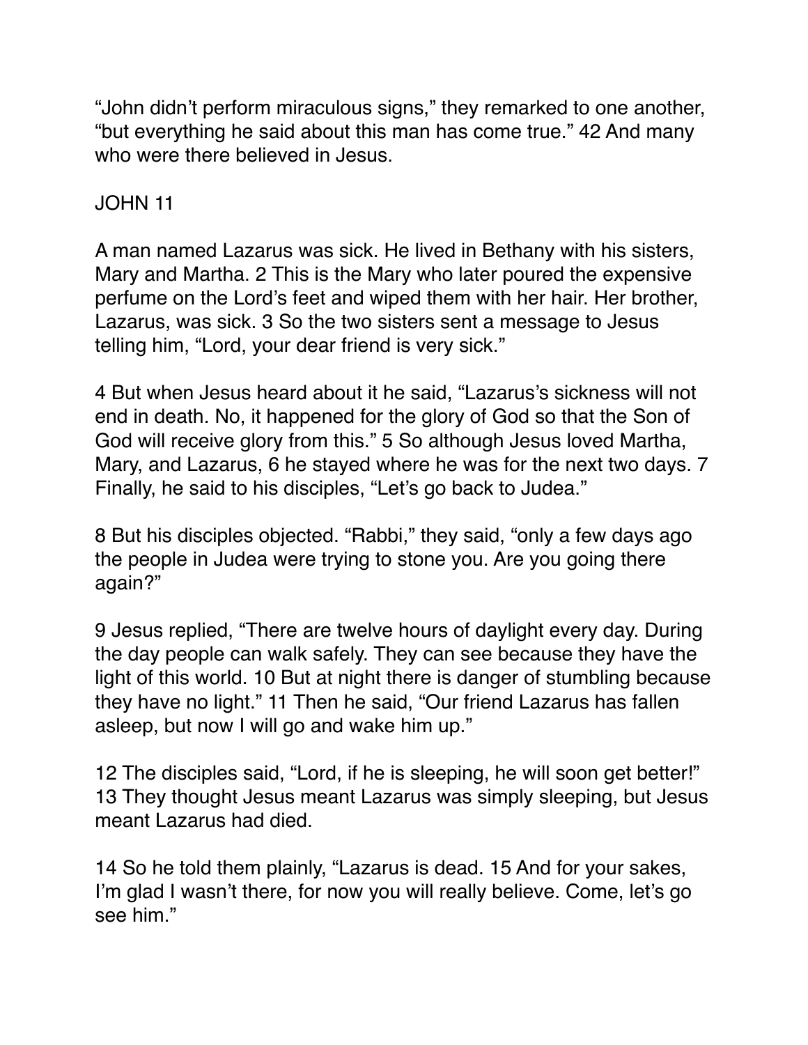“John didn’t perform miraculous signs,” they remarked to one another, “but everything he said about this man has come true.” 42 And many who were there believed in Jesus.

## JOHN 11

A man named Lazarus was sick. He lived in Bethany with his sisters, Mary and Martha. 2 This is the Mary who later poured the expensive perfume on the Lord’s feet and wiped them with her hair. Her brother, Lazarus, was sick. 3 So the two sisters sent a message to Jesus telling him, “Lord, your dear friend is very sick.”

4 But when Jesus heard about it he said, “Lazarus’s sickness will not end in death. No, it happened for the glory of God so that the Son of God will receive glory from this.” 5 So although Jesus loved Martha, Mary, and Lazarus, 6 he stayed where he was for the next two days. 7 Finally, he said to his disciples, “Let’s go back to Judea.”

8 But his disciples objected. “Rabbi,” they said, “only a few days ago the people in Judea were trying to stone you. Are you going there again?”

9 Jesus replied, “There are twelve hours of daylight every day. During the day people can walk safely. They can see because they have the light of this world. 10 But at night there is danger of stumbling because they have no light.” 11 Then he said, “Our friend Lazarus has fallen asleep, but now I will go and wake him up.”

12 The disciples said, “Lord, if he is sleeping, he will soon get better!” 13 They thought Jesus meant Lazarus was simply sleeping, but Jesus meant Lazarus had died.

14 So he told them plainly, “Lazarus is dead. 15 And for your sakes, I’m glad I wasn’t there, for now you will really believe. Come, let’s go see him.”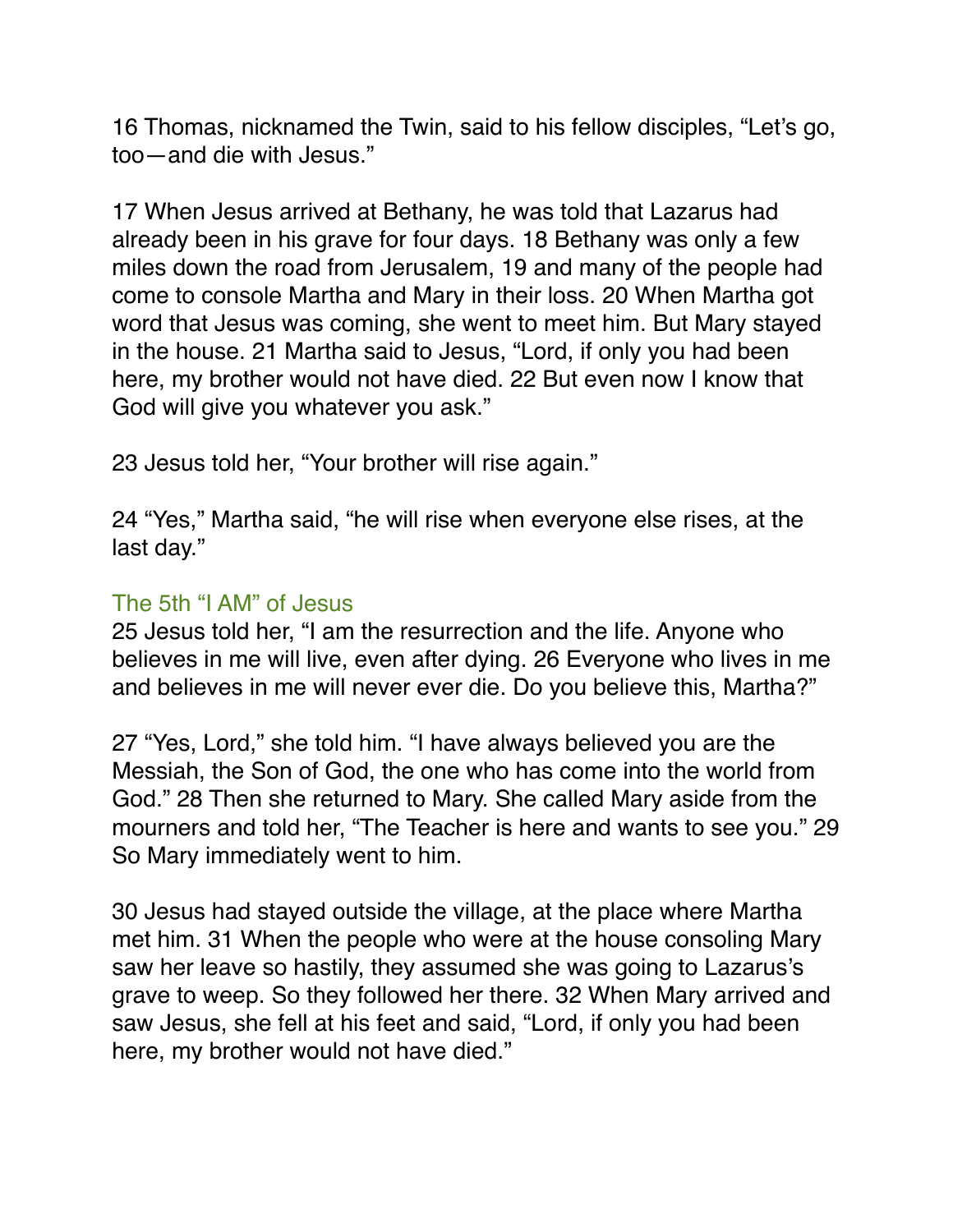16 Thomas, nicknamed the Twin, said to his fellow disciples, “Let’s go, too—and die with Jesus.”

17 When Jesus arrived at Bethany, he was told that Lazarus had already been in his grave for four days. 18 Bethany was only a few miles down the road from Jerusalem, 19 and many of the people had come to console Martha and Mary in their loss. 20 When Martha got word that Jesus was coming, she went to meet him. But Mary stayed in the house. 21 Martha said to Jesus, “Lord, if only you had been here, my brother would not have died. 22 But even now I know that God will give you whatever you ask.”

23 Jesus told her, “Your brother will rise again.”

24 “Yes,” Martha said, “he will rise when everyone else rises, at the last day.”

### The 5th “I AM” of Jesus

25 Jesus told her, “I am the resurrection and the life. Anyone who believes in me will live, even after dying. 26 Everyone who lives in me and believes in me will never ever die. Do you believe this, Martha?”

27 “Yes, Lord,” she told him. “I have always believed you are the Messiah, the Son of God, the one who has come into the world from God.” 28 Then she returned to Mary. She called Mary aside from the mourners and told her, “The Teacher is here and wants to see you.” 29 So Mary immediately went to him.

30 Jesus had stayed outside the village, at the place where Martha met him. 31 When the people who were at the house consoling Mary saw her leave so hastily, they assumed she was going to Lazarus’s grave to weep. So they followed her there. 32 When Mary arrived and saw Jesus, she fell at his feet and said, “Lord, if only you had been here, my brother would not have died.”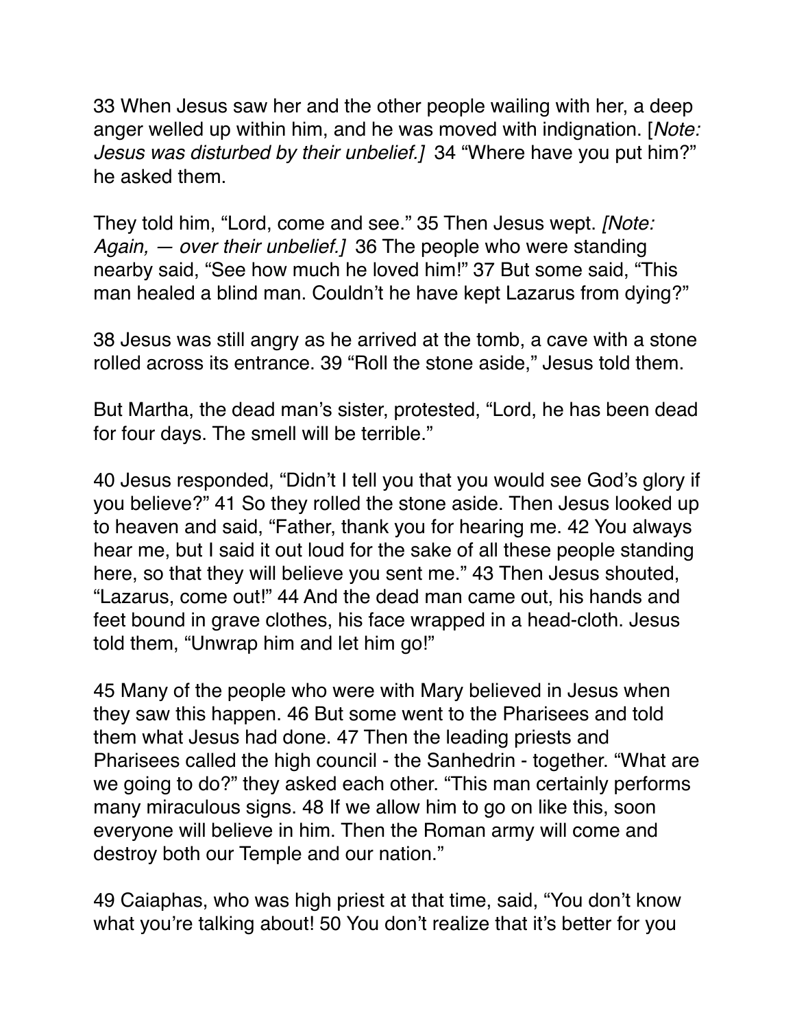33 When Jesus saw her and the other people wailing with her, a deep anger welled up within him, and he was moved with indignation. [*Note: Jesus was disturbed by their unbelief.]* 34 "Where have you put him?" he asked them.

They told him, "Lord, come and see." 35 Then Jesus wept. *[Note: Again, — over their unbelief.]* 36 The people who were standing nearby said, "See how much he loved him!" 37 But some said, "This man healed a blind man. Couldn't he have kept Lazarus from dying?"

38 Jesus was still angry as he arrived at the tomb, a cave with a stone rolled across its entrance. 39 "Roll the stone aside," Jesus told them.

But Martha, the dead man's sister, protested, "Lord, he has been dead for four days. The smell will be terrible."

40 Jesus responded, "Didn't I tell you that you would see God's glory if you believe?" 41 So they rolled the stone aside. Then Jesus looked up to heaven and said, "Father, thank you for hearing me. 42 You always hear me, but I said it out loud for the sake of all these people standing here, so that they will believe you sent me." 43 Then Jesus shouted, "Lazarus, come out!" 44 And the dead man came out, his hands and feet bound in grave clothes, his face wrapped in a head-cloth. Jesus told them, "Unwrap him and let him go!"

45 Many of the people who were with Mary believed in Jesus when they saw this happen. 46 But some went to the Pharisees and told them what Jesus had done. 47 Then the leading priests and Pharisees called the high council - the Sanhedrin - together. "What are we going to do?" they asked each other. "This man certainly performs many miraculous signs. 48 If we allow him to go on like this, soon everyone will believe in him. Then the Roman army will come and destroy both our Temple and our nation."

49 Caiaphas, who was high priest at that time, said, "You don't know what you're talking about! 50 You don't realize that it's better for you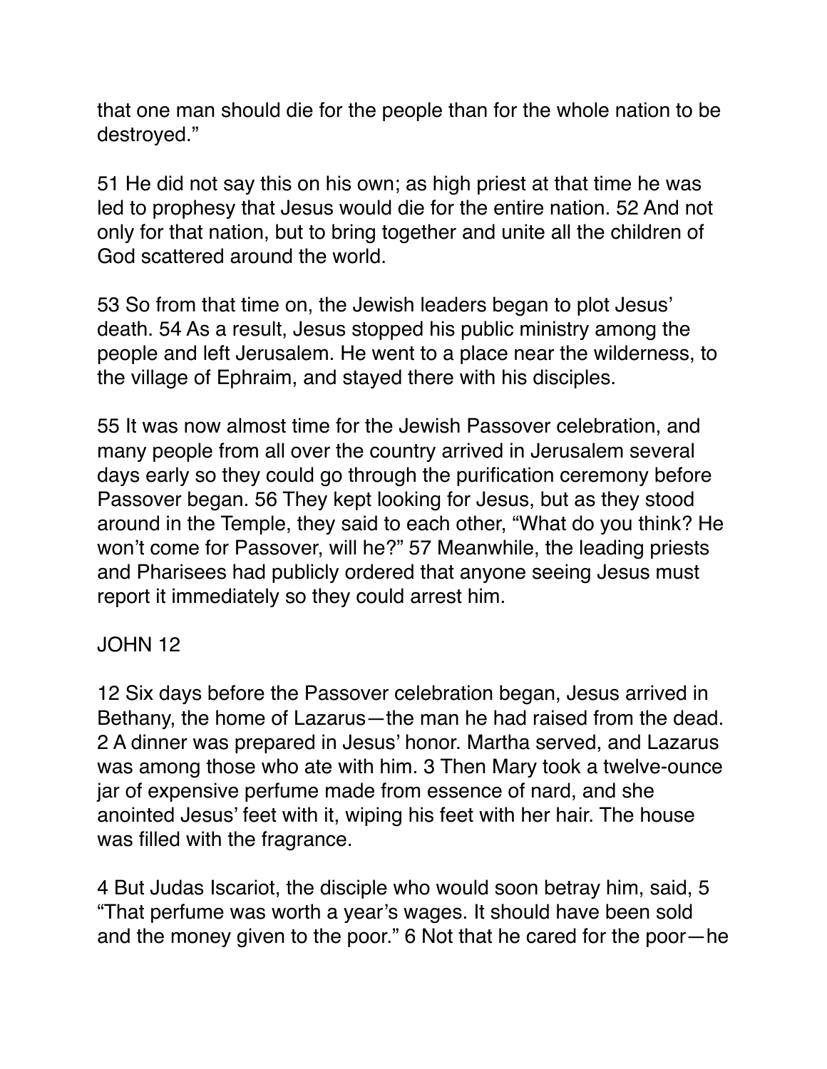that one man should die for the people than for the whole nation to be destroyed."

51 He did not say this on his own; as high priest at that time he was led to prophesy that Jesus would die for the entire nation. 52 And not only for that nation, but to bring together and unite all the children of God scattered around the world.

53 So from that time on, the Jewish leaders began to plot Jesus' death. 54 As a result, Jesus stopped his public ministry among the people and left Jerusalem. He went to a place near the wilderness, to the village of Ephraim, and stayed there with his disciples.

55 It was now almost time for the Jewish Passover celebration, and many people from all over the country arrived in Jerusalem several days early so they could go through the purification ceremony before Passover began. 56 They kept looking for Jesus, but as they stood around in the Temple, they said to each other, "What do you think? He won't come for Passover, will he?" 57 Meanwhile, the leading priests and Pharisees had publicly ordered that anyone seeing Jesus must report it immediately so they could arrest him.

## JOHN 12

12 Six days before the Passover celebration began, Jesus arrived in Bethany, the home of Lazarus—the man he had raised from the dead. 2 A dinner was prepared in Jesus' honor. Martha served, and Lazarus was among those who ate with him. 3 Then Mary took a twelve-ounce jar of expensive perfume made from essence of nard, and she anointed Jesus' feet with it, wiping his feet with her hair. The house was filled with the fragrance.

4 But Judas Iscariot, the disciple who would soon betray him, said, 5 "That perfume was worth a year's wages. It should have been sold and the money given to the poor." 6 Not that he cared for the poor—he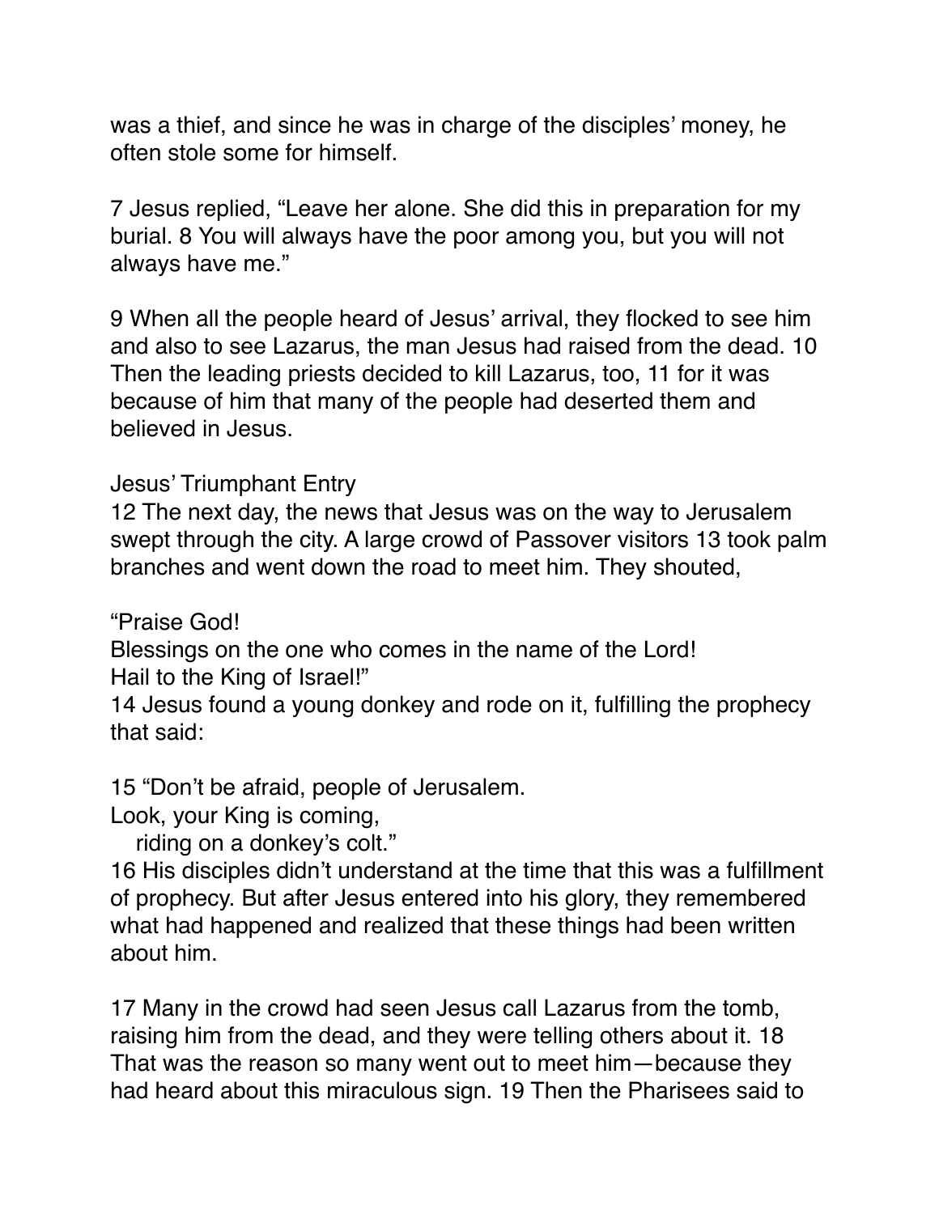was a thief, and since he was in charge of the disciples' money, he often stole some for himself.

7 Jesus replied, "Leave her alone. She did this in preparation for my burial. 8 You will always have the poor among you, but you will not always have me."

9 When all the people heard of Jesus' arrival, they flocked to see him and also to see Lazarus, the man Jesus had raised from the dead. 10 Then the leading priests decided to kill Lazarus, too, 11 for it was because of him that many of the people had deserted them and believed in Jesus.

### Jesus' Triumphant Entry

12 The next day, the news that Jesus was on the way to Jerusalem swept through the city. A large crowd of Passover visitors 13 took palm branches and went down the road to meet him. They shouted,

"Praise God!  
Blessings on the one who comes in the name of the Lord!  
Hail to the King of Israel!"

14 Jesus found a young donkey and rode on it, fulfilling the prophecy that said:

15 "Don't be afraid, people of Jerusalem.  
Look, your King is coming,  
riding on a donkey's colt."

16 His disciples didn't understand at the time that this was a fulfillment of prophecy. But after Jesus entered into his glory, they remembered what had happened and realized that these things had been written about him.

17 Many in the crowd had seen Jesus call Lazarus from the tomb, raising him from the dead, and they were telling others about it. 18 That was the reason so many went out to meet him—because they had heard about this miraculous sign. 19 Then the Pharisees said to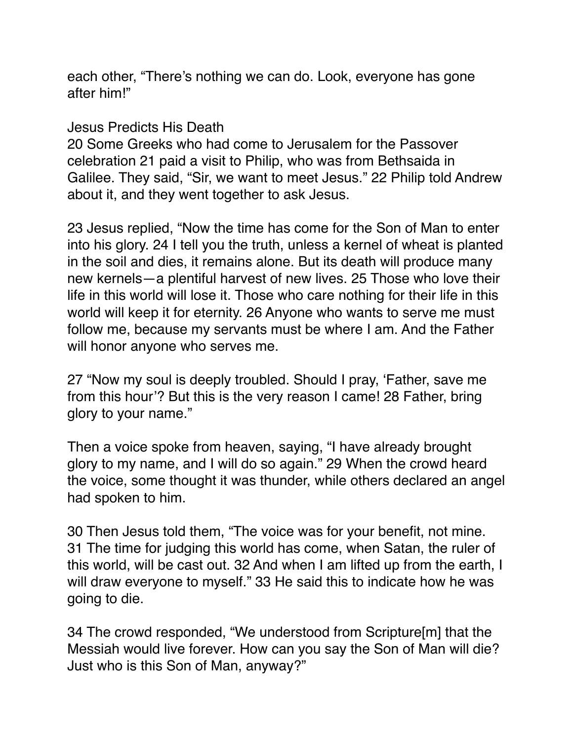each other, “There’s nothing we can do. Look, everyone has gone after him!”

## Jesus Predicts His Death

20 Some Greeks who had come to Jerusalem for the Passover celebration 21 paid a visit to Philip, who was from Bethsaida in Galilee. They said, “Sir, we want to meet Jesus.” 22 Philip told Andrew about it, and they went together to ask Jesus.

23 Jesus replied, “Now the time has come for the Son of Man to enter into his glory. 24 I tell you the truth, unless a kernel of wheat is planted in the soil and dies, it remains alone. But its death will produce many new kernels—a plentiful harvest of new lives. 25 Those who love their life in this world will lose it. Those who care nothing for their life in this world will keep it for eternity. 26 Anyone who wants to serve me must follow me, because my servants must be where I am. And the Father will honor anyone who serves me.

27 “Now my soul is deeply troubled. Should I pray, ‘Father, save me from this hour’? But this is the very reason I came! 28 Father, bring glory to your name.”

Then a voice spoke from heaven, saying, “I have already brought glory to my name, and I will do so again.” 29 When the crowd heard the voice, some thought it was thunder, while others declared an angel had spoken to him.

30 Then Jesus told them, “The voice was for your benefit, not mine. 31 The time for judging this world has come, when Satan, the ruler of this world, will be cast out. 32 And when I am lifted up from the earth, I will draw everyone to myself.” 33 He said this to indicate how he was going to die.

34 The crowd responded, “We understood from Scripture[m] that the Messiah would live forever. How can you say the Son of Man will die? Just who is this Son of Man, anyway?”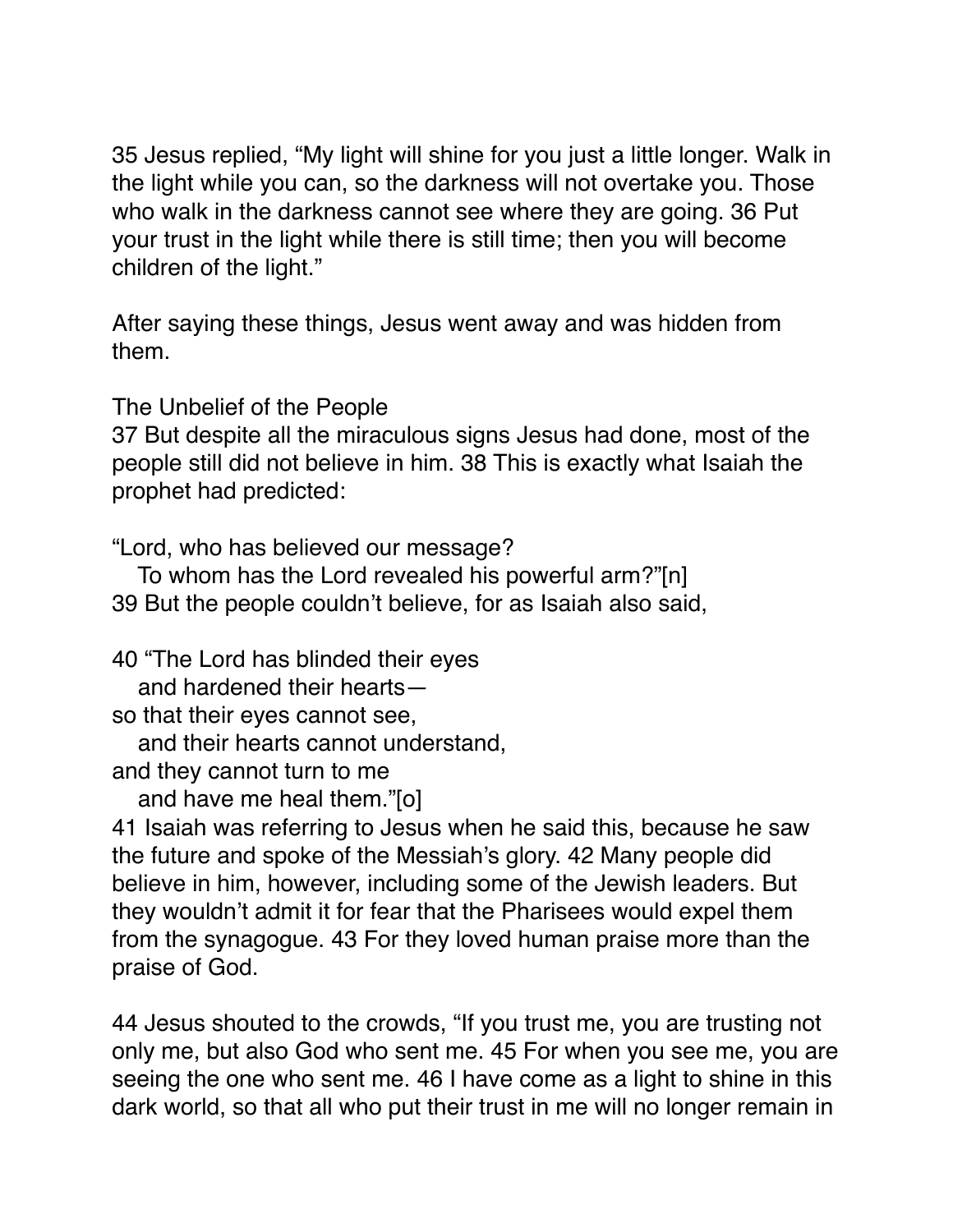35 Jesus replied, “My light will shine for you just a little longer. Walk in the light while you can, so the darkness will not overtake you. Those who walk in the darkness cannot see where they are going. 36 Put your trust in the light while there is still time; then you will become children of the light.”

After saying these things, Jesus went away and was hidden from them.

### The Unbelief of the People

37 But despite all the miraculous signs Jesus had done, most of the people still did not believe in him. 38 This is exactly what Isaiah the prophet had predicted:

“Lord, who has believed our message?
   To whom has the Lord revealed his powerful arm?”[n]

39 But the people couldn’t believe, for as Isaiah also said,

40 “The Lord has blinded their eyes
   and hardened their hearts—
so that their eyes cannot see,
   and their hearts cannot understand,
and they cannot turn to me
   and have me heal them.”[o]

41 Isaiah was referring to Jesus when he said this, because he saw the future and spoke of the Messiah’s glory. 42 Many people did believe in him, however, including some of the Jewish leaders. But they wouldn’t admit it for fear that the Pharisees would expel them from the synagogue. 43 For they loved human praise more than the praise of God.

44 Jesus shouted to the crowds, “If you trust me, you are trusting not only me, but also God who sent me. 45 For when you see me, you are seeing the one who sent me. 46 I have come as a light to shine in this dark world, so that all who put their trust in me will no longer remain in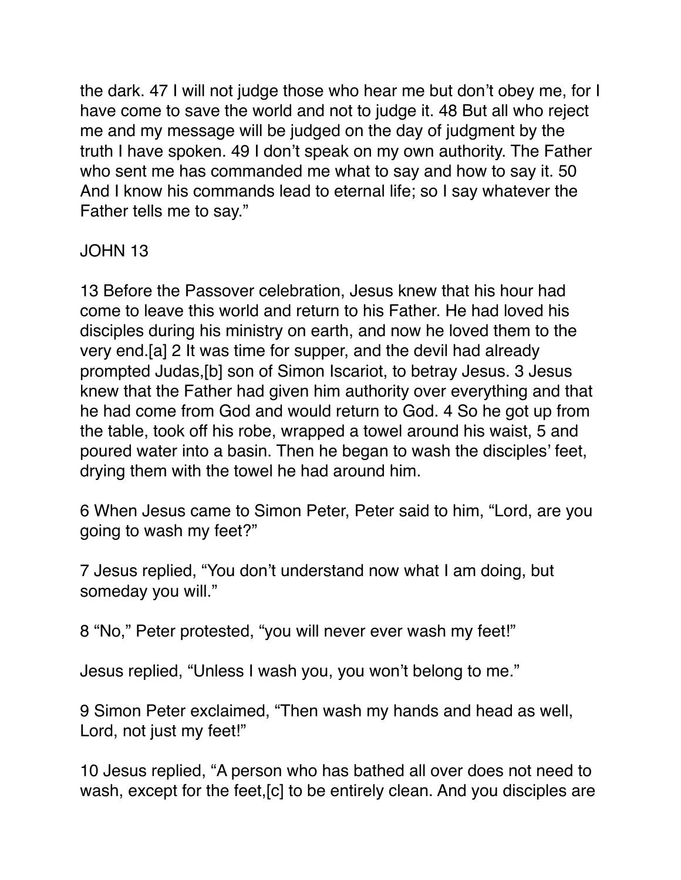the dark. 47 I will not judge those who hear me but don't obey me, for I have come to save the world and not to judge it. 48 But all who reject me and my message will be judged on the day of judgment by the truth I have spoken. 49 I don't speak on my own authority. The Father who sent me has commanded me what to say and how to say it. 50 And I know his commands lead to eternal life; so I say whatever the Father tells me to say."

## JOHN 13

13 Before the Passover celebration, Jesus knew that his hour had come to leave this world and return to his Father. He had loved his disciples during his ministry on earth, and now he loved them to the very end.[a] 2 It was time for supper, and the devil had already prompted Judas,[b] son of Simon Iscariot, to betray Jesus. 3 Jesus knew that the Father had given him authority over everything and that he had come from God and would return to God. 4 So he got up from the table, took off his robe, wrapped a towel around his waist, 5 and poured water into a basin. Then he began to wash the disciples' feet, drying them with the towel he had around him.

6 When Jesus came to Simon Peter, Peter said to him, "Lord, are you going to wash my feet?"

7 Jesus replied, "You don't understand now what I am doing, but someday you will."

8 "No," Peter protested, "you will never ever wash my feet!"

Jesus replied, "Unless I wash you, you won't belong to me."

9 Simon Peter exclaimed, "Then wash my hands and head as well, Lord, not just my feet!"

10 Jesus replied, "A person who has bathed all over does not need to wash, except for the feet,[c] to be entirely clean. And you disciples are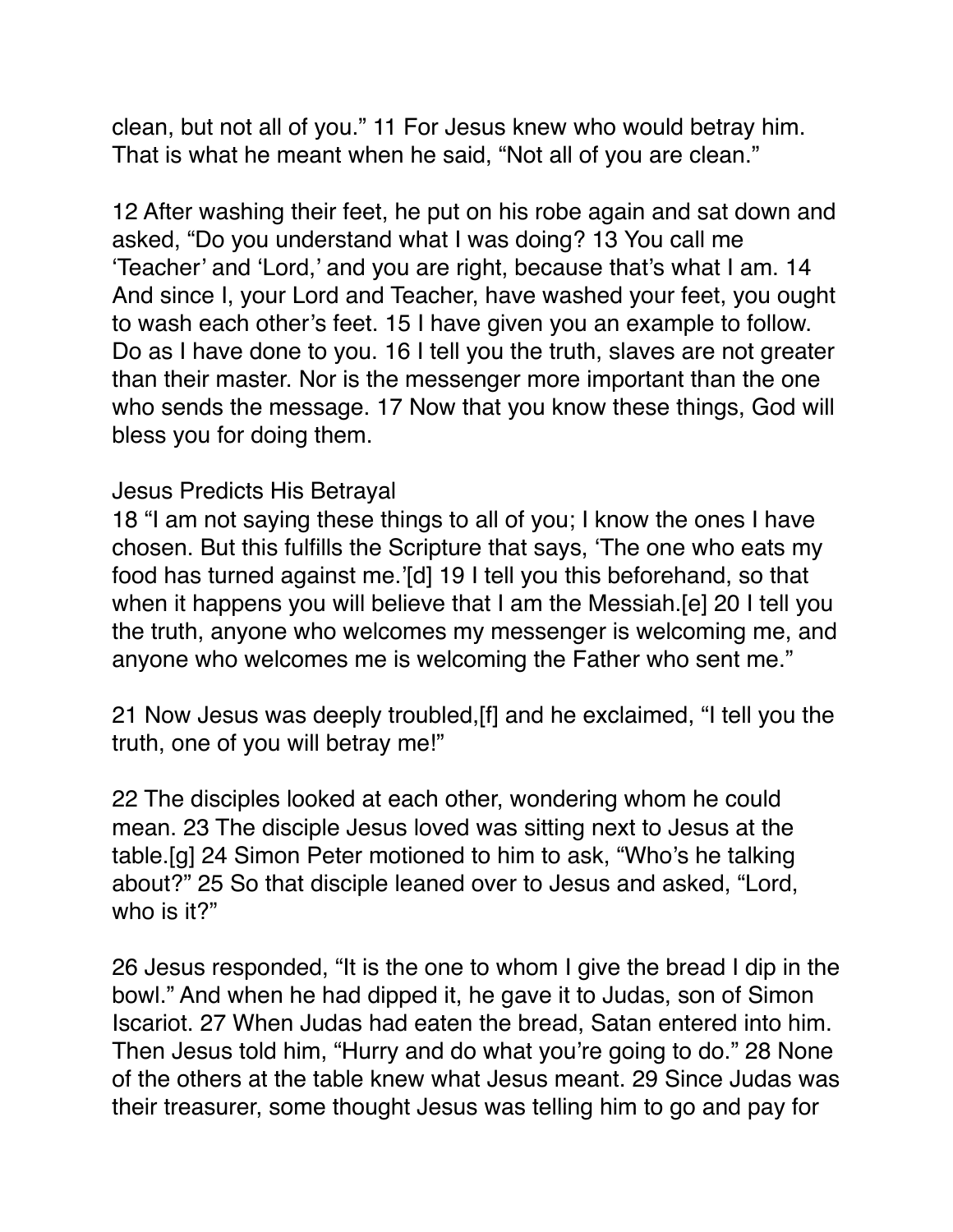clean, but not all of you." 11 For Jesus knew who would betray him. That is what he meant when he said, "Not all of you are clean."

12 After washing their feet, he put on his robe again and sat down and asked, "Do you understand what I was doing? 13 You call me 'Teacher' and 'Lord,' and you are right, because that's what I am. 14 And since I, your Lord and Teacher, have washed your feet, you ought to wash each other's feet. 15 I have given you an example to follow. Do as I have done to you. 16 I tell you the truth, slaves are not greater than their master. Nor is the messenger more important than the one who sends the message. 17 Now that you know these things, God will bless you for doing them.

### Jesus Predicts His Betrayal

18 "I am not saying these things to all of you; I know the ones I have chosen. But this fulfills the Scripture that says, 'The one who eats my food has turned against me.'[d] 19 I tell you this beforehand, so that when it happens you will believe that I am the Messiah.[e] 20 I tell you the truth, anyone who welcomes my messenger is welcoming me, and anyone who welcomes me is welcoming the Father who sent me."

21 Now Jesus was deeply troubled,[f] and he exclaimed, "I tell you the truth, one of you will betray me!"

22 The disciples looked at each other, wondering whom he could mean. 23 The disciple Jesus loved was sitting next to Jesus at the table.[g] 24 Simon Peter motioned to him to ask, "Who's he talking about?" 25 So that disciple leaned over to Jesus and asked, "Lord, who is it?"

26 Jesus responded, "It is the one to whom I give the bread I dip in the bowl." And when he had dipped it, he gave it to Judas, son of Simon Iscariot. 27 When Judas had eaten the bread, Satan entered into him. Then Jesus told him, "Hurry and do what you're going to do." 28 None of the others at the table knew what Jesus meant. 29 Since Judas was their treasurer, some thought Jesus was telling him to go and pay for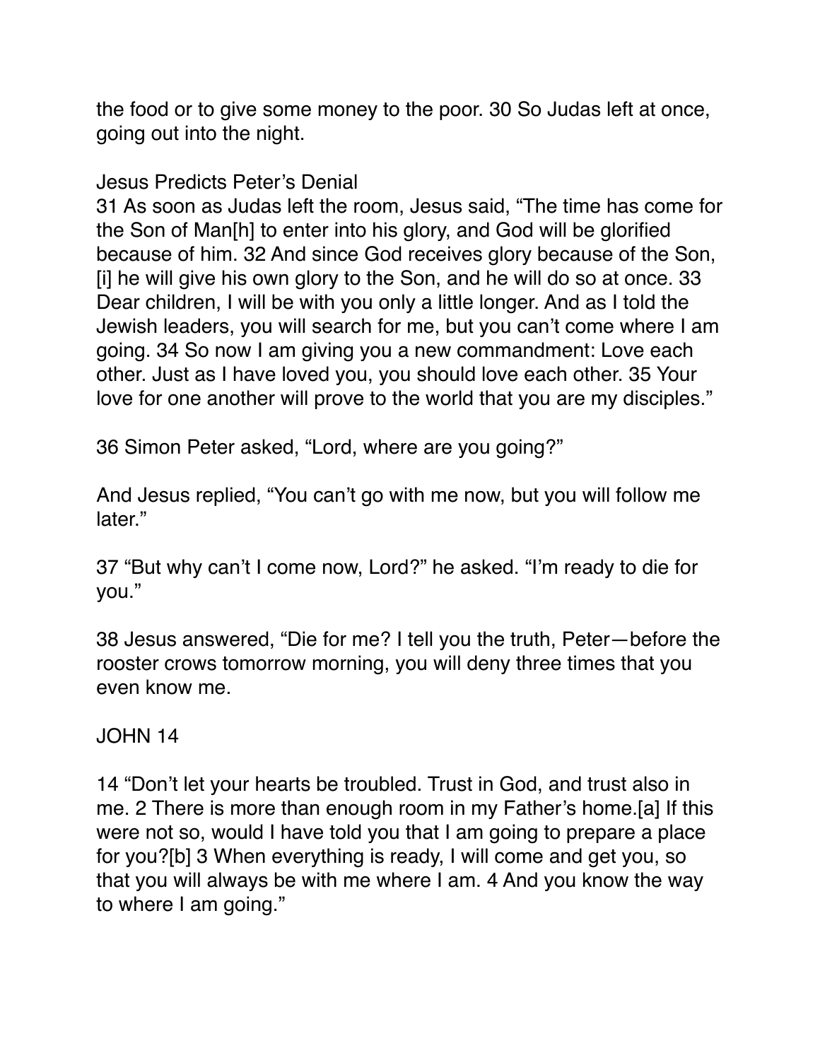the food or to give some money to the poor. 30 So Judas left at once, going out into the night.

## Jesus Predicts Peter's Denial

31 As soon as Judas left the room, Jesus said, "The time has come for the Son of Man[h] to enter into his glory, and God will be glorified because of him. 32 And since God receives glory because of the Son,[i] he will give his own glory to the Son, and he will do so at once. 33 Dear children, I will be with you only a little longer. And as I told the Jewish leaders, you will search for me, but you can't come where I am going. 34 So now I am giving you a new commandment: Love each other. Just as I have loved you, you should love each other. 35 Your love for one another will prove to the world that you are my disciples."

36 Simon Peter asked, "Lord, where are you going?"

And Jesus replied, "You can't go with me now, but you will follow me later."

37 "But why can't I come now, Lord?" he asked. "I'm ready to die for you."

38 Jesus answered, "Die for me? I tell you the truth, Peter—before the rooster crows tomorrow morning, you will deny three times that you even know me.

## JOHN 14

14 "Don't let your hearts be troubled. Trust in God, and trust also in me. 2 There is more than enough room in my Father's home.[a] If this were not so, would I have told you that I am going to prepare a place for you?[b] 3 When everything is ready, I will come and get you, so that you will always be with me where I am. 4 And you know the way to where I am going."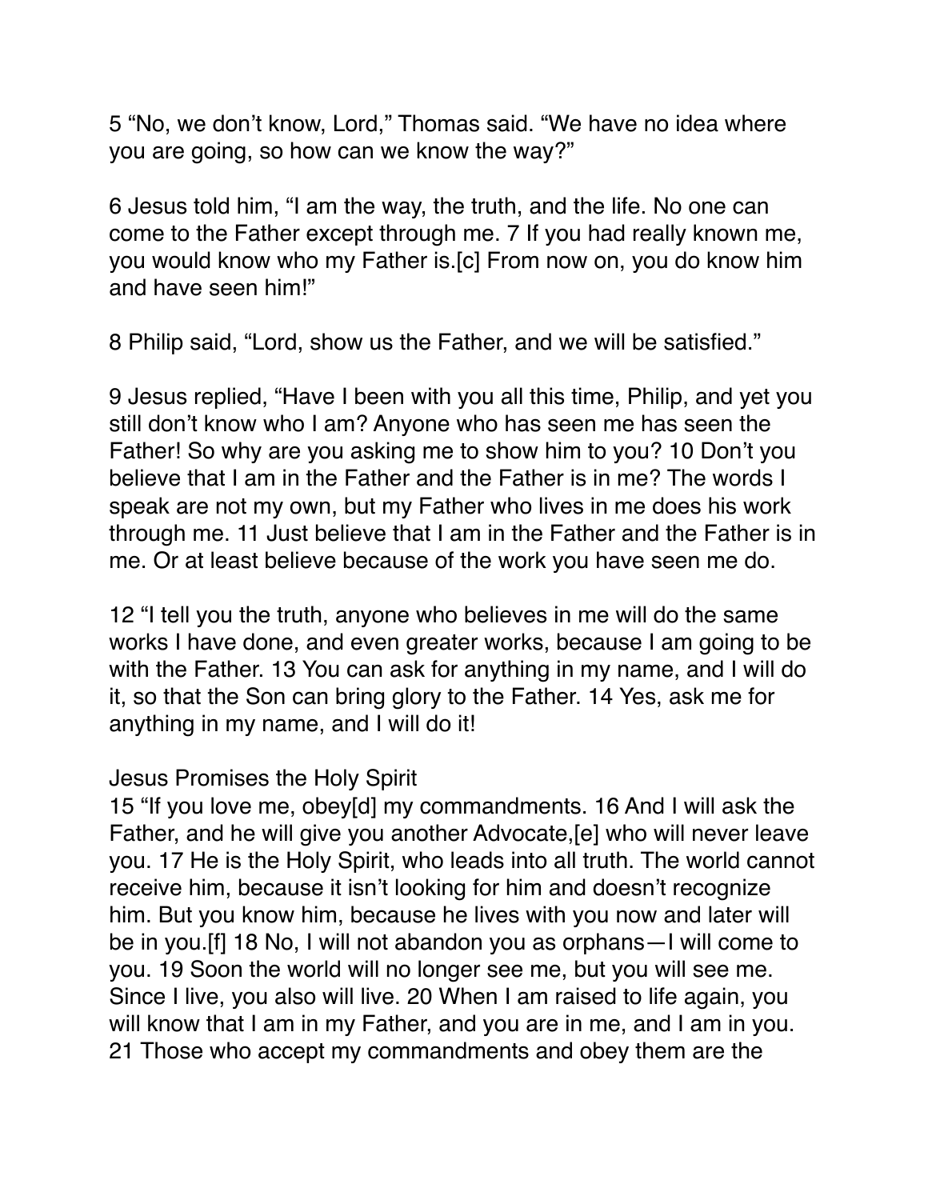5 “No, we don’t know, Lord,” Thomas said. “We have no idea where you are going, so how can we know the way?”

6 Jesus told him, “I am the way, the truth, and the life. No one can come to the Father except through me. 7 If you had really known me, you would know who my Father is.[c] From now on, you do know him and have seen him!”

8 Philip said, “Lord, show us the Father, and we will be satisfied.”

9 Jesus replied, “Have I been with you all this time, Philip, and yet you still don’t know who I am? Anyone who has seen me has seen the Father! So why are you asking me to show him to you? 10 Don’t you believe that I am in the Father and the Father is in me? The words I speak are not my own, but my Father who lives in me does his work through me. 11 Just believe that I am in the Father and the Father is in me. Or at least believe because of the work you have seen me do.

12 “I tell you the truth, anyone who believes in me will do the same works I have done, and even greater works, because I am going to be with the Father. 13 You can ask for anything in my name, and I will do it, so that the Son can bring glory to the Father. 14 Yes, ask me for anything in my name, and I will do it!

Jesus Promises the Holy Spirit

15 “If you love me, obey[d] my commandments. 16 And I will ask the Father, and he will give you another Advocate,[e] who will never leave you. 17 He is the Holy Spirit, who leads into all truth. The world cannot receive him, because it isn’t looking for him and doesn’t recognize him. But you know him, because he lives with you now and later will be in you.[f] 18 No, I will not abandon you as orphans—I will come to you. 19 Soon the world will no longer see me, but you will see me. Since I live, you also will live. 20 When I am raised to life again, you will know that I am in my Father, and you are in me, and I am in you. 21 Those who accept my commandments and obey them are the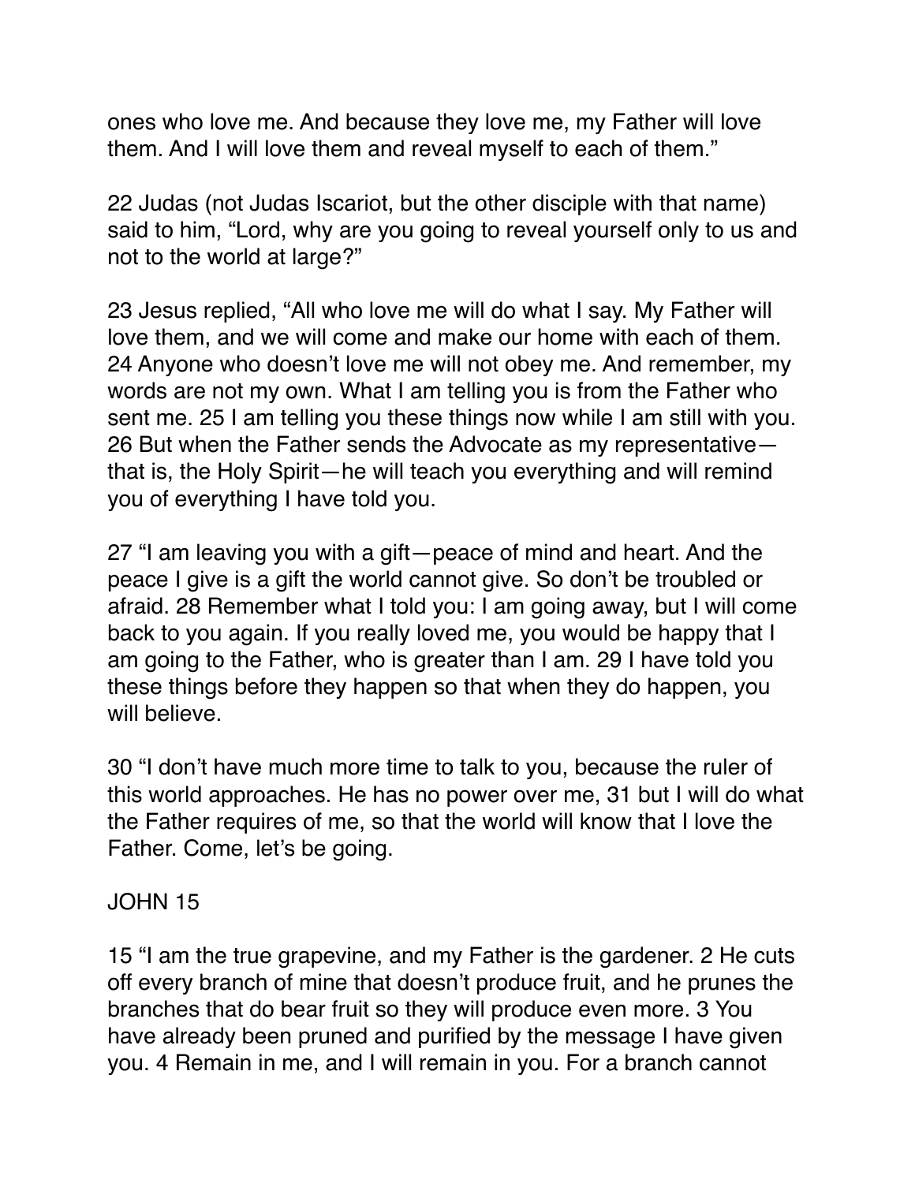ones who love me. And because they love me, my Father will love them. And I will love them and reveal myself to each of them."

22 Judas (not Judas Iscariot, but the other disciple with that name) said to him, "Lord, why are you going to reveal yourself only to us and not to the world at large?"

23 Jesus replied, "All who love me will do what I say. My Father will love them, and we will come and make our home with each of them. 24 Anyone who doesn't love me will not obey me. And remember, my words are not my own. What I am telling you is from the Father who sent me. 25 I am telling you these things now while I am still with you. 26 But when the Father sends the Advocate as my representative—that is, the Holy Spirit—he will teach you everything and will remind you of everything I have told you.

27 "I am leaving you with a gift—peace of mind and heart. And the peace I give is a gift the world cannot give. So don't be troubled or afraid. 28 Remember what I told you: I am going away, but I will come back to you again. If you really loved me, you would be happy that I am going to the Father, who is greater than I am. 29 I have told you these things before they happen so that when they do happen, you will believe.

30 "I don't have much more time to talk to you, because the ruler of this world approaches. He has no power over me, 31 but I will do what the Father requires of me, so that the world will know that I love the Father. Come, let's be going.

JOHN 15

15 "I am the true grapevine, and my Father is the gardener. 2 He cuts off every branch of mine that doesn't produce fruit, and he prunes the branches that do bear fruit so they will produce even more. 3 You have already been pruned and purified by the message I have given you. 4 Remain in me, and I will remain in you. For a branch cannot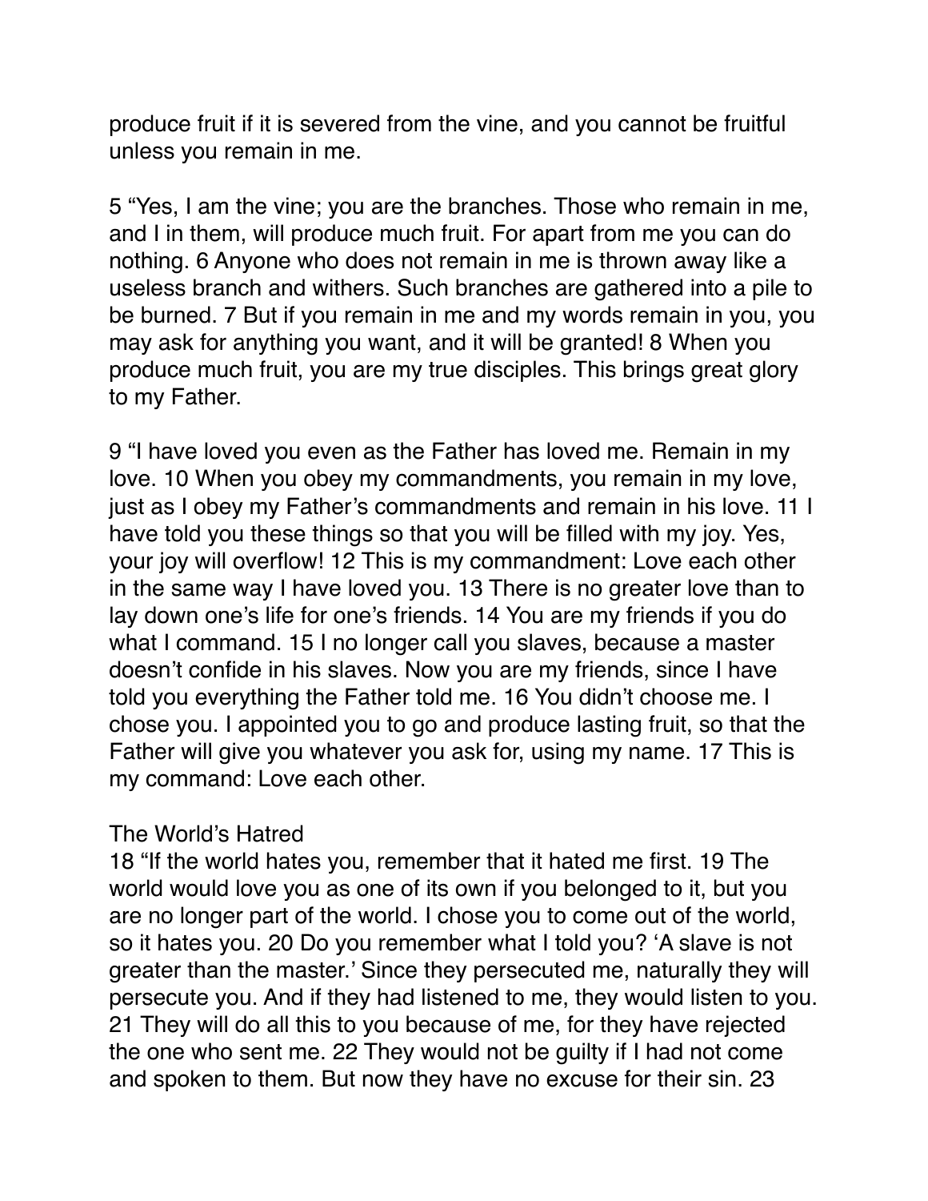produce fruit if it is severed from the vine, and you cannot be fruitful unless you remain in me.

5 “Yes, I am the vine; you are the branches. Those who remain in me, and I in them, will produce much fruit. For apart from me you can do nothing. 6 Anyone who does not remain in me is thrown away like a useless branch and withers. Such branches are gathered into a pile to be burned. 7 But if you remain in me and my words remain in you, you may ask for anything you want, and it will be granted! 8 When you produce much fruit, you are my true disciples. This brings great glory to my Father.

9 “I have loved you even as the Father has loved me. Remain in my love. 10 When you obey my commandments, you remain in my love, just as I obey my Father’s commandments and remain in his love. 11 I have told you these things so that you will be filled with my joy. Yes, your joy will overflow! 12 This is my commandment: Love each other in the same way I have loved you. 13 There is no greater love than to lay down one’s life for one’s friends. 14 You are my friends if you do what I command. 15 I no longer call you slaves, because a master doesn’t confide in his slaves. Now you are my friends, since I have told you everything the Father told me. 16 You didn’t choose me. I chose you. I appointed you to go and produce lasting fruit, so that the Father will give you whatever you ask for, using my name. 17 This is my command: Love each other.

The World’s Hatred

18 “If the world hates you, remember that it hated me first. 19 The world would love you as one of its own if you belonged to it, but you are no longer part of the world. I chose you to come out of the world, so it hates you. 20 Do you remember what I told you? ‘A slave is not greater than the master.’ Since they persecuted me, naturally they will persecute you. And if they had listened to me, they would listen to you. 21 They will do all this to you because of me, for they have rejected the one who sent me. 22 They would not be guilty if I had not come and spoken to them. But now they have no excuse for their sin. 23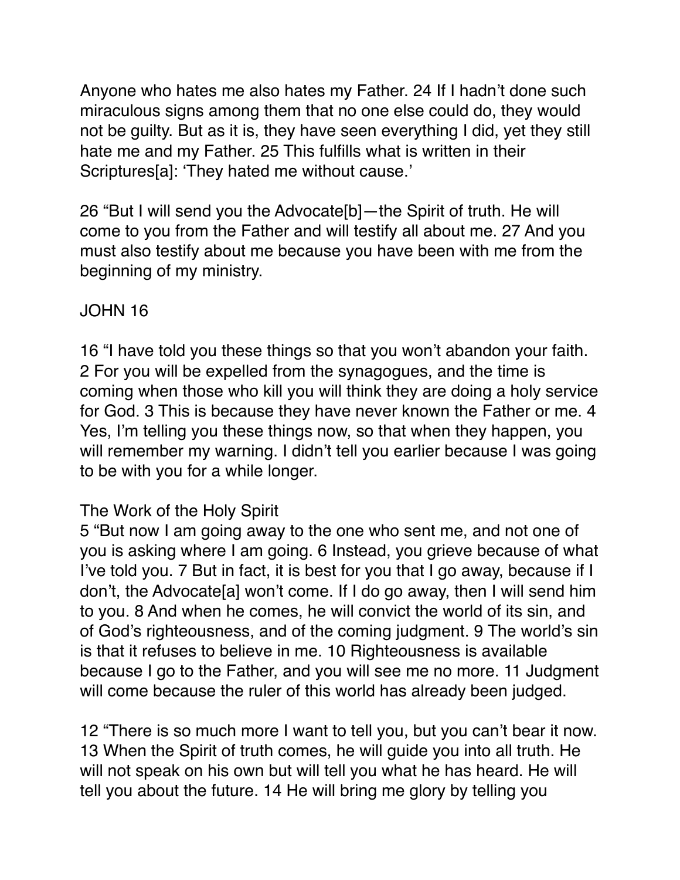Anyone who hates me also hates my Father. 24 If I hadn't done such miraculous signs among them that no one else could do, they would not be guilty. But as it is, they have seen everything I did, yet they still hate me and my Father. 25 This fulfills what is written in their Scriptures[a]: 'They hated me without cause.'

26 "But I will send you the Advocate[b]—the Spirit of truth. He will come to you from the Father and will testify all about me. 27 And you must also testify about me because you have been with me from the beginning of my ministry.

JOHN 16

16 "I have told you these things so that you won't abandon your faith. 2 For you will be expelled from the synagogues, and the time is coming when those who kill you will think they are doing a holy service for God. 3 This is because they have never known the Father or me. 4 Yes, I'm telling you these things now, so that when they happen, you will remember my warning. I didn't tell you earlier because I was going to be with you for a while longer.

The Work of the Holy Spirit

5 "But now I am going away to the one who sent me, and not one of you is asking where I am going. 6 Instead, you grieve because of what I've told you. 7 But in fact, it is best for you that I go away, because if I don't, the Advocate[a] won't come. If I do go away, then I will send him to you. 8 And when he comes, he will convict the world of its sin, and of God's righteousness, and of the coming judgment. 9 The world's sin is that it refuses to believe in me. 10 Righteousness is available because I go to the Father, and you will see me no more. 11 Judgment will come because the ruler of this world has already been judged.

12 "There is so much more I want to tell you, but you can't bear it now. 13 When the Spirit of truth comes, he will guide you into all truth. He will not speak on his own but will tell you what he has heard. He will tell you about the future. 14 He will bring me glory by telling you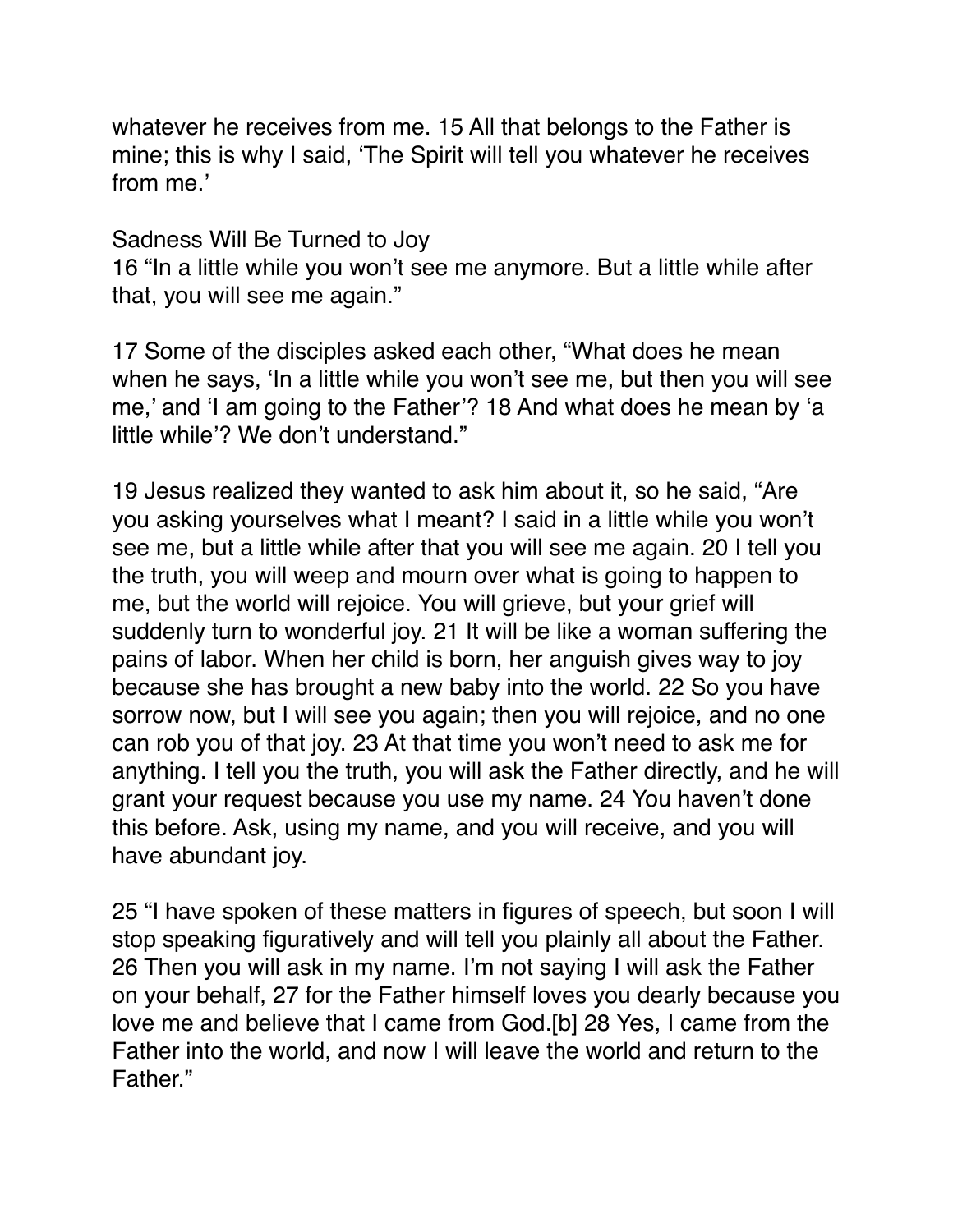whatever he receives from me. 15 All that belongs to the Father is mine; this is why I said, 'The Spirit will tell you whatever he receives from me.'

## Sadness Will Be Turned to Joy

16 "In a little while you won't see me anymore. But a little while after that, you will see me again."

17 Some of the disciples asked each other, "What does he mean when he says, 'In a little while you won't see me, but then you will see me,' and 'I am going to the Father'? 18 And what does he mean by 'a little while'? We don't understand."

19 Jesus realized they wanted to ask him about it, so he said, "Are you asking yourselves what I meant? I said in a little while you won't see me, but a little while after that you will see me again. 20 I tell you the truth, you will weep and mourn over what is going to happen to me, but the world will rejoice. You will grieve, but your grief will suddenly turn to wonderful joy. 21 It will be like a woman suffering the pains of labor. When her child is born, her anguish gives way to joy because she has brought a new baby into the world. 22 So you have sorrow now, but I will see you again; then you will rejoice, and no one can rob you of that joy. 23 At that time you won't need to ask me for anything. I tell you the truth, you will ask the Father directly, and he will grant your request because you use my name. 24 You haven't done this before. Ask, using my name, and you will receive, and you will have abundant joy.

25 "I have spoken of these matters in figures of speech, but soon I will stop speaking figuratively and will tell you plainly all about the Father. 26 Then you will ask in my name. I'm not saying I will ask the Father on your behalf, 27 for the Father himself loves you dearly because you love me and believe that I came from God.[b] 28 Yes, I came from the Father into the world, and now I will leave the world and return to the Father."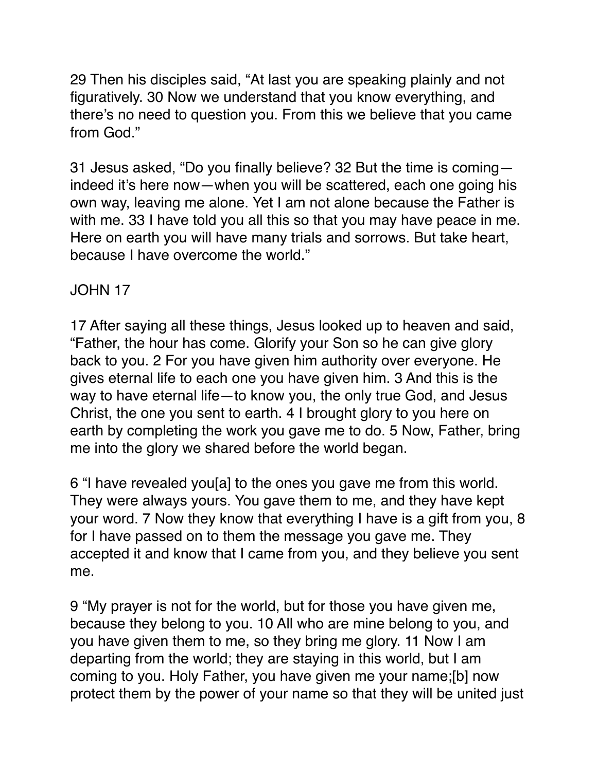29 Then his disciples said, “At last you are speaking plainly and not figuratively. 30 Now we understand that you know everything, and there’s no need to question you. From this we believe that you came from God.”

31 Jesus asked, “Do you finally believe? 32 But the time is coming—indeed it’s here now—when you will be scattered, each one going his own way, leaving me alone. Yet I am not alone because the Father is with me. 33 I have told you all this so that you may have peace in me. Here on earth you will have many trials and sorrows. But take heart, because I have overcome the world.”

JOHN 17

17 After saying all these things, Jesus looked up to heaven and said, “Father, the hour has come. Glorify your Son so he can give glory back to you. 2 For you have given him authority over everyone. He gives eternal life to each one you have given him. 3 And this is the way to have eternal life—to know you, the only true God, and Jesus Christ, the one you sent to earth. 4 I brought glory to you here on earth by completing the work you gave me to do. 5 Now, Father, bring me into the glory we shared before the world began.

6 “I have revealed you[a] to the ones you gave me from this world. They were always yours. You gave them to me, and they have kept your word. 7 Now they know that everything I have is a gift from you, 8 for I have passed on to them the message you gave me. They accepted it and know that I came from you, and they believe you sent me.

9 “My prayer is not for the world, but for those you have given me, because they belong to you. 10 All who are mine belong to you, and you have given them to me, so they bring me glory. 11 Now I am departing from the world; they are staying in this world, but I am coming to you. Holy Father, you have given me your name;[b] now protect them by the power of your name so that they will be united just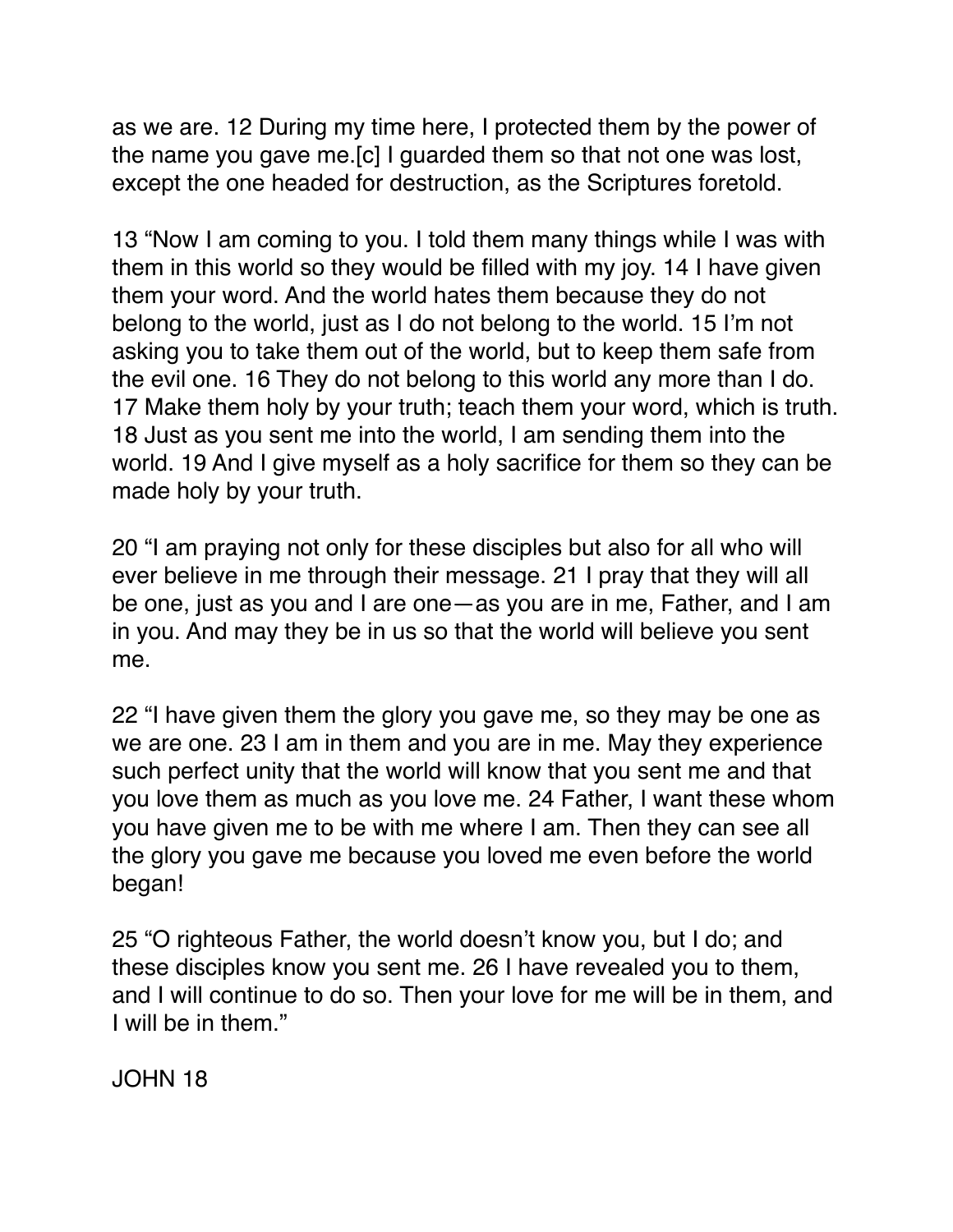as we are. 12 During my time here, I protected them by the power of the name you gave me.[c] I guarded them so that not one was lost, except the one headed for destruction, as the Scriptures foretold.

13 “Now I am coming to you. I told them many things while I was with them in this world so they would be filled with my joy. 14 I have given them your word. And the world hates them because they do not belong to the world, just as I do not belong to the world. 15 I’m not asking you to take them out of the world, but to keep them safe from the evil one. 16 They do not belong to this world any more than I do. 17 Make them holy by your truth; teach them your word, which is truth. 18 Just as you sent me into the world, I am sending them into the world. 19 And I give myself as a holy sacrifice for them so they can be made holy by your truth.

20 “I am praying not only for these disciples but also for all who will ever believe in me through their message. 21 I pray that they will all be one, just as you and I are one—as you are in me, Father, and I am in you. And may they be in us so that the world will believe you sent me.

22 “I have given them the glory you gave me, so they may be one as we are one. 23 I am in them and you are in me. May they experience such perfect unity that the world will know that you sent me and that you love them as much as you love me. 24 Father, I want these whom you have given me to be with me where I am. Then they can see all the glory you gave me because you loved me even before the world began!

25 “O righteous Father, the world doesn’t know you, but I do; and these disciples know you sent me. 26 I have revealed you to them, and I will continue to do so. Then your love for me will be in them, and I will be in them.”

JOHN 18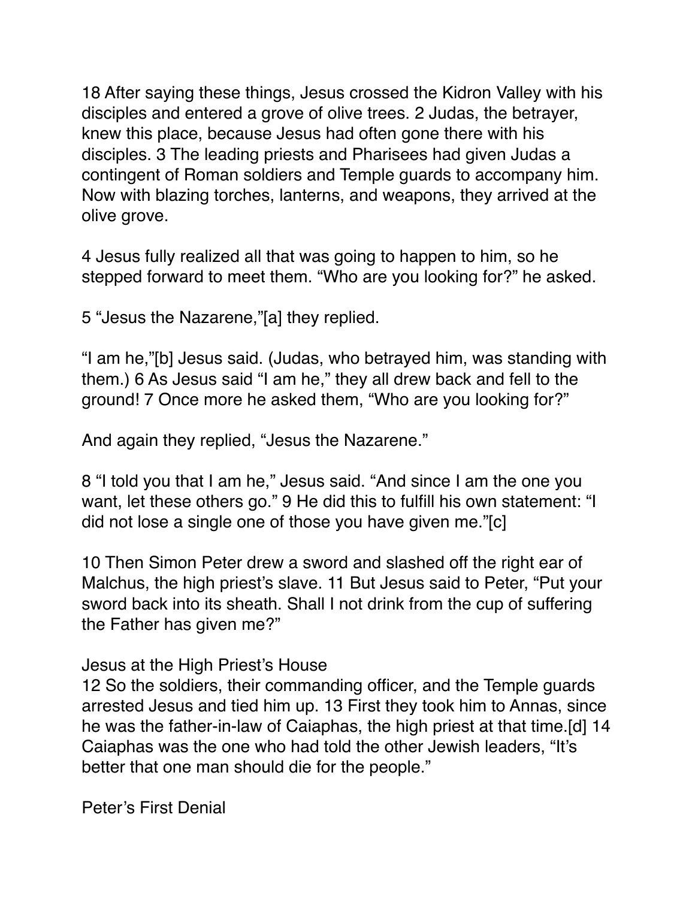18 After saying these things, Jesus crossed the Kidron Valley with his disciples and entered a grove of olive trees. 2 Judas, the betrayer, knew this place, because Jesus had often gone there with his disciples. 3 The leading priests and Pharisees had given Judas a contingent of Roman soldiers and Temple guards to accompany him. Now with blazing torches, lanterns, and weapons, they arrived at the olive grove.

4 Jesus fully realized all that was going to happen to him, so he stepped forward to meet them. "Who are you looking for?" he asked.

5 "Jesus the Nazarene,"[a] they replied.

"I am he,"[b] Jesus said. (Judas, who betrayed him, was standing with them.) 6 As Jesus said "I am he," they all drew back and fell to the ground! 7 Once more he asked them, "Who are you looking for?"

And again they replied, "Jesus the Nazarene."

8 "I told you that I am he," Jesus said. "And since I am the one you want, let these others go." 9 He did this to fulfill his own statement: "I did not lose a single one of those you have given me."[c]

10 Then Simon Peter drew a sword and slashed off the right ear of Malchus, the high priest's slave. 11 But Jesus said to Peter, "Put your sword back into its sheath. Shall I not drink from the cup of suffering the Father has given me?"

Jesus at the High Priest's House

12 So the soldiers, their commanding officer, and the Temple guards arrested Jesus and tied him up. 13 First they took him to Annas, since he was the father-in-law of Caiaphas, the high priest at that time.[d] 14 Caiaphas was the one who had told the other Jewish leaders, "It's better that one man should die for the people."

Peter's First Denial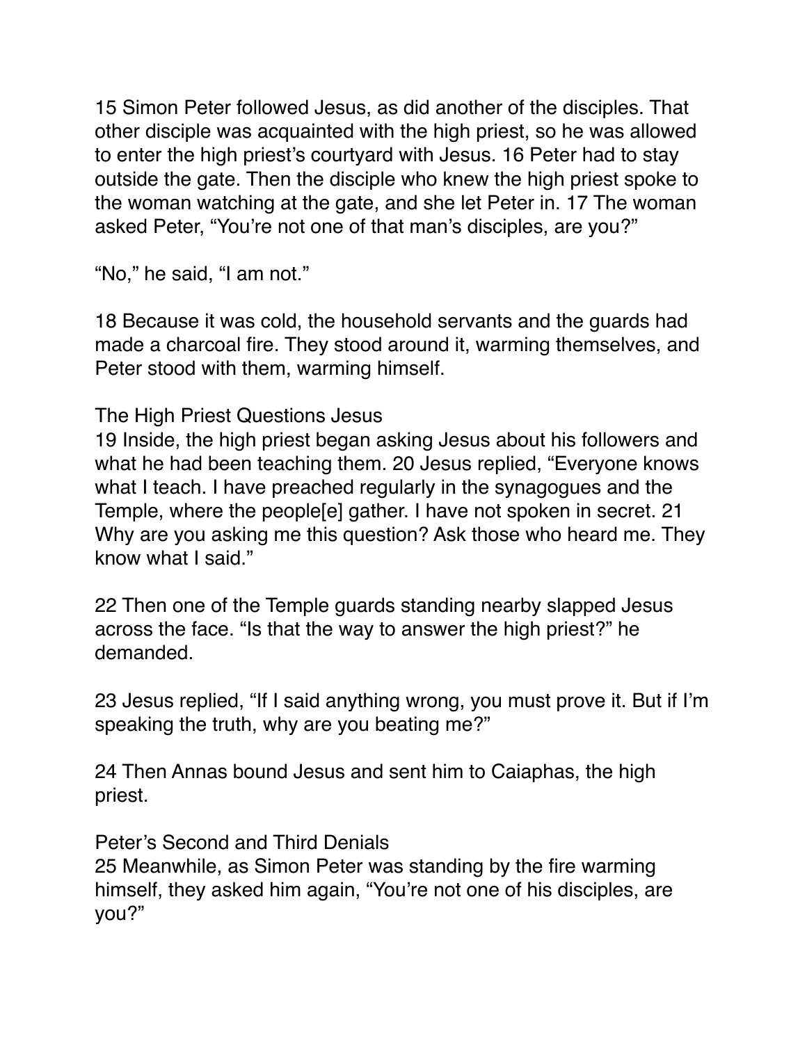15 Simon Peter followed Jesus, as did another of the disciples. That other disciple was acquainted with the high priest, so he was allowed to enter the high priest's courtyard with Jesus. 16 Peter had to stay outside the gate. Then the disciple who knew the high priest spoke to the woman watching at the gate, and she let Peter in. 17 The woman asked Peter, "You're not one of that man's disciples, are you?"

"No," he said, "I am not."

18 Because it was cold, the household servants and the guards had made a charcoal fire. They stood around it, warming themselves, and Peter stood with them, warming himself.

### The High Priest Questions Jesus

19 Inside, the high priest began asking Jesus about his followers and what he had been teaching them. 20 Jesus replied, "Everyone knows what I teach. I have preached regularly in the synagogues and the Temple, where the people[e] gather. I have not spoken in secret. 21 Why are you asking me this question? Ask those who heard me. They know what I said."

22 Then one of the Temple guards standing nearby slapped Jesus across the face. "Is that the way to answer the high priest?" he demanded.

23 Jesus replied, "If I said anything wrong, you must prove it. But if I'm speaking the truth, why are you beating me?"

24 Then Annas bound Jesus and sent him to Caiaphas, the high priest.

### Peter's Second and Third Denials

25 Meanwhile, as Simon Peter was standing by the fire warming himself, they asked him again, "You're not one of his disciples, are you?"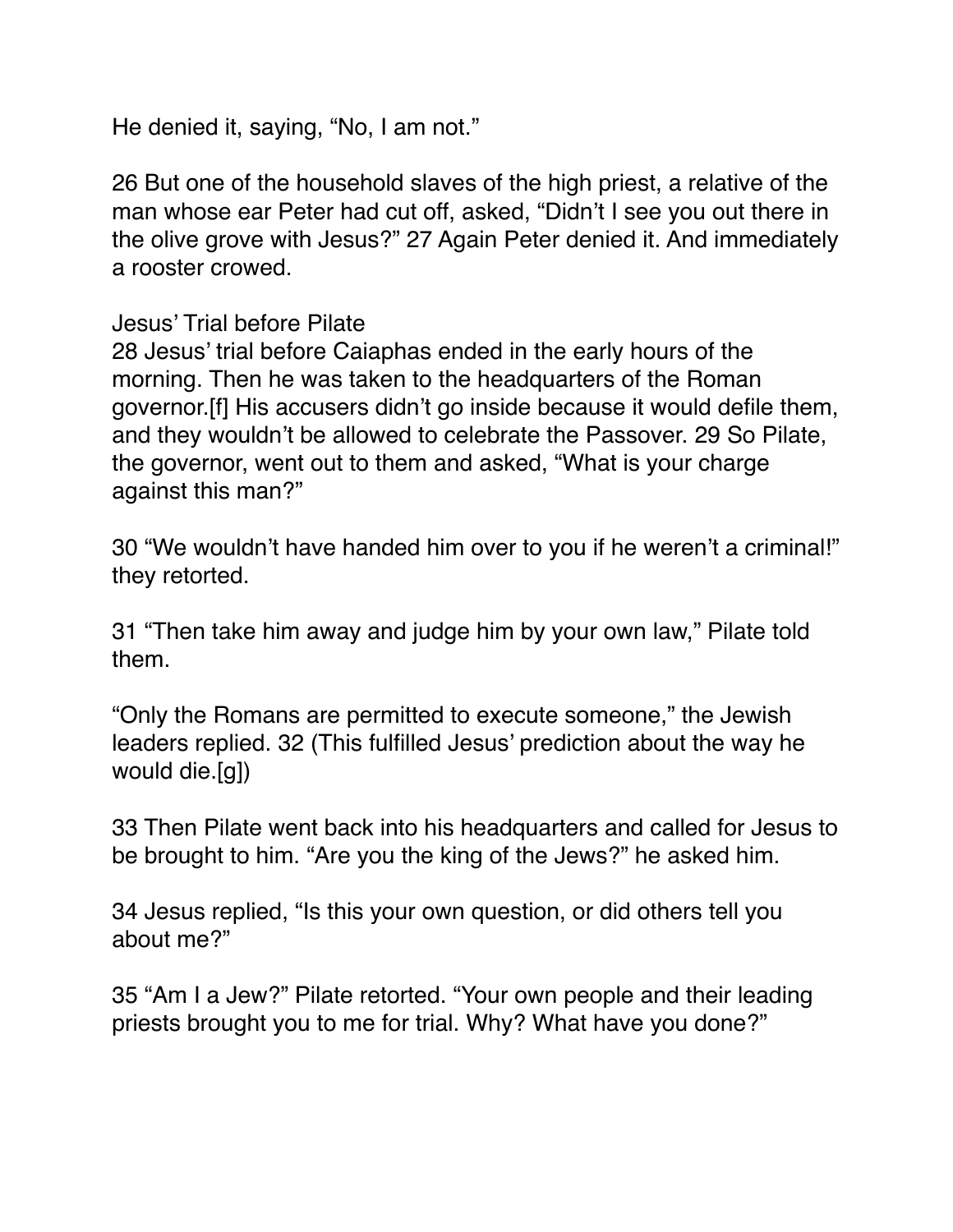He denied it, saying, “No, I am not.”

26 But one of the household slaves of the high priest, a relative of the man whose ear Peter had cut off, asked, “Didn’t I see you out there in the olive grove with Jesus?” 27 Again Peter denied it. And immediately a rooster crowed.

### Jesus’ Trial before Pilate

28 Jesus’ trial before Caiaphas ended in the early hours of the morning. Then he was taken to the headquarters of the Roman governor.[f] His accusers didn’t go inside because it would defile them, and they wouldn’t be allowed to celebrate the Passover. 29 So Pilate, the governor, went out to them and asked, “What is your charge against this man?”

30 “We wouldn’t have handed him over to you if he weren’t a criminal!” they retorted.

31 “Then take him away and judge him by your own law,” Pilate told them.

“Only the Romans are permitted to execute someone,” the Jewish leaders replied. 32 (This fulfilled Jesus’ prediction about the way he would die.[g])

33 Then Pilate went back into his headquarters and called for Jesus to be brought to him. “Are you the king of the Jews?” he asked him.

34 Jesus replied, “Is this your own question, or did others tell you about me?”

35 “Am I a Jew?” Pilate retorted. “Your own people and their leading priests brought you to me for trial. Why? What have you done?”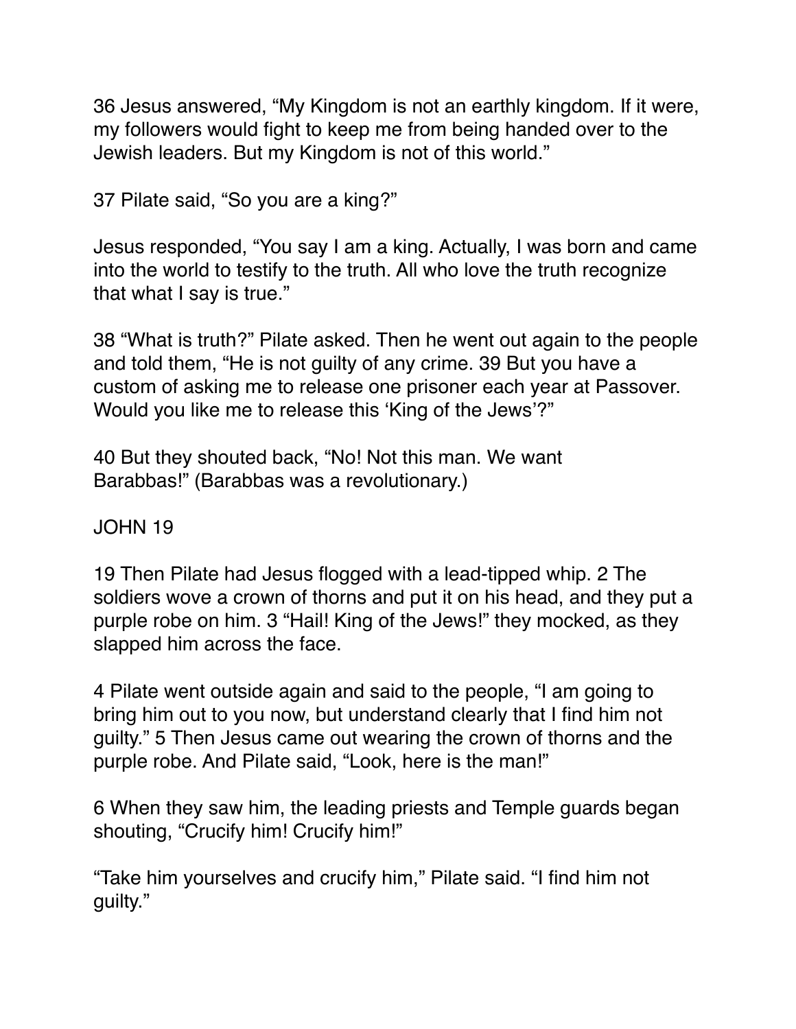36 Jesus answered, “My Kingdom is not an earthly kingdom. If it were, my followers would fight to keep me from being handed over to the Jewish leaders. But my Kingdom is not of this world.”

37 Pilate said, “So you are a king?”

Jesus responded, “You say I am a king. Actually, I was born and came into the world to testify to the truth. All who love the truth recognize that what I say is true.”

38 “What is truth?” Pilate asked. Then he went out again to the people and told them, “He is not guilty of any crime. 39 But you have a custom of asking me to release one prisoner each year at Passover. Would you like me to release this ‘King of the Jews’?”

40 But they shouted back, “No! Not this man. We want Barabbas!” (Barabbas was a revolutionary.)

JOHN 19

19 Then Pilate had Jesus flogged with a lead-tipped whip. 2 The soldiers wove a crown of thorns and put it on his head, and they put a purple robe on him. 3 “Hail! King of the Jews!” they mocked, as they slapped him across the face.

4 Pilate went outside again and said to the people, “I am going to bring him out to you now, but understand clearly that I find him not guilty.” 5 Then Jesus came out wearing the crown of thorns and the purple robe. And Pilate said, “Look, here is the man!”

6 When they saw him, the leading priests and Temple guards began shouting, “Crucify him! Crucify him!”

“Take him yourselves and crucify him,” Pilate said. “I find him not guilty.”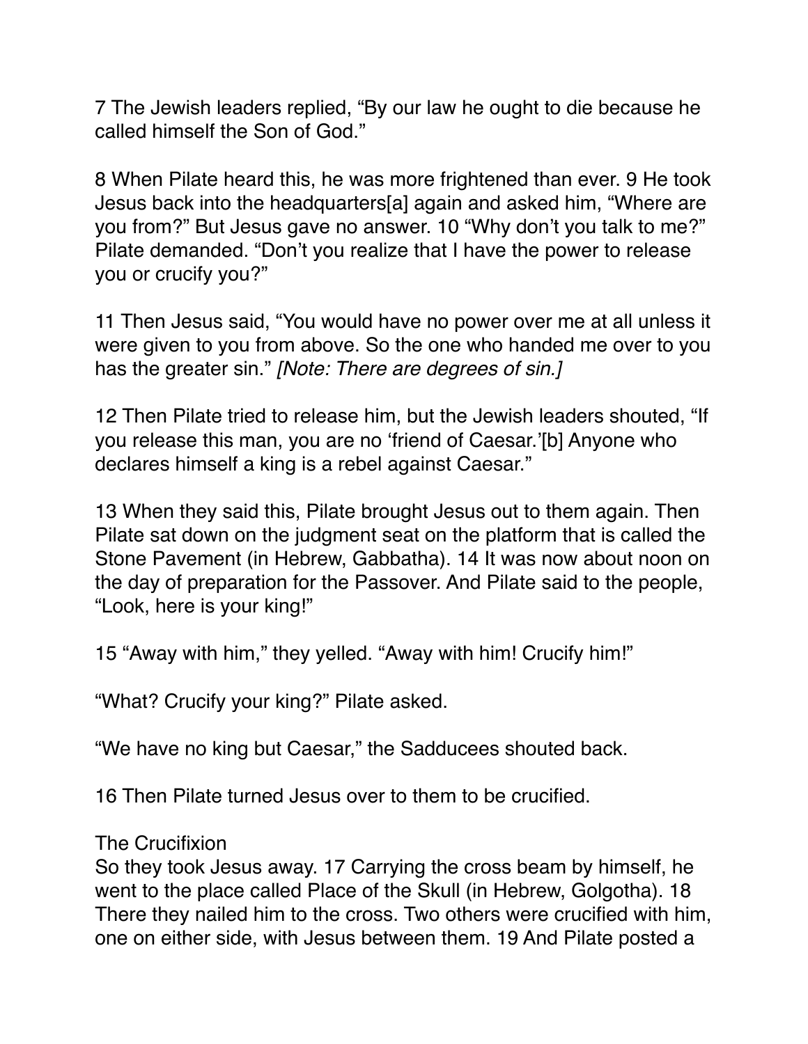7 The Jewish leaders replied, “By our law he ought to die because he called himself the Son of God.”

8 When Pilate heard this, he was more frightened than ever. 9 He took Jesus back into the headquarters[a] again and asked him, “Where are you from?” But Jesus gave no answer. 10 “Why don’t you talk to me?” Pilate demanded. “Don’t you realize that I have the power to release you or crucify you?”

11 Then Jesus said, “You would have no power over me at all unless it were given to you from above. So the one who handed me over to you has the greater sin.” *[Note: There are degrees of sin.]*

12 Then Pilate tried to release him, but the Jewish leaders shouted, “If you release this man, you are no ‘friend of Caesar.’[b] Anyone who declares himself a king is a rebel against Caesar.”

13 When they said this, Pilate brought Jesus out to them again. Then Pilate sat down on the judgment seat on the platform that is called the Stone Pavement (in Hebrew, Gabbatha). 14 It was now about noon on the day of preparation for the Passover. And Pilate said to the people, “Look, here is your king!”

15 “Away with him,” they yelled. “Away with him! Crucify him!”

“What? Crucify your king?” Pilate asked.

“We have no king but Caesar,” the Sadducees shouted back.

16 Then Pilate turned Jesus over to them to be crucified.

The Crucifixion

So they took Jesus away. 17 Carrying the cross beam by himself, he went to the place called Place of the Skull (in Hebrew, Golgotha). 18 There they nailed him to the cross. Two others were crucified with him, one on either side, with Jesus between them. 19 And Pilate posted a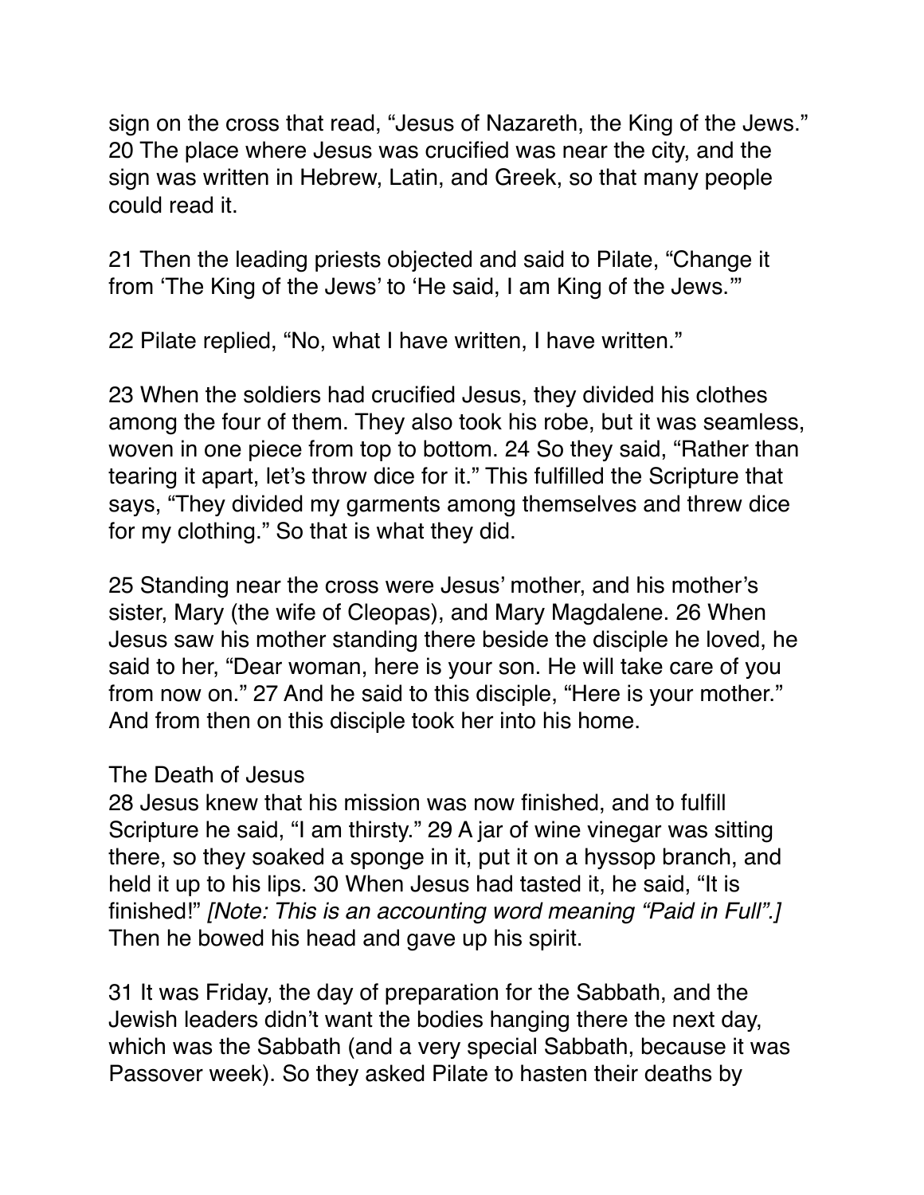sign on the cross that read, "Jesus of Nazareth, the King of the Jews." 20 The place where Jesus was crucified was near the city, and the sign was written in Hebrew, Latin, and Greek, so that many people could read it.

21 Then the leading priests objected and said to Pilate, "Change it from 'The King of the Jews' to 'He said, I am King of the Jews.'"

22 Pilate replied, "No, what I have written, I have written."

23 When the soldiers had crucified Jesus, they divided his clothes among the four of them. They also took his robe, but it was seamless, woven in one piece from top to bottom. 24 So they said, "Rather than tearing it apart, let's throw dice for it." This fulfilled the Scripture that says, "They divided my garments among themselves and threw dice for my clothing." So that is what they did.

25 Standing near the cross were Jesus' mother, and his mother's sister, Mary (the wife of Cleopas), and Mary Magdalene. 26 When Jesus saw his mother standing there beside the disciple he loved, he said to her, "Dear woman, here is your son. He will take care of you from now on." 27 And he said to this disciple, "Here is your mother." And from then on this disciple took her into his home.

The Death of Jesus

28 Jesus knew that his mission was now finished, and to fulfill Scripture he said, "I am thirsty." 29 A jar of wine vinegar was sitting there, so they soaked a sponge in it, put it on a hyssop branch, and held it up to his lips. 30 When Jesus had tasted it, he said, "It is finished!" *[Note: This is an accounting word meaning "Paid in Full".]* Then he bowed his head and gave up his spirit.

31 It was Friday, the day of preparation for the Sabbath, and the Jewish leaders didn't want the bodies hanging there the next day, which was the Sabbath (and a very special Sabbath, because it was Passover week). So they asked Pilate to hasten their deaths by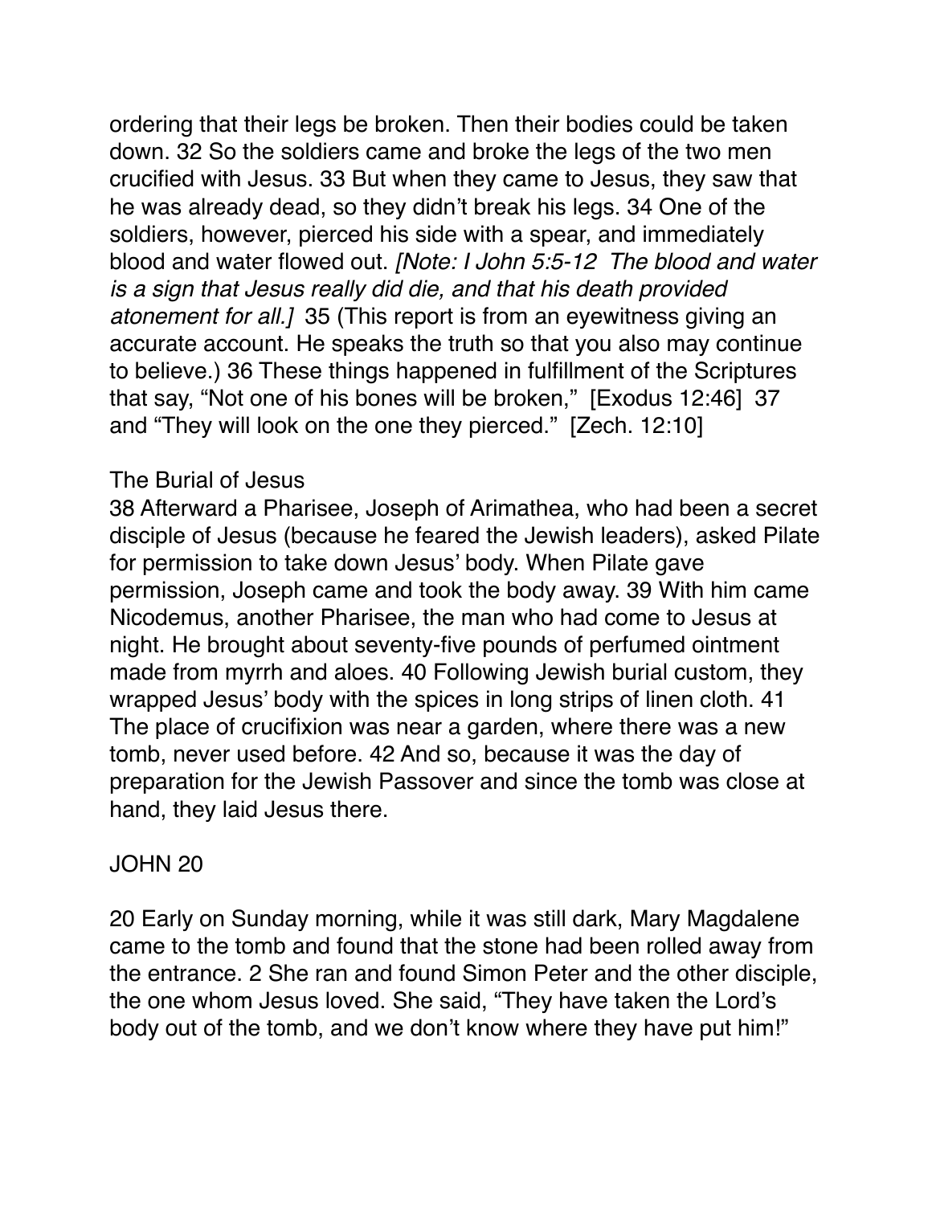ordering that their legs be broken. Then their bodies could be taken down. 32 So the soldiers came and broke the legs of the two men crucified with Jesus. 33 But when they came to Jesus, they saw that he was already dead, so they didn't break his legs. 34 One of the soldiers, however, pierced his side with a spear, and immediately blood and water flowed out. *[Note: I John 5:5-12 The blood and water is a sign that Jesus really did die, and that his death provided atonement for all.]* 35 (This report is from an eyewitness giving an accurate account. He speaks the truth so that you also may continue to believe.) 36 These things happened in fulfillment of the Scriptures that say, "Not one of his bones will be broken," [Exodus 12:46] 37 and "They will look on the one they pierced." [Zech. 12:10]

## The Burial of Jesus

38 Afterward a Pharisee, Joseph of Arimathea, who had been a secret disciple of Jesus (because he feared the Jewish leaders), asked Pilate for permission to take down Jesus' body. When Pilate gave permission, Joseph came and took the body away. 39 With him came Nicodemus, another Pharisee, the man who had come to Jesus at night. He brought about seventy-five pounds of perfumed ointment made from myrrh and aloes. 40 Following Jewish burial custom, they wrapped Jesus' body with the spices in long strips of linen cloth. 41 The place of crucifixion was near a garden, where there was a new tomb, never used before. 42 And so, because it was the day of preparation for the Jewish Passover and since the tomb was close at hand, they laid Jesus there.

## JOHN 20

20 Early on Sunday morning, while it was still dark, Mary Magdalene came to the tomb and found that the stone had been rolled away from the entrance. 2 She ran and found Simon Peter and the other disciple, the one whom Jesus loved. She said, "They have taken the Lord's body out of the tomb, and we don't know where they have put him!"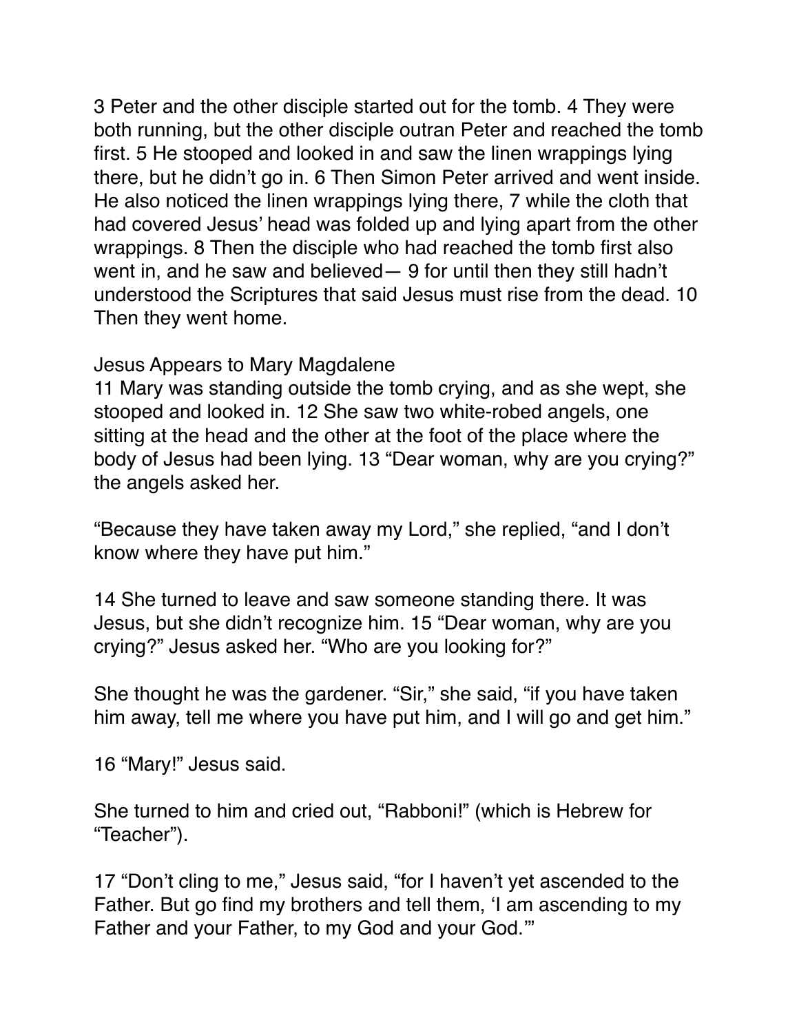3 Peter and the other disciple started out for the tomb. 4 They were both running, but the other disciple outran Peter and reached the tomb first. 5 He stooped and looked in and saw the linen wrappings lying there, but he didn't go in. 6 Then Simon Peter arrived and went inside. He also noticed the linen wrappings lying there, 7 while the cloth that had covered Jesus' head was folded up and lying apart from the other wrappings. 8 Then the disciple who had reached the tomb first also went in, and he saw and believed— 9 for until then they still hadn't understood the Scriptures that said Jesus must rise from the dead. 10 Then they went home.

Jesus Appears to Mary Magdalene

11 Mary was standing outside the tomb crying, and as she wept, she stooped and looked in. 12 She saw two white-robed angels, one sitting at the head and the other at the foot of the place where the body of Jesus had been lying. 13 "Dear woman, why are you crying?" the angels asked her.

"Because they have taken away my Lord," she replied, "and I don't know where they have put him."

14 She turned to leave and saw someone standing there. It was Jesus, but she didn't recognize him. 15 "Dear woman, why are you crying?" Jesus asked her. "Who are you looking for?"

She thought he was the gardener. "Sir," she said, "if you have taken him away, tell me where you have put him, and I will go and get him."

16 "Mary!" Jesus said.

She turned to him and cried out, "Rabboni!" (which is Hebrew for "Teacher").

17 "Don't cling to me," Jesus said, "for I haven't yet ascended to the Father. But go find my brothers and tell them, 'I am ascending to my Father and your Father, to my God and your God.'"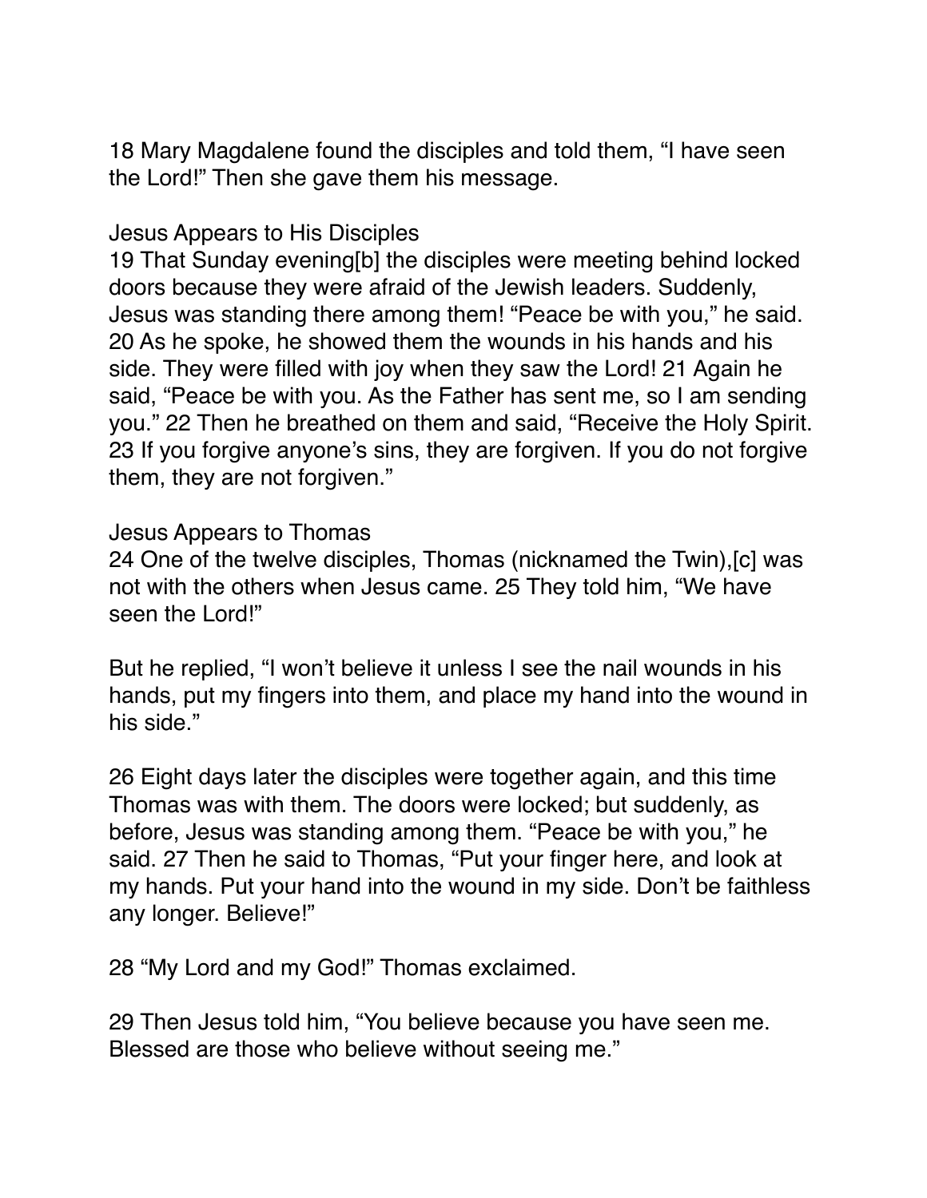18 Mary Magdalene found the disciples and told them, “I have seen the Lord!” Then she gave them his message.

## Jesus Appears to His Disciples

19 That Sunday evening[b] the disciples were meeting behind locked doors because they were afraid of the Jewish leaders. Suddenly, Jesus was standing there among them! “Peace be with you,” he said. 20 As he spoke, he showed them the wounds in his hands and his side. They were filled with joy when they saw the Lord! 21 Again he said, “Peace be with you. As the Father has sent me, so I am sending you.” 22 Then he breathed on them and said, “Receive the Holy Spirit. 23 If you forgive anyone’s sins, they are forgiven. If you do not forgive them, they are not forgiven.”

## Jesus Appears to Thomas

24 One of the twelve disciples, Thomas (nicknamed the Twin),[c] was not with the others when Jesus came. 25 They told him, “We have seen the Lord!”

But he replied, “I won’t believe it unless I see the nail wounds in his hands, put my fingers into them, and place my hand into the wound in his side.”

26 Eight days later the disciples were together again, and this time Thomas was with them. The doors were locked; but suddenly, as before, Jesus was standing among them. “Peace be with you,” he said. 27 Then he said to Thomas, “Put your finger here, and look at my hands. Put your hand into the wound in my side. Don’t be faithless any longer. Believe!”

28 “My Lord and my God!” Thomas exclaimed.

29 Then Jesus told him, “You believe because you have seen me. Blessed are those who believe without seeing me.”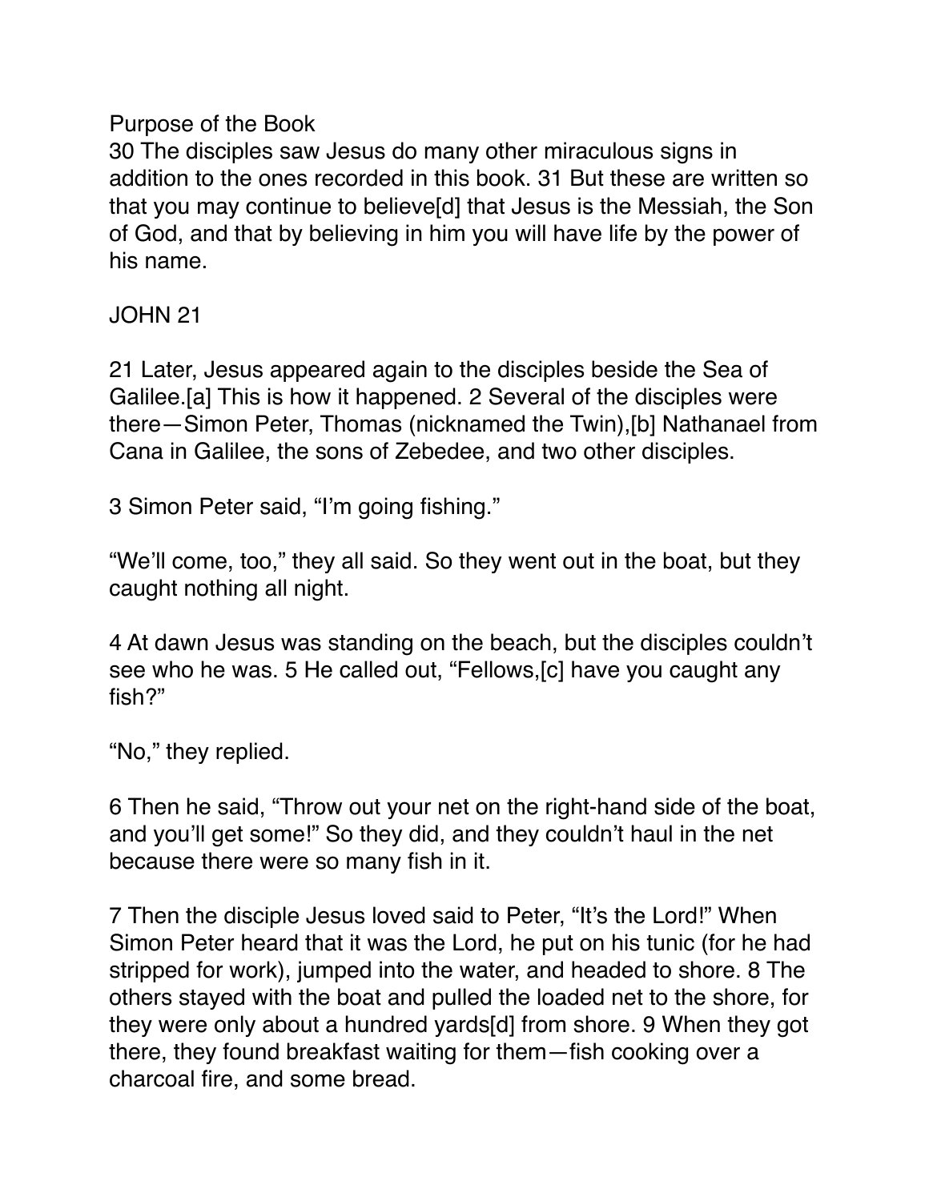## Purpose of the Book

30 The disciples saw Jesus do many other miraculous signs in addition to the ones recorded in this book. 31 But these are written so that you may continue to believe[d] that Jesus is the Messiah, the Son of God, and that by believing in him you will have life by the power of his name.

## JOHN 21

21 Later, Jesus appeared again to the disciples beside the Sea of Galilee.[a] This is how it happened. 2 Several of the disciples were there—Simon Peter, Thomas (nicknamed the Twin),[b] Nathanael from Cana in Galilee, the sons of Zebedee, and two other disciples.

3 Simon Peter said, “I’m going fishing.”

“We’ll come, too,” they all said. So they went out in the boat, but they caught nothing all night.

4 At dawn Jesus was standing on the beach, but the disciples couldn’t see who he was. 5 He called out, “Fellows,[c] have you caught any fish?”

“No,” they replied.

6 Then he said, “Throw out your net on the right-hand side of the boat, and you’ll get some!” So they did, and they couldn’t haul in the net because there were so many fish in it.

7 Then the disciple Jesus loved said to Peter, “It’s the Lord!” When Simon Peter heard that it was the Lord, he put on his tunic (for he had stripped for work), jumped into the water, and headed to shore. 8 The others stayed with the boat and pulled the loaded net to the shore, for they were only about a hundred yards[d] from shore. 9 When they got there, they found breakfast waiting for them—fish cooking over a charcoal fire, and some bread.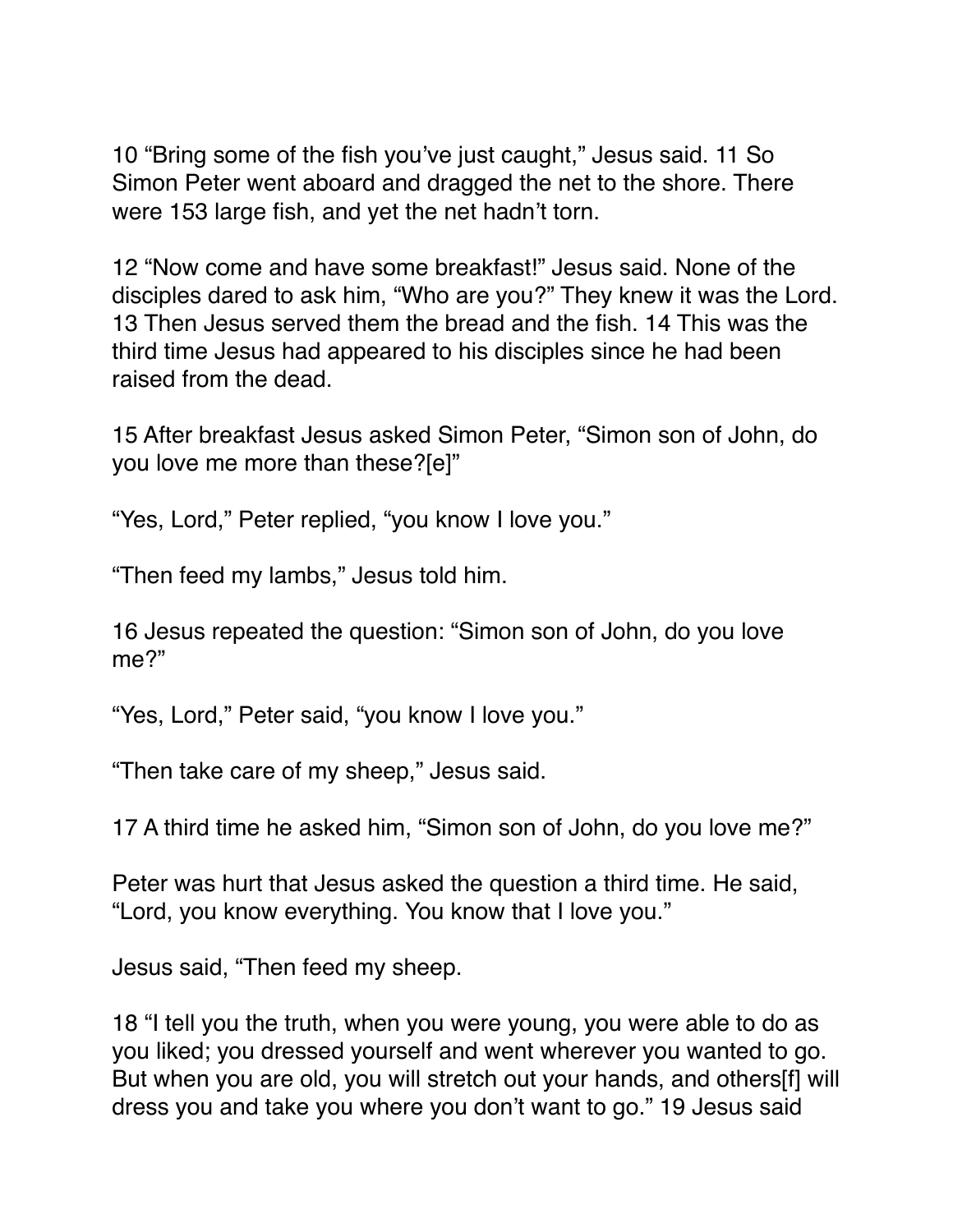10 “Bring some of the fish you’ve just caught,” Jesus said. 11 So Simon Peter went aboard and dragged the net to the shore. There were 153 large fish, and yet the net hadn’t torn.

12 “Now come and have some breakfast!” Jesus said. None of the disciples dared to ask him, “Who are you?” They knew it was the Lord. 13 Then Jesus served them the bread and the fish. 14 This was the third time Jesus had appeared to his disciples since he had been raised from the dead.

15 After breakfast Jesus asked Simon Peter, “Simon son of John, do you love me more than these?[e]”

“Yes, Lord,” Peter replied, “you know I love you.”

“Then feed my lambs,” Jesus told him.

16 Jesus repeated the question: “Simon son of John, do you love me?”

“Yes, Lord,” Peter said, “you know I love you.”

“Then take care of my sheep,” Jesus said.

17 A third time he asked him, “Simon son of John, do you love me?”

Peter was hurt that Jesus asked the question a third time. He said, “Lord, you know everything. You know that I love you.”

Jesus said, “Then feed my sheep.

18 “I tell you the truth, when you were young, you were able to do as you liked; you dressed yourself and went wherever you wanted to go. But when you are old, you will stretch out your hands, and others[f] will dress you and take you where you don’t want to go.” 19 Jesus said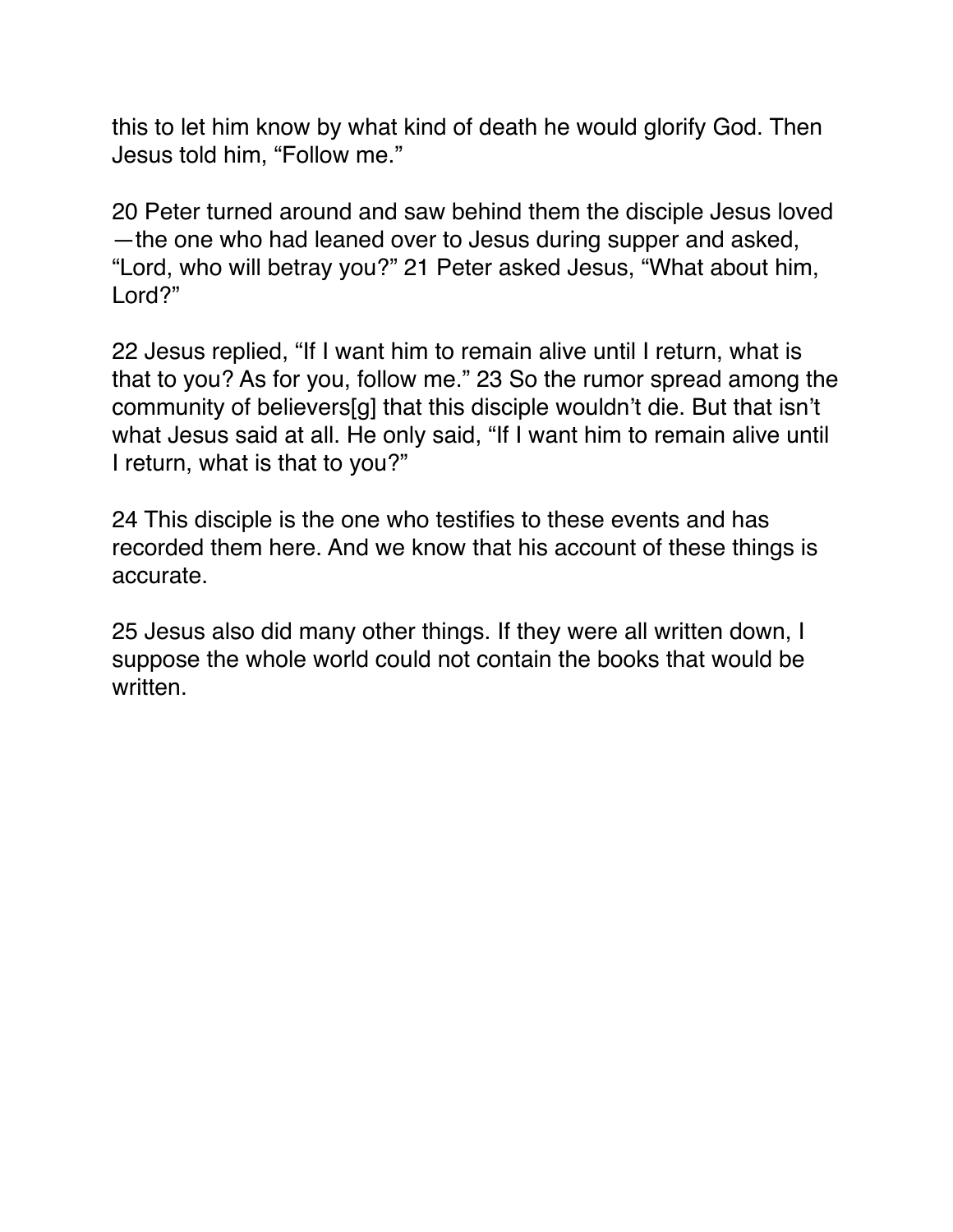this to let him know by what kind of death he would glorify God. Then Jesus told him, “Follow me.”

20 Peter turned around and saw behind them the disciple Jesus loved—the one who had leaned over to Jesus during supper and asked, “Lord, who will betray you?” 21 Peter asked Jesus, “What about him, Lord?”

22 Jesus replied, “If I want him to remain alive until I return, what is that to you? As for you, follow me.” 23 So the rumor spread among the community of believers[g] that this disciple wouldn’t die. But that isn’t what Jesus said at all. He only said, “If I want him to remain alive until I return, what is that to you?”

24 This disciple is the one who testifies to these events and has recorded them here. And we know that his account of these things is accurate.

25 Jesus also did many other things. If they were all written down, I suppose the whole world could not contain the books that would be written.